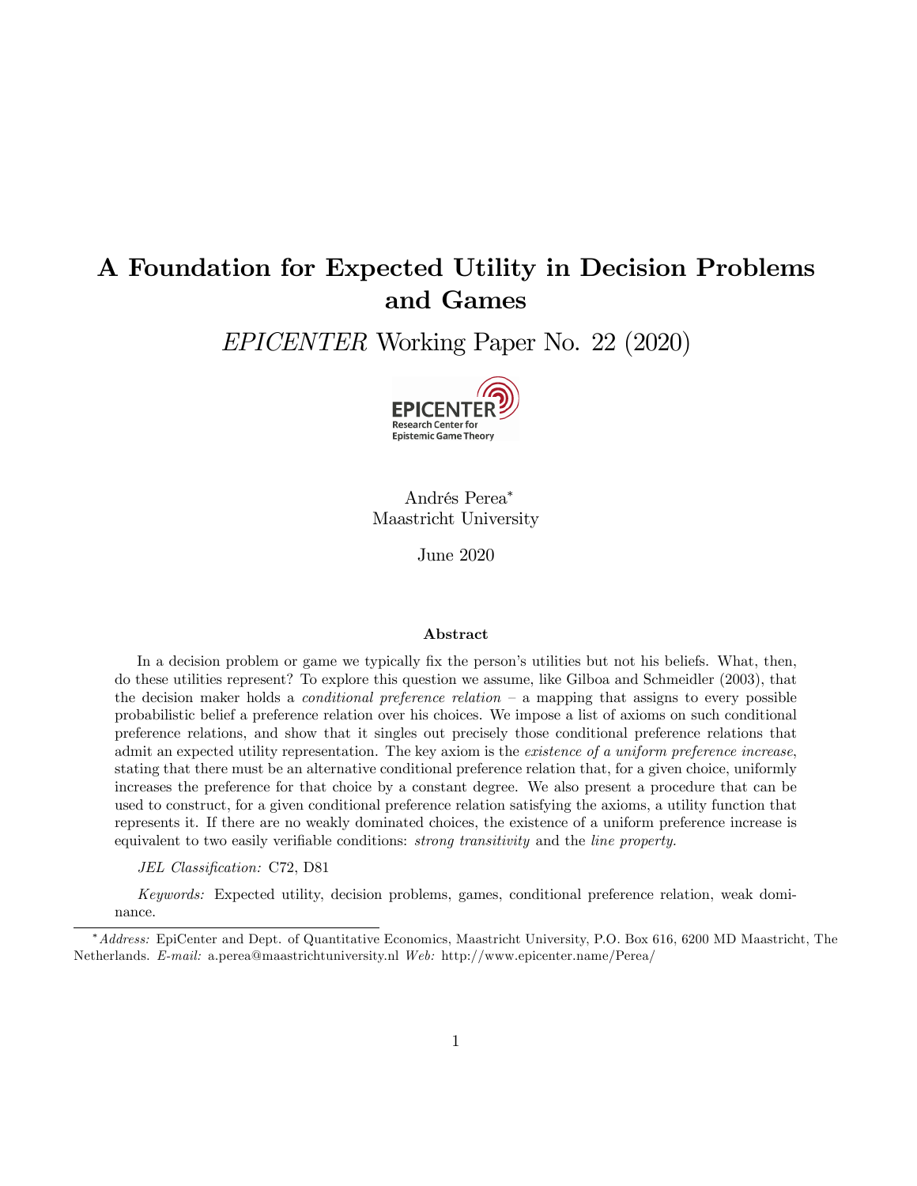# A Foundation for Expected Utility in Decision Problems and Games

*EPICENTER* Working Paper No. 22 (2020)

Andrés Perea*
Maastricht University

June 2020

**Abstract**

In a decision problem or game we typically fix the person's utilities but not his beliefs. What, then, do these utilities represent? To explore this question we assume, like Gilboa and Schmeidler (2003), that the decision maker holds a *conditional preference relation* – a mapping that assigns to every possible probabilistic belief a preference relation over his choices. We impose a list of axioms on such conditional preference relations, and show that it singles out precisely those conditional preference relations that admit an expected utility representation. The key axiom is the *existence of a uniform preference increase*, stating that there must be an alternative conditional preference relation that, for a given choice, uniformly increases the preference for that choice by a constant degree. We also present a procedure that can be used to construct, for a given conditional preference relation satisfying the axioms, a utility function that represents it. If there are no weakly dominated choices, the existence of a uniform preference increase is equivalent to two easily verifiable conditions: *strong transitivity* and the *line property*.

*JEL Classification:* C72, D81

*Keywords:* Expected utility, decision problems, games, conditional preference relation, weak dominance.

*Address:* EpiCenter and Dept. of Quantitative Economics, Maastricht University, P.O. Box 616, 6200 MD Maastricht, The Netherlands. *E-mail:* a.perea@maastrichtuniversity.nl *Web:* http://www.epicenter.name/Perea/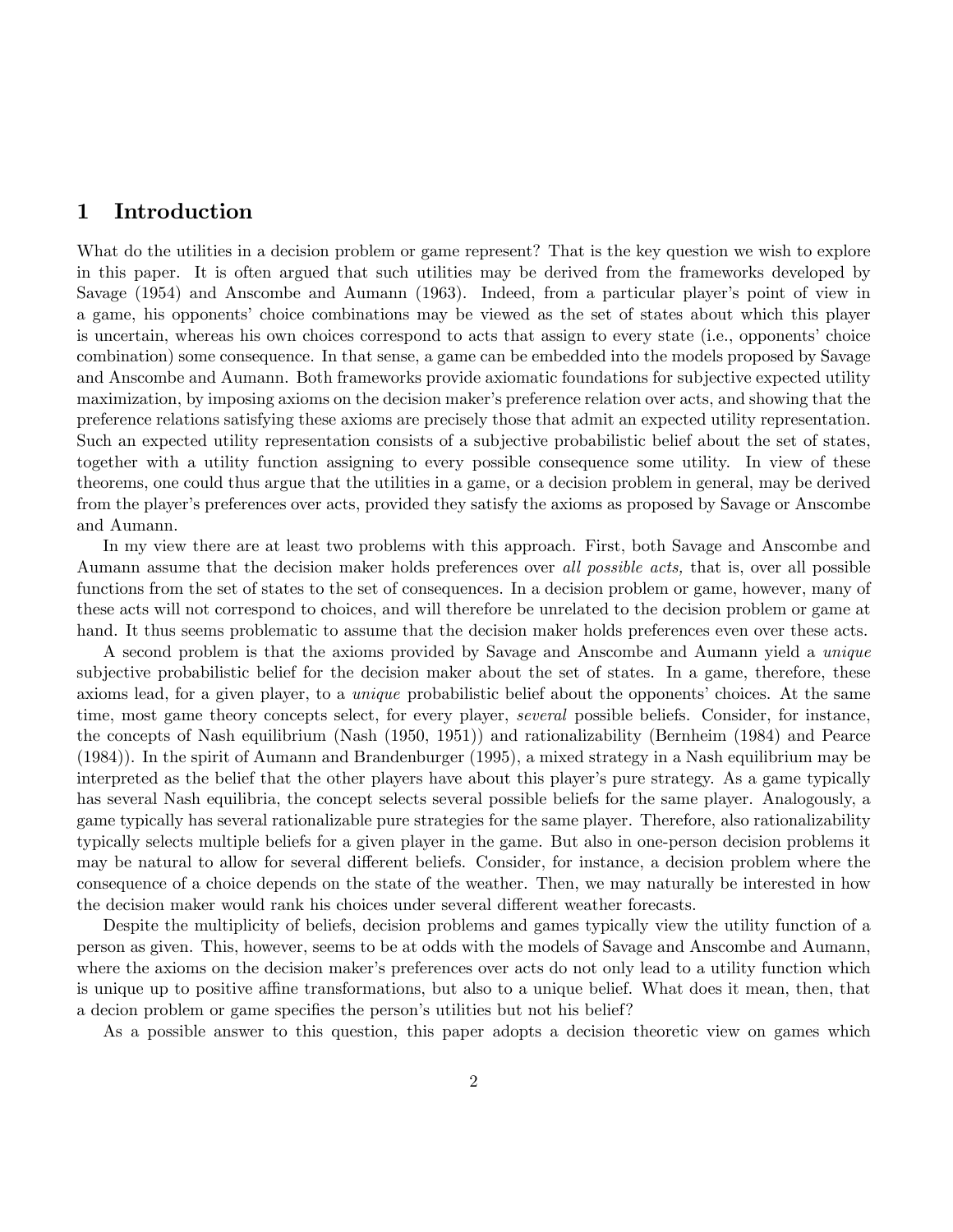## 1 Introduction

What do the utilities in a decision problem or game represent? That is the key question we wish to explore in this paper. It is often argued that such utilities may be derived from the frameworks developed by Savage (1954) and Anscombe and Aumann (1963). Indeed, from a particular player's point of view in a game, his opponents' choice combinations may be viewed as the set of states about which this player is uncertain, whereas his own choices correspond to acts that assign to every state (i.e., opponents' choice combination) some consequence. In that sense, a game can be embedded into the models proposed by Savage and Anscombe and Aumann. Both frameworks provide axiomatic foundations for subjective expected utility maximization, by imposing axioms on the decision maker's preference relation over acts, and showing that the preference relations satisfying these axioms are precisely those that admit an expected utility representation. Such an expected utility representation consists of a subjective probabilistic belief about the set of states, together with a utility function assigning to every possible consequence some utility. In view of these theorems, one could thus argue that the utilities in a game, or a decision problem in general, may be derived from the player's preferences over acts, provided they satisfy the axioms as proposed by Savage or Anscombe and Aumann.

In my view there are at least two problems with this approach. First, both Savage and Anscombe and Aumann assume that the decision maker holds preferences over *all possible acts,* that is, over all possible functions from the set of states to the set of consequences. In a decision problem or game, however, many of these acts will not correspond to choices, and will therefore be unrelated to the decision problem or game at hand. It thus seems problematic to assume that the decision maker holds preferences even over these acts.

A second problem is that the axioms provided by Savage and Anscombe and Aumann yield a *unique* subjective probabilistic belief for the decision maker about the set of states. In a game, therefore, these axioms lead, for a given player, to a *unique* probabilistic belief about the opponents' choices. At the same time, most game theory concepts select, for every player, *several* possible beliefs. Consider, for instance, the concepts of Nash equilibrium (Nash (1950, 1951)) and rationalizability (Bernheim (1984) and Pearce (1984)). In the spirit of Aumann and Brandenburger (1995), a mixed strategy in a Nash equilibrium may be interpreted as the belief that the other players have about this player's pure strategy. As a game typically has several Nash equilibria, the concept selects several possible beliefs for the same player. Analogously, a game typically has several rationalizable pure strategies for the same player. Therefore, also rationalizability typically selects multiple beliefs for a given player in the game. But also in one-person decision problems it may be natural to allow for several different beliefs. Consider, for instance, a decision problem where the consequence of a choice depends on the state of the weather. Then, we may naturally be interested in how the decision maker would rank his choices under several different weather forecasts.

Despite the multiplicity of beliefs, decision problems and games typically view the utility function of a person as given. This, however, seems to be at odds with the models of Savage and Anscombe and Aumann, where the axioms on the decision maker's preferences over acts do not only lead to a utility function which is unique up to positive affine transformations, but also to a unique belief. What does it mean, then, that a decion problem or game specifies the person's utilities but not his belief?

As a possible answer to this question, this paper adopts a decision theoretic view on games which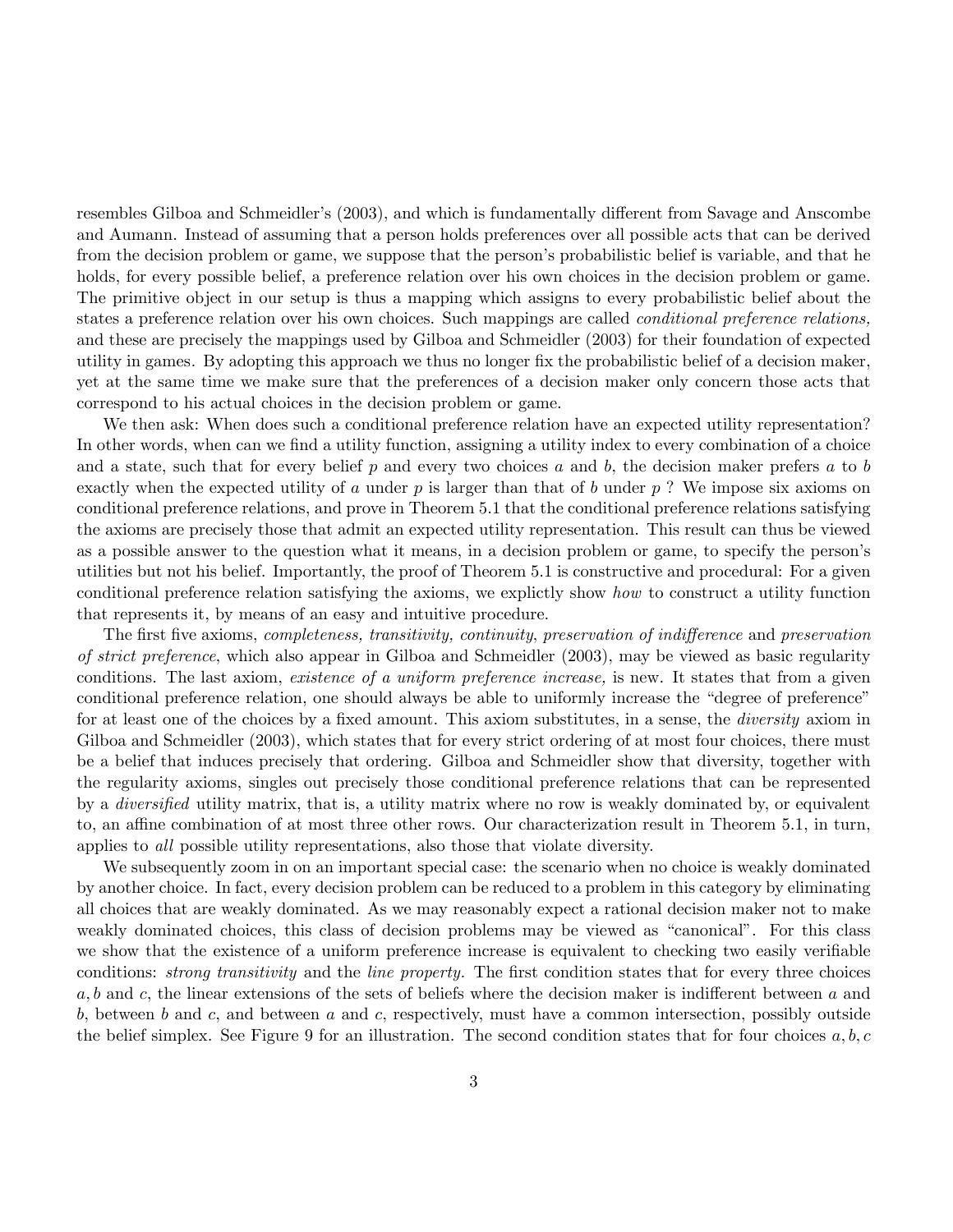resembles Gilboa and Schmeidler's (2003), and which is fundamentally different from Savage and Anscombe and Aumann. Instead of assuming that a person holds preferences over all possible acts that can be derived from the decision problem or game, we suppose that the person's probabilistic belief is variable, and that he holds, for every possible belief, a preference relation over his own choices in the decision problem or game. The primitive object in our setup is thus a mapping which assigns to every probabilistic belief about the states a preference relation over his own choices. Such mappings are called *conditional preference relations,* and these are precisely the mappings used by Gilboa and Schmeidler (2003) for their foundation of expected utility in games. By adopting this approach we thus no longer fix the probabilistic belief of a decision maker, yet at the same time we make sure that the preferences of a decision maker only concern those acts that correspond to his actual choices in the decision problem or game.

We then ask: When does such a conditional preference relation have an expected utility representation? In other words, when can we find a utility function, assigning a utility index to every combination of a choice and a state, such that for every belief $p$ and every two choices $a$ and $b$, the decision maker prefers $a$ to $b$ exactly when the expected utility of $a$ under $p$ is larger than that of $b$ under $p$ ? We impose six axioms on conditional preference relations, and prove in Theorem 5.1 that the conditional preference relations satisfying the axioms are precisely those that admit an expected utility representation. This result can thus be viewed as a possible answer to the question what it means, in a decision problem or game, to specify the person's utilities but not his belief. Importantly, the proof of Theorem 5.1 is constructive and procedural: For a given conditional preference relation satisfying the axioms, we explictly show *how* to construct a utility function that represents it, by means of an easy and intuitive procedure.

The first five axioms, *completeness, transitivity, continuity, preservation of indifference* and *preservation of strict preference*, which also appear in Gilboa and Schmeidler (2003), may be viewed as basic regularity conditions. The last axiom, *existence of a uniform preference increase,* is new. It states that from a given conditional preference relation, one should always be able to uniformly increase the "degree of preference" for at least one of the choices by a fixed amount. This axiom substitutes, in a sense, the *diversity* axiom in Gilboa and Schmeidler (2003), which states that for every strict ordering of at most four choices, there must be a belief that induces precisely that ordering. Gilboa and Schmeidler show that diversity, together with the regularity axioms, singles out precisely those conditional preference relations that can be represented by a *diversified* utility matrix, that is, a utility matrix where no row is weakly dominated by, or equivalent to, an affine combination of at most three other rows. Our characterization result in Theorem 5.1, in turn, applies to *all* possible utility representations, also those that violate diversity.

We subsequently zoom in on an important special case: the scenario when no choice is weakly dominated by another choice. In fact, every decision problem can be reduced to a problem in this category by eliminating all choices that are weakly dominated. As we may reasonably expect a rational decision maker not to make weakly dominated choices, this class of decision problems may be viewed as "canonical". For this class we show that the existence of a uniform preference increase is equivalent to checking two easily verifiable conditions: *strong transitivity* and the *line property.* The first condition states that for every three choices $a, b$ and $c$, the linear extensions of the sets of beliefs where the decision maker is indifferent between $a$ and $b$, between $b$ and $c$, and between $a$ and $c$, respectively, must have a common intersection, possibly outside the belief simplex. See Figure 9 for an illustration. The second condition states that for four choices $a, b, c$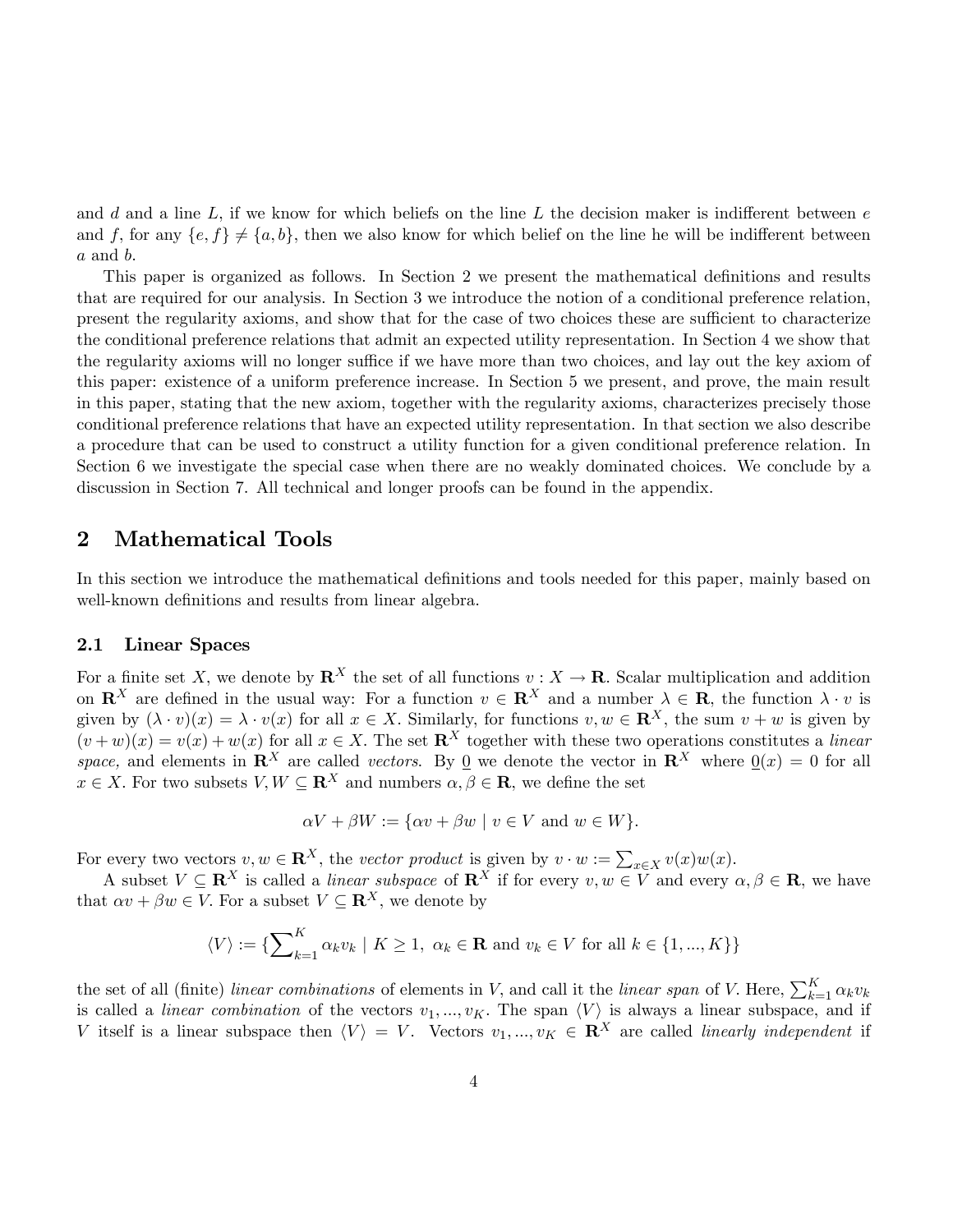and $d$ and a line $L$, if we know for which beliefs on the line $L$ the decision maker is indifferent between $e$ and $f$, for any $\{e, f\} \neq \{a, b\}$, then we also know for which belief on the line he will be indifferent between $a$ and $b$.

This paper is organized as follows. In Section 2 we present the mathematical definitions and results that are required for our analysis. In Section 3 we introduce the notion of a conditional preference relation, present the regularity axioms, and show that for the case of two choices these are sufficient to characterize the conditional preference relations that admit an expected utility representation. In Section 4 we show that the regularity axioms will no longer suffice if we have more than two choices, and lay out the key axiom of this paper: existence of a uniform preference increase. In Section 5 we present, and prove, the main result in this paper, stating that the new axiom, together with the regularity axioms, characterizes precisely those conditional preference relations that have an expected utility representation. In that section we also describe a procedure that can be used to construct a utility function for a given conditional preference relation. In Section 6 we investigate the special case when there are no weakly dominated choices. We conclude by a discussion in Section 7. All technical and longer proofs can be found in the appendix.

## 2 Mathematical Tools

In this section we introduce the mathematical definitions and tools needed for this paper, mainly based on well-known definitions and results from linear algebra.

### 2.1 Linear Spaces

For a finite set $X$, we denote by $\mathbf{R}^X$ the set of all functions $v : X \to \mathbf{R}$. Scalar multiplication and addition on $\mathbf{R}^X$ are defined in the usual way: For a function $v \in \mathbf{R}^X$ and a number $\lambda \in \mathbf{R}$, the function $\lambda \cdot v$ is given by $(\lambda \cdot v)(x) = \lambda \cdot v(x)$ for all $x \in X$. Similarly, for functions $v, w \in \mathbf{R}^X$, the sum $v + w$ is given by $(v + w)(x) = v(x) + w(x)$ for all $x \in X$. The set $\mathbf{R}^X$ together with these two operations constitutes a *linear space,* and elements in $\mathbf{R}^X$ are called *vectors*. By $\underline{0}$ we denote the vector in $\mathbf{R}^X$ where $\underline{0}(x) = 0$ for all $x \in X$. For two subsets $V, W \subseteq \mathbf{R}^X$ and numbers $\alpha, \beta \in \mathbf{R}$, we define the set

$$\alpha V + \beta W := \{\alpha v + \beta w \mid v \in V \text{ and } w \in W\}.$$

For every two vectors $v, w \in \mathbf{R}^X$, the *vector product* is given by $v \cdot w := \sum_{x \in X} v(x)w(x)$.

A subset $V \subseteq \mathbf{R}^X$ is called a *linear subspace* of $\mathbf{R}^X$ if for every $v, w \in V$ and every $\alpha, \beta \in \mathbf{R}$, we have that $\alpha v + \beta w \in V$. For a subset $V \subseteq \mathbf{R}^X$, we denote by

$$\langle V \rangle := \{\sum_{k=1}^{K} \alpha_k v_k \mid K \geq 1,\ \alpha_k \in \mathbf{R} \text{ and } v_k \in V \text{ for all } k \in \{1, ..., K\}\}$$

the set of all (finite) *linear combinations* of elements in $V$, and call it the *linear span* of $V$. Here, $\sum_{k=1}^{K} \alpha_k v_k$ is called a *linear combination* of the vectors $v_1, ..., v_K$. The span $\langle V \rangle$ is always a linear subspace, and if $V$ itself is a linear subspace then $\langle V \rangle = V$. Vectors $v_1, ..., v_K \in \mathbf{R}^X$ are called *linearly independent* if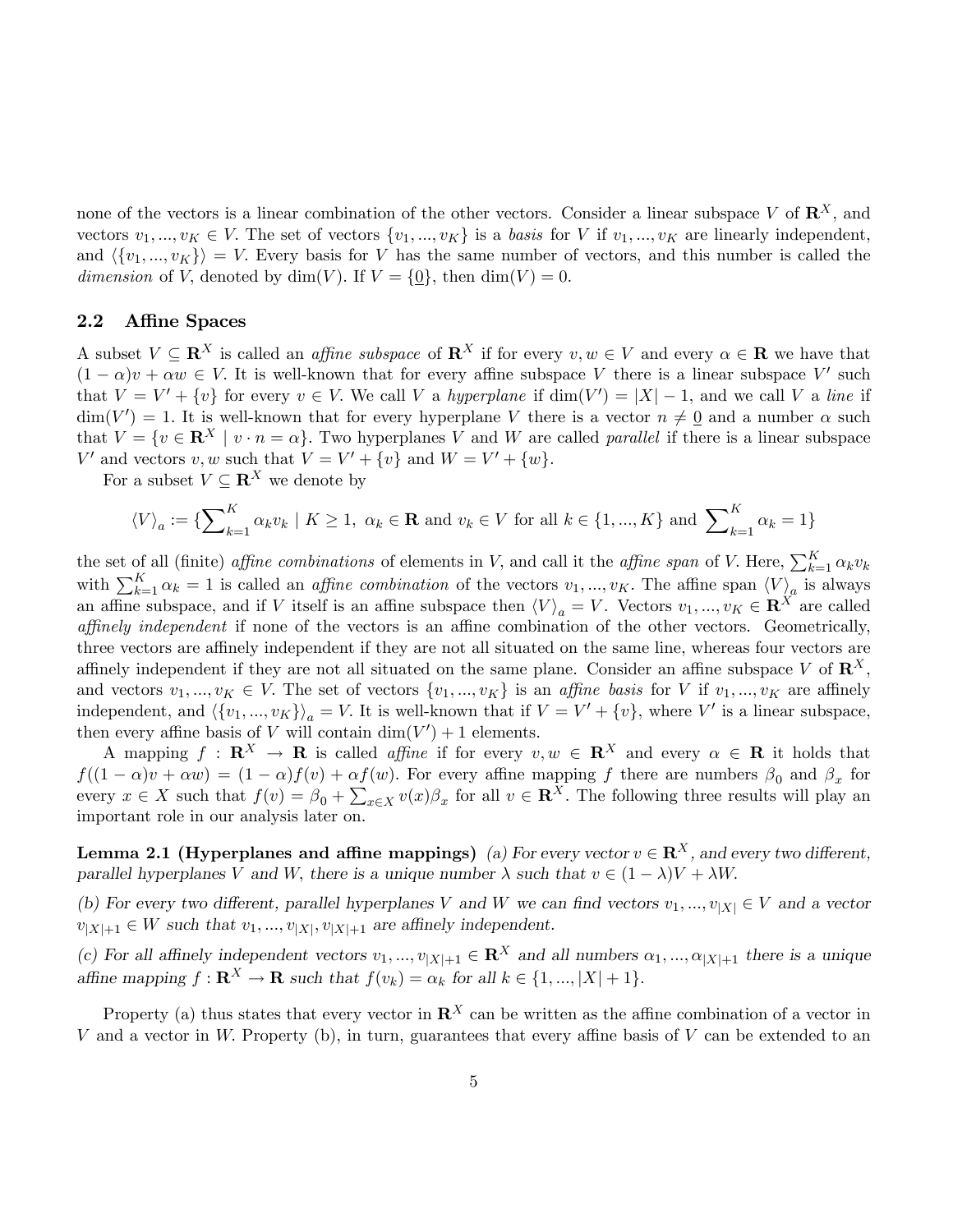none of the vectors is a linear combination of the other vectors. Consider a linear subspace $V$ of $\mathbf{R}^X$, and vectors $v_1, ..., v_K \in V$. The set of vectors $\{v_1, ..., v_K\}$ is a *basis* for $V$ if $v_1, ..., v_K$ are linearly independent, and $\langle \{v_1, ..., v_K\} \rangle = V$. Every basis for $V$ has the same number of vectors, and this number is called the *dimension* of $V$, denoted by $\dim(V)$. If $V = \{\underline{0}\}$, then $\dim(V) = 0$.

### 2.2 Affine Spaces

A subset $V \subseteq \mathbf{R}^X$ is called an *affine subspace* of $\mathbf{R}^X$ if for every $v, w \in V$ and every $\alpha \in \mathbf{R}$ we have that $(1-\alpha)v + \alpha w \in V$. It is well-known that for every affine subspace $V$ there is a linear subspace $V'$ such that $V = V' + \{v\}$ for every $v \in V$. We call $V$ a *hyperplane* if $\dim(V') = |X| - 1$, and we call $V$ a *line* if $\dim(V') = 1$. It is well-known that for every hyperplane $V$ there is a vector $n \neq \underline{0}$ and a number $\alpha$ such that $V = \{v \in \mathbf{R}^X \mid v \cdot n = \alpha\}$. Two hyperplanes $V$ and $W$ are called *parallel* if there is a linear subspace $V'$ and vectors $v, w$ such that $V = V' + \{v\}$ and $W = V' + \{w\}$.

For a subset $V \subseteq \mathbf{R}^X$ we denote by

$$\langle V \rangle_a := \{\sum_{k=1}^{K} \alpha_k v_k \mid K \geq 1, \ \alpha_k \in \mathbf{R} \text{ and } v_k \in V \text{ for all } k \in \{1, ..., K\} \text{ and } \sum_{k=1}^{K} \alpha_k = 1\}$$

the set of all (finite) *affine combinations* of elements in $V$, and call it the *affine span* of $V$. Here, $\sum_{k=1}^{K} \alpha_k v_k$ with $\sum_{k=1}^{K} \alpha_k = 1$ is called an *affine combination* of the vectors $v_1, ..., v_K$. The affine span $\langle V \rangle_a$ is always an affine subspace, and if $V$ itself is an affine subspace then $\langle V \rangle_a = V$. Vectors $v_1, ..., v_K \in \mathbf{R}^X$ are called *affinely independent* if none of the vectors is an affine combination of the other vectors. Geometrically, three vectors are affinely independent if they are not all situated on the same line, whereas four vectors are affinely independent if they are not all situated on the same plane. Consider an affine subspace $V$ of $\mathbf{R}^X$, and vectors $v_1, ..., v_K \in V$. The set of vectors $\{v_1, ..., v_K\}$ is an *affine basis* for $V$ if $v_1, ..., v_K$ are affinely independent, and $\langle \{v_1, ..., v_K\} \rangle_a = V$. It is well-known that if $V = V' + \{v\}$, where $V'$ is a linear subspace, then every affine basis of $V$ will contain $\dim(V') + 1$ elements.

A mapping $f : \mathbf{R}^X \to \mathbf{R}$ is called *affine* if for every $v, w \in \mathbf{R}^X$ and every $\alpha \in \mathbf{R}$ it holds that $f((1-\alpha)v + \alpha w) = (1-\alpha)f(v) + \alpha f(w)$. For every affine mapping $f$ there are numbers $\beta_0$ and $\beta_x$ for every $x \in X$ such that $f(v) = \beta_0 + \sum_{x \in X} v(x)\beta_x$ for all $v \in \mathbf{R}^X$. The following three results will play an important role in our analysis later on.

**Lemma 2.1 (Hyperplanes and affine mappings)** *(a) For every vector $v \in \mathbf{R}^X$, and every two different, parallel hyperplanes $V$ and $W$, there is a unique number $\lambda$ such that $v \in (1-\lambda)V + \lambda W$.*

*(b) For every two different, parallel hyperplanes $V$ and $W$ we can find vectors $v_1, ..., v_{|X|} \in V$ and a vector $v_{|X|+1} \in W$ such that $v_1, ..., v_{|X|}, v_{|X|+1}$ are affinely independent.*

*(c) For all affinely independent vectors $v_1, ..., v_{|X|+1} \in \mathbf{R}^X$ and all numbers $\alpha_1, ..., \alpha_{|X|+1}$ there is a unique affine mapping $f : \mathbf{R}^X \to \mathbf{R}$ such that $f(v_k) = \alpha_k$ for all $k \in \{1, ..., |X|+1\}$.*

Property (a) thus states that every vector in $\mathbf{R}^X$ can be written as the affine combination of a vector in $V$ and a vector in $W$. Property (b), in turn, guarantees that every affine basis of $V$ can be extended to an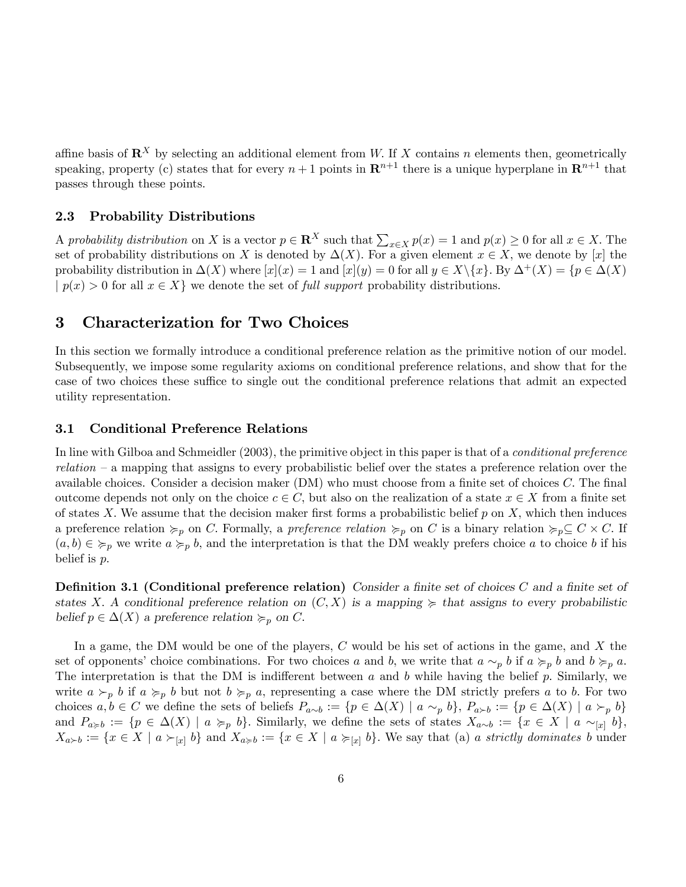affine basis of $\mathbf{R}^X$ by selecting an additional element from $W$. If $X$ contains $n$ elements then, geometrically speaking, property (c) states that for every $n+1$ points in $\mathbf{R}^{n+1}$ there is a unique hyperplane in $\mathbf{R}^{n+1}$ that passes through these points.

### 2.3 Probability Distributions

A *probability distribution* on $X$ is a vector $p \in \mathbf{R}^X$ such that $\sum_{x \in X} p(x) = 1$ and $p(x) \geq 0$ for all $x \in X$. The set of probability distributions on $X$ is denoted by $\Delta(X)$. For a given element $x \in X$, we denote by $[x]$ the probability distribution in $\Delta(X)$ where $[x](x) = 1$ and $[x](y) = 0$ for all $y \in X \backslash \{x\}$. By $\Delta^+(X) = \{p \in \Delta(X) \mid p(x) > 0 \text{ for all } x \in X\}$ we denote the set of *full support* probability distributions.

## 3 Characterization for Two Choices

In this section we formally introduce a conditional preference relation as the primitive notion of our model. Subsequently, we impose some regularity axioms on conditional preference relations, and show that for the case of two choices these suffice to single out the conditional preference relations that admit an expected utility representation.

### 3.1 Conditional Preference Relations

In line with Gilboa and Schmeidler (2003), the primitive object in this paper is that of a *conditional preference relation* – a mapping that assigns to every probabilistic belief over the states a preference relation over the available choices. Consider a decision maker (DM) who must choose from a finite set of choices $C$. The final outcome depends not only on the choice $c \in C$, but also on the realization of a state $x \in X$ from a finite set of states $X$. We assume that the decision maker first forms a probabilistic belief $p$ on $X$, which then induces a preference relation $\succcurlyeq_p$ on $C$. Formally, a *preference relation* $\succcurlyeq_p$ on $C$ is a binary relation $\succcurlyeq_p \subseteq C \times C$. If $(a, b) \in \succcurlyeq_p$ we write $a \succcurlyeq_p b$, and the interpretation is that the DM weakly prefers choice $a$ to choice $b$ if his belief is $p$.

**Definition 3.1 (Conditional preference relation)** *Consider a finite set of choices $C$ and a finite set of states $X$. A conditional preference relation on $(C, X)$ is a mapping $\succcurlyeq$ that assigns to every probabilistic belief $p \in \Delta(X)$ a preference relation $\succcurlyeq_p$ on $C$.*

In a game, the DM would be one of the players, $C$ would be his set of actions in the game, and $X$ the set of opponents' choice combinations. For two choices $a$ and $b$, we write that $a \sim_p b$ if $a \succcurlyeq_p b$ and $b \succcurlyeq_p a$. The interpretation is that the DM is indifferent between $a$ and $b$ while having the belief $p$. Similarly, we write $a \succ_p b$ if $a \succcurlyeq_p b$ but not $b \succcurlyeq_p a$, representing a case where the DM strictly prefers $a$ to $b$. For two choices $a, b \in C$ we define the sets of beliefs $P_{a \sim b} := \{p \in \Delta(X) \mid a \sim_p b\}$, $P_{a \succ b} := \{p \in \Delta(X) \mid a \succ_p b\}$ and $P_{a \succcurlyeq b} := \{p \in \Delta(X) \mid a \succcurlyeq_p b\}$. Similarly, we define the sets of states $X_{a \sim b} := \{x \in X \mid a \sim_{[x]} b\}$, $X_{a \succ b} := \{x \in X \mid a \succ_{[x]} b\}$ and $X_{a \succcurlyeq b} := \{x \in X \mid a \succcurlyeq_{[x]} b\}$. We say that (a) *a strictly dominates b* under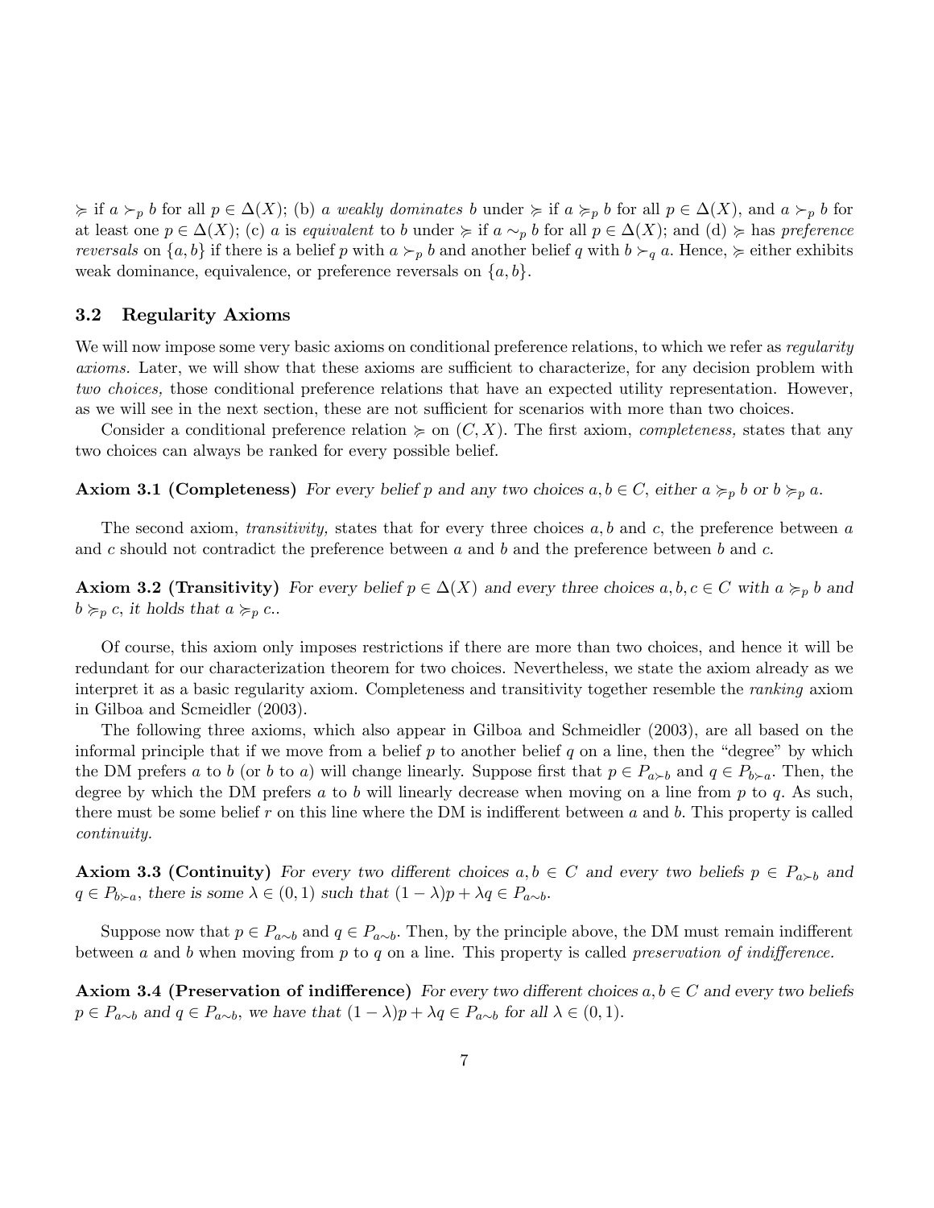$\succcurlyeq$ if $a \succ_p b$ for all $p \in \Delta(X)$; (b) $a$ *weakly dominates* $b$ under $\succcurlyeq$ if $a \succcurlyeq_p b$ for all $p \in \Delta(X)$, and $a \succ_p b$ for at least one $p \in \Delta(X)$; (c) $a$ is *equivalent* to $b$ under $\succcurlyeq$ if $a \sim_p b$ for all $p \in \Delta(X)$; and (d) $\succcurlyeq$ has *preference reversals* on $\{a, b\}$ if there is a belief $p$ with $a \succ_p b$ and another belief $q$ with $b \succ_q a$. Hence, $\succcurlyeq$ either exhibits weak dominance, equivalence, or preference reversals on $\{a, b\}$.

## 3.2 Regularity Axioms

We will now impose some very basic axioms on conditional preference relations, to which we refer as *regularity axioms.* Later, we will show that these axioms are sufficient to characterize, for any decision problem with *two choices,* those conditional preference relations that have an expected utility representation. However, as we will see in the next section, these are not sufficient for scenarios with more than two choices.

Consider a conditional preference relation $\succcurlyeq$ on $(C, X)$. The first axiom, *completeness,* states that any two choices can always be ranked for every possible belief.

**Axiom 3.1 (Completeness)** *For every belief $p$ and any two choices $a, b \in C$, either $a \succcurlyeq_p b$ or $b \succcurlyeq_p a$.*

The second axiom, *transitivity,* states that for every three choices $a, b$ and $c$, the preference between $a$ and $c$ should not contradict the preference between $a$ and $b$ and the preference between $b$ and $c$.

**Axiom 3.2 (Transitivity)** *For every belief $p \in \Delta(X)$ and every three choices $a, b, c \in C$ with $a \succcurlyeq_p b$ and $b \succcurlyeq_p c$, it holds that $a \succcurlyeq_p c$..*

Of course, this axiom only imposes restrictions if there are more than two choices, and hence it will be redundant for our characterization theorem for two choices. Nevertheless, we state the axiom already as we interpret it as a basic regularity axiom. Completeness and transitivity together resemble the *ranking* axiom in Gilboa and Scmeidler (2003).

The following three axioms, which also appear in Gilboa and Schmeidler (2003), are all based on the informal principle that if we move from a belief $p$ to another belief $q$ on a line, then the "degree" by which the DM prefers $a$ to $b$ (or $b$ to $a$) will change linearly. Suppose first that $p \in P_{a \succ b}$ and $q \in P_{b \succ a}$. Then, the degree by which the DM prefers $a$ to $b$ will linearly decrease when moving on a line from $p$ to $q$. As such, there must be some belief $r$ on this line where the DM is indifferent between $a$ and $b$. This property is called *continuity.*

**Axiom 3.3 (Continuity)** *For every two different choices $a, b \in C$ and every two beliefs $p \in P_{a \succ b}$ and $q \in P_{b \succ a}$, there is some $\lambda \in (0, 1)$ such that $(1 - \lambda)p + \lambda q \in P_{a \sim b}$.*

Suppose now that $p \in P_{a \sim b}$ and $q \in P_{a \sim b}$. Then, by the principle above, the DM must remain indifferent between $a$ and $b$ when moving from $p$ to $q$ on a line. This property is called *preservation of indifference.*

**Axiom 3.4 (Preservation of indifference)** *For every two different choices $a, b \in C$ and every two beliefs $p \in P_{a \sim b}$ and $q \in P_{a \sim b}$, we have that $(1 - \lambda)p + \lambda q \in P_{a \sim b}$ for all $\lambda \in (0, 1)$.*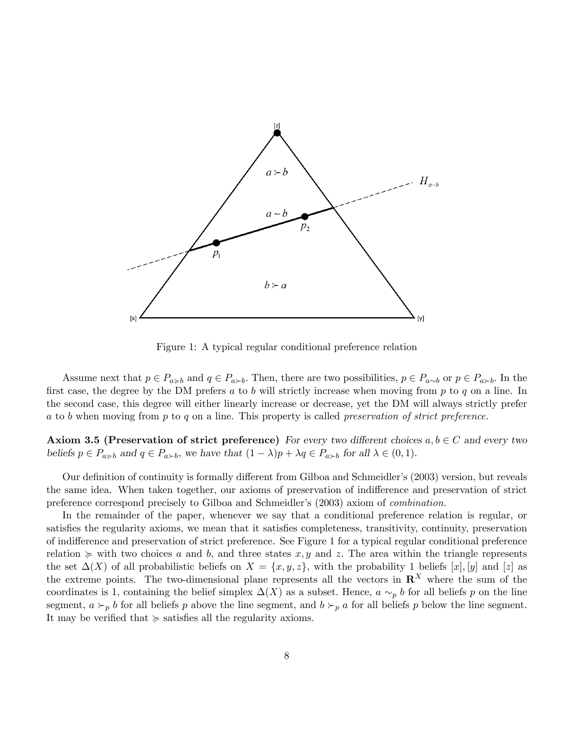Figure 1: A typical regular conditional preference relation

Assume next that $p \in P_{a \succcurlyeq b}$ and $q \in P_{a \succ b}$. Then, there are two possibilities, $p \in P_{a \sim b}$ or $p \in P_{a \succ b}$. In the first case, the degree by the DM prefers $a$ to $b$ will strictly increase when moving from $p$ to $q$ on a line. In the second case, this degree will either linearly increase or decrease, yet the DM will always strictly prefer $a$ to $b$ when moving from $p$ to $q$ on a line. This property is called *preservation of strict preference.*

**Axiom 3.5 (Preservation of strict preference)** *For every two different choices $a, b \in C$ and every two beliefs $p \in P_{a \succcurlyeq b}$ and $q \in P_{a \succ b}$, we have that $(1 - \lambda)p + \lambda q \in P_{a \succ b}$ for all $\lambda \in (0, 1)$.*

Our definition of continuity is formally different from Gilboa and Schmeidler's (2003) version, but reveals the same idea. When taken together, our axioms of preservation of indifference and preservation of strict preference correspond precisely to Gilboa and Schmeidler's (2003) axiom of *combination.*

In the remainder of the paper, whenever we say that a conditional preference relation is regular, or satisfies the regularity axioms, we mean that it satisfies completeness, transitivity, continuity, preservation of indifference and preservation of strict preference. See Figure 1 for a typical regular conditional preference relation $\succcurlyeq$ with two choices $a$ and $b$, and three states $x, y$ and $z$. The area within the triangle represents the set $\Delta(X)$ of all probabilistic beliefs on $X = \{x, y, z\}$, with the probability 1 beliefs $[x], [y]$ and $[z]$ as the extreme points. The two-dimensional plane represents all the vectors in $\mathbf{R}^X$ where the sum of the coordinates is 1, containing the belief simplex $\Delta(X)$ as a subset. Hence, $a \sim_p b$ for all beliefs $p$ on the line segment, $a \succ_p b$ for all beliefs $p$ above the line segment, and $b \succ_p a$ for all beliefs $p$ below the line segment. It may be verified that $\succcurlyeq$ satisfies all the regularity axioms.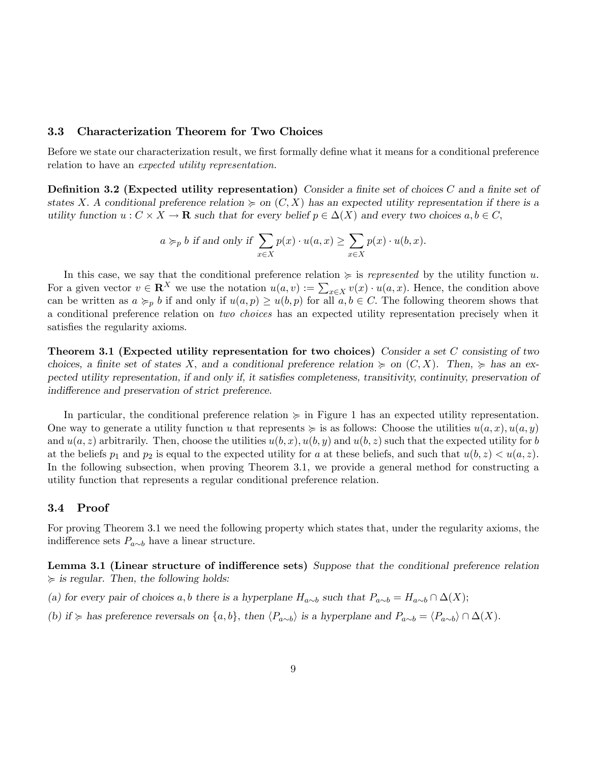### 3.3 Characterization Theorem for Two Choices

Before we state our characterization result, we first formally define what it means for a conditional preference relation to have an *expected utility representation.*

**Definition 3.2 (Expected utility representation)** *Consider a finite set of choices $C$ and a finite set of states $X$. A conditional preference relation $\succcurlyeq$ on $(C, X)$ has an expected utility representation if there is a utility function $u : C \times X \to \mathbf{R}$ such that for every belief $p \in \Delta(X)$ and every two choices $a, b \in C$,*

$$a \succcurlyeq_p b \text{ if and only if } \sum_{x \in X} p(x) \cdot u(a, x) \geq \sum_{x \in X} p(x) \cdot u(b, x).$$

In this case, we say that the conditional preference relation $\succcurlyeq$ is *represented* by the utility function $u$. For a given vector $v \in \mathbf{R}^X$ we use the notation $u(a, v) := \sum_{x \in X} v(x) \cdot u(a, x)$. Hence, the condition above can be written as $a \succcurlyeq_p b$ if and only if $u(a, p) \geq u(b, p)$ for all $a, b \in C$. The following theorem shows that a conditional preference relation on *two choices* has an expected utility representation precisely when it satisfies the regularity axioms.

**Theorem 3.1 (Expected utility representation for two choices)** *Consider a set $C$ consisting of two choices, a finite set of states $X$, and a conditional preference relation $\succcurlyeq$ on $(C, X)$. Then, $\succcurlyeq$ has an expected utility representation, if and only if, it satisfies completeness, transitivity, continuity, preservation of indifference and preservation of strict preference.*

In particular, the conditional preference relation $\succcurlyeq$ in Figure 1 has an expected utility representation. One way to generate a utility function $u$ that represents $\succcurlyeq$ is as follows: Choose the utilities $u(a, x), u(a, y)$ and $u(a, z)$ arbitrarily. Then, choose the utilities $u(b, x), u(b, y)$ and $u(b, z)$ such that the expected utility for $b$ at the beliefs $p_1$ and $p_2$ is equal to the expected utility for $a$ at these beliefs, and such that $u(b, z) < u(a, z)$. In the following subsection, when proving Theorem 3.1, we provide a general method for constructing a utility function that represents a regular conditional preference relation.

### 3.4 Proof

For proving Theorem 3.1 we need the following property which states that, under the regularity axioms, the indifference sets $P_{a \sim b}$ have a linear structure.

**Lemma 3.1 (Linear structure of indifference sets)** *Suppose that the conditional preference relation $\succcurlyeq$ is regular. Then, the following holds:*

*(a) for every pair of choices $a, b$ there is a hyperplane $H_{a \sim b}$ such that $P_{a \sim b} = H_{a \sim b} \cap \Delta(X)$;*

*(b) if $\succcurlyeq$ has preference reversals on $\{a, b\}$, then $\langle P_{a \sim b} \rangle$ is a hyperplane and $P_{a \sim b} = \langle P_{a \sim b} \rangle \cap \Delta(X)$.*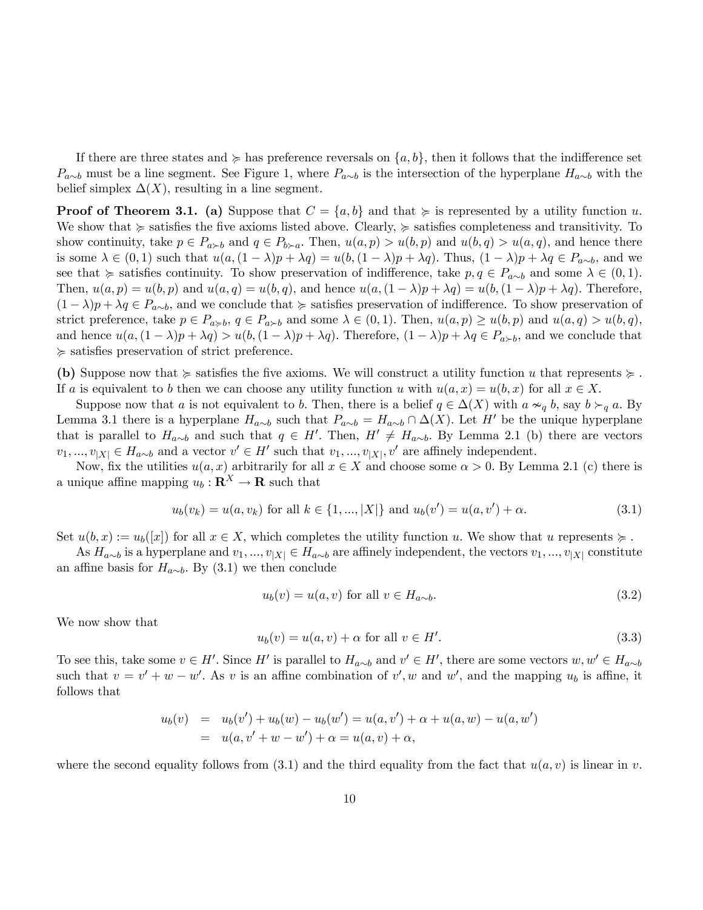If there are three states and $\succcurlyeq$ has preference reversals on $\{a, b\}$, then it follows that the indifference set $P_{a\sim b}$ must be a line segment. See Figure 1, where $P_{a\sim b}$ is the intersection of the hyperplane $H_{a\sim b}$ with the belief simplex $\Delta(X)$, resulting in a line segment.

**Proof of Theorem 3.1. (a)** Suppose that $C = \{a, b\}$ and that $\succcurlyeq$ is represented by a utility function $u$. We show that $\succcurlyeq$ satisfies the five axioms listed above. Clearly, $\succcurlyeq$ satisfies completeness and transitivity. To show continuity, take $p \in P_{a\succ b}$ and $q \in P_{b\succ a}$. Then, $u(a, p) > u(b, p)$ and $u(b, q) > u(a, q)$, and hence there is some $\lambda \in (0, 1)$ such that $u(a, (1-\lambda)p + \lambda q) = u(b, (1-\lambda)p + \lambda q)$. Thus, $(1-\lambda)p + \lambda q \in P_{a\sim b}$, and we see that $\succcurlyeq$ satisfies continuity. To show preservation of indifference, take $p, q \in P_{a\sim b}$ and some $\lambda \in (0, 1)$. Then, $u(a, p) = u(b, p)$ and $u(a, q) = u(b, q)$, and hence $u(a, (1-\lambda)p + \lambda q) = u(b, (1-\lambda)p + \lambda q)$. Therefore, $(1-\lambda)p + \lambda q \in P_{a\sim b}$, and we conclude that $\succcurlyeq$ satisfies preservation of indifference. To show preservation of strict preference, take $p \in P_{a\succcurlyeq b}$, $q \in P_{a\succ b}$ and some $\lambda \in (0, 1)$. Then, $u(a, p) \geq u(b, p)$ and $u(a, q) > u(b, q)$, and hence $u(a, (1-\lambda)p + \lambda q) > u(b, (1-\lambda)p + \lambda q)$. Therefore, $(1-\lambda)p + \lambda q \in P_{a\succ b}$, and we conclude that $\succcurlyeq$ satisfies preservation of strict preference.

**(b)** Suppose now that $\succcurlyeq$ satisfies the five axioms. We will construct a utility function $u$ that represents $\succcurlyeq$. If $a$ is equivalent to $b$ then we can choose any utility function $u$ with $u(a, x) = u(b, x)$ for all $x \in X$.

Suppose now that $a$ is not equivalent to $b$. Then, there is a belief $q \in \Delta(X)$ with $a \nsim_q b$, say $b \succ_q a$. By Lemma 3.1 there is a hyperplane $H_{a\sim b}$ such that $P_{a\sim b} = H_{a\sim b} \cap \Delta(X)$. Let $H'$ be the unique hyperplane that is parallel to $H_{a\sim b}$ and such that $q \in H'$. Then, $H' \neq H_{a\sim b}$. By Lemma 2.1 (b) there are vectors $v_1, ..., v_{|X|} \in H_{a\sim b}$ and a vector $v' \in H'$ such that $v_1, ..., v_{|X|}, v'$ are affinely independent.

Now, fix the utilities $u(a, x)$ arbitrarily for all $x \in X$ and choose some $\alpha > 0$. By Lemma 2.1 (c) there is a unique affine mapping $u_b : \mathbf{R}^X \to \mathbf{R}$ such that

$$u_b(v_k) = u(a, v_k) \text{ for all } k \in \{1, ..., |X|\} \text{ and } u_b(v') = u(a, v') + \alpha. \tag{3.1}$$

Set $u(b, x) := u_b([x])$ for all $x \in X$, which completes the utility function $u$. We show that $u$ represents $\succcurlyeq$.

As $H_{a\sim b}$ is a hyperplane and $v_1, ..., v_{|X|} \in H_{a\sim b}$ are affinely independent, the vectors $v_1, ..., v_{|X|}$ constitute an affine basis for $H_{a\sim b}$. By (3.1) we then conclude

$$u_b(v) = u(a, v) \text{ for all } v \in H_{a\sim b}. \tag{3.2}$$

We now show that

$$u_b(v) = u(a, v) + \alpha \text{ for all } v \in H'. \tag{3.3}$$

To see this, take some $v \in H'$. Since $H'$ is parallel to $H_{a\sim b}$ and $v' \in H'$, there are some vectors $w, w' \in H_{a\sim b}$ such that $v = v' + w - w'$. As $v$ is an affine combination of $v', w$ and $w'$, and the mapping $u_b$ is affine, it follows that

$$\begin{aligned} u_b(v) &= u_b(v') + u_b(w) - u_b(w') = u(a, v') + \alpha + u(a, w) - u(a, w') \\ &= u(a, v' + w - w') + \alpha = u(a, v) + \alpha, \end{aligned}$$

where the second equality follows from (3.1) and the third equality from the fact that $u(a, v)$ is linear in $v$.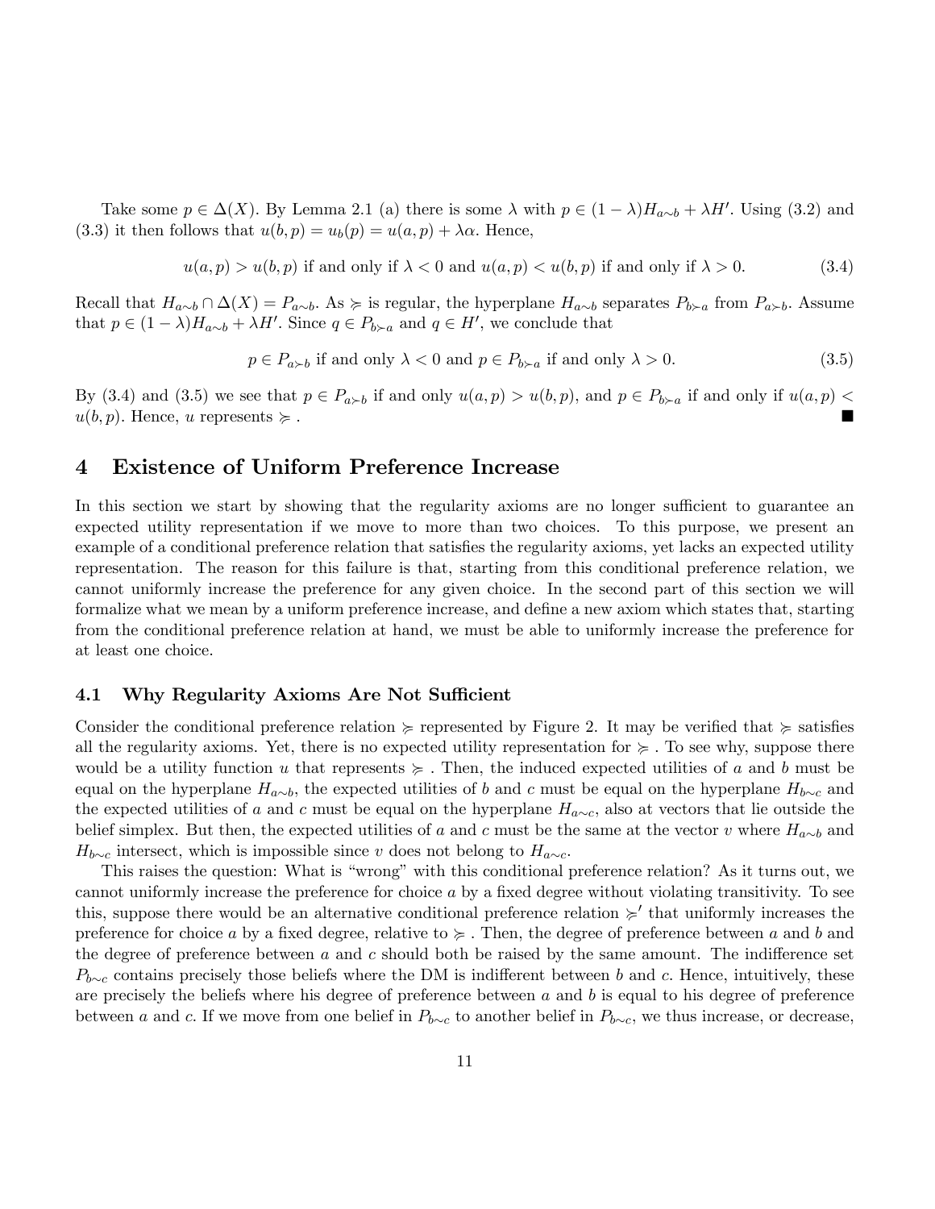Take some $p \in \Delta(X)$. By Lemma 2.1 (a) there is some $\lambda$ with $p \in (1-\lambda)H_{a\sim b} + \lambda H'$. Using (3.2) and (3.3) it then follows that $u(b,p) = u_b(p) = u(a,p) + \lambda\alpha$. Hence,

$$u(a,p) > u(b,p) \text{ if and only if } \lambda < 0 \text{ and } u(a,p) < u(b,p) \text{ if and only if } \lambda > 0. \tag{3.4}$$

Recall that $H_{a\sim b} \cap \Delta(X) = P_{a\sim b}$. As $\succcurlyeq$ is regular, the hyperplane $H_{a\sim b}$ separates $P_{b\succ a}$ from $P_{a\succ b}$. Assume that $p \in (1-\lambda)H_{a\sim b} + \lambda H'$. Since $q \in P_{b\succ a}$ and $q \in H'$, we conclude that

$$p \in P_{a\succ b} \text{ if and only } \lambda < 0 \text{ and } p \in P_{b\succ a} \text{ if and only } \lambda > 0. \tag{3.5}$$

By (3.4) and (3.5) we see that $p \in P_{a\succ b}$ if and only $u(a,p) > u(b,p)$, and $p \in P_{b\succ a}$ if and only if $u(a,p) < u(b,p)$. Hence, $u$ represents $\succcurlyeq$ . ■

# 4 Existence of Uniform Preference Increase

In this section we start by showing that the regularity axioms are no longer sufficient to guarantee an expected utility representation if we move to more than two choices. To this purpose, we present an example of a conditional preference relation that satisfies the regularity axioms, yet lacks an expected utility representation. The reason for this failure is that, starting from this conditional preference relation, we cannot uniformly increase the preference for any given choice. In the second part of this section we will formalize what we mean by a uniform preference increase, and define a new axiom which states that, starting from the conditional preference relation at hand, we must be able to uniformly increase the preference for at least one choice.

## 4.1 Why Regularity Axioms Are Not Sufficient

Consider the conditional preference relation $\succcurlyeq$ represented by Figure 2. It may be verified that $\succcurlyeq$ satisfies all the regularity axioms. Yet, there is no expected utility representation for $\succcurlyeq$ . To see why, suppose there would be a utility function $u$ that represents $\succcurlyeq$ . Then, the induced expected utilities of $a$ and $b$ must be equal on the hyperplane $H_{a\sim b}$, the expected utilities of $b$ and $c$ must be equal on the hyperplane $H_{b\sim c}$ and the expected utilities of $a$ and $c$ must be equal on the hyperplane $H_{a\sim c}$, also at vectors that lie outside the belief simplex. But then, the expected utilities of $a$ and $c$ must be the same at the vector $v$ where $H_{a\sim b}$ and $H_{b\sim c}$ intersect, which is impossible since $v$ does not belong to $H_{a\sim c}$.

This raises the question: What is "wrong" with this conditional preference relation? As it turns out, we cannot uniformly increase the preference for choice $a$ by a fixed degree without violating transitivity. To see this, suppose there would be an alternative conditional preference relation $\succcurlyeq'$ that uniformly increases the preference for choice $a$ by a fixed degree, relative to $\succcurlyeq$ . Then, the degree of preference between $a$ and $b$ and the degree of preference between $a$ and $c$ should both be raised by the same amount. The indifference set $P_{b\sim c}$ contains precisely those beliefs where the DM is indifferent between $b$ and $c$. Hence, intuitively, these are precisely the beliefs where his degree of preference between $a$ and $b$ is equal to his degree of preference between $a$ and $c$. If we move from one belief in $P_{b\sim c}$ to another belief in $P_{b\sim c}$, we thus increase, or decrease,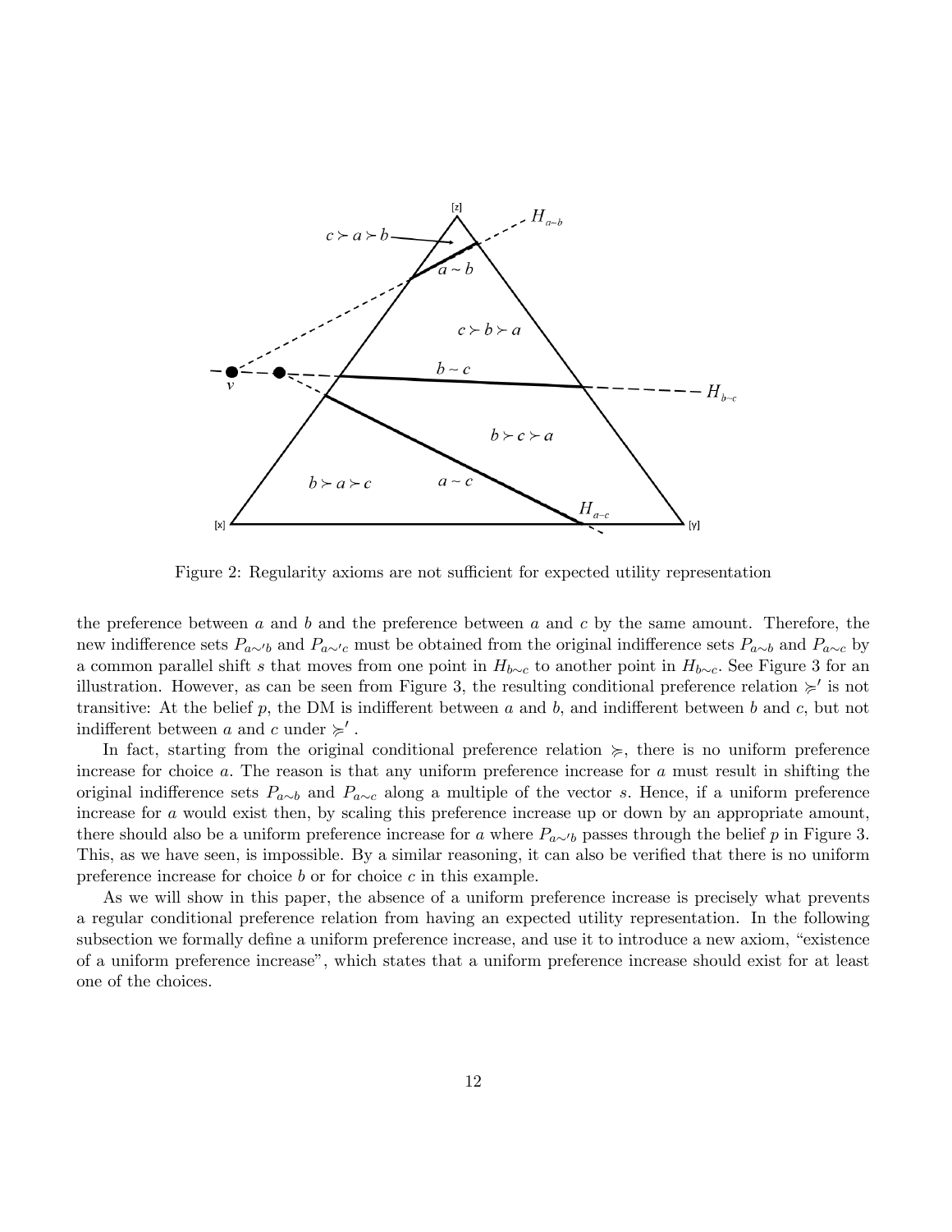Figure 2: Regularity axioms are not sufficient for expected utility representation

the preference between $a$ and $b$ and the preference between $a$ and $c$ by the same amount. Therefore, the new indifference sets $P_{a\sim' b}$ and $P_{a\sim' c}$ must be obtained from the original indifference sets $P_{a\sim b}$ and $P_{a\sim c}$ by a common parallel shift $s$ that moves from one point in $H_{b\sim c}$ to another point in $H_{b\sim c}$. See Figure 3 for an illustration. However, as can be seen from Figure 3, the resulting conditional preference relation $\succsim'$ is not transitive: At the belief $p$, the DM is indifferent between $a$ and $b$, and indifferent between $b$ and $c$, but not indifferent between $a$ and $c$ under $\succsim'$.

In fact, starting from the original conditional preference relation $\succsim$, there is no uniform preference increase for choice $a$. The reason is that any uniform preference increase for $a$ must result in shifting the original indifference sets $P_{a\sim b}$ and $P_{a\sim c}$ along a multiple of the vector $s$. Hence, if a uniform preference increase for $a$ would exist then, by scaling this preference increase up or down by an appropriate amount, there should also be a uniform preference increase for $a$ where $P_{a\sim' b}$ passes through the belief $p$ in Figure 3. This, as we have seen, is impossible. By a similar reasoning, it can also be verified that there is no uniform preference increase for choice $b$ or for choice $c$ in this example.

As we will show in this paper, the absence of a uniform preference increase is precisely what prevents a regular conditional preference relation from having an expected utility representation. In the following subsection we formally define a uniform preference increase, and use it to introduce a new axiom, "existence of a uniform preference increase", which states that a uniform preference increase should exist for at least one of the choices.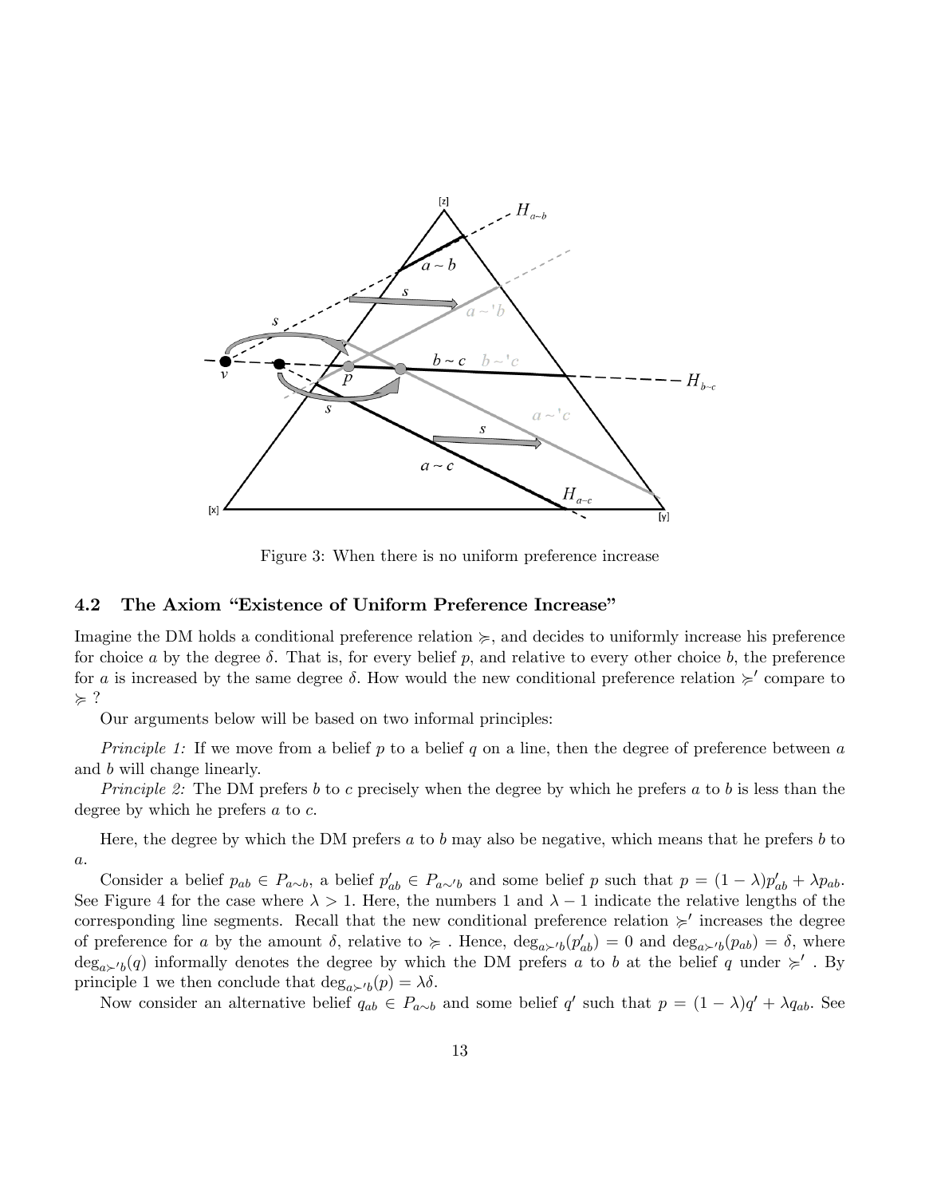Figure 3: When there is no uniform preference increase

### 4.2 The Axiom "Existence of Uniform Preference Increase"

Imagine the DM holds a conditional preference relation $\succsim$, and decides to uniformly increase his preference for choice $a$ by the degree $\delta$. That is, for every belief $p$, and relative to every other choice $b$, the preference for $a$ is increased by the same degree $\delta$. How would the new conditional preference relation $\succsim'$ compare to $\succsim$ ?

Our arguments below will be based on two informal principles:

*Principle 1:* If we move from a belief $p$ to a belief $q$ on a line, then the degree of preference between $a$ and $b$ will change linearly.

*Principle 2:* The DM prefers $b$ to $c$ precisely when the degree by which he prefers $a$ to $b$ is less than the degree by which he prefers $a$ to $c$.

Here, the degree by which the DM prefers $a$ to $b$ may also be negative, which means that he prefers $b$ to $a$.

Consider a belief $p_{ab} \in P_{a\sim b}$, a belief $p'_{ab} \in P_{a\sim' b}$ and some belief $p$ such that $p = (1-\lambda)p'_{ab} + \lambda p_{ab}$. See Figure 4 for the case where $\lambda > 1$. Here, the numbers 1 and $\lambda - 1$ indicate the relative lengths of the corresponding line segments. Recall that the new conditional preference relation $\succsim'$ increases the degree of preference for $a$ by the amount $\delta$, relative to $\succsim$ . Hence, $\deg_{a\succ' b}(p'_{ab}) = 0$ and $\deg_{a\succ' b}(p_{ab}) = \delta$, where $\deg_{a\succ' b}(q)$ informally denotes the degree by which the DM prefers $a$ to $b$ at the belief $q$ under $\succsim'$ . By principle 1 we then conclude that $\deg_{a\succ' b}(p) = \lambda\delta$.

Now consider an alternative belief $q_{ab} \in P_{a\sim b}$ and some belief $q'$ such that $p = (1-\lambda)q' + \lambda q_{ab}$. See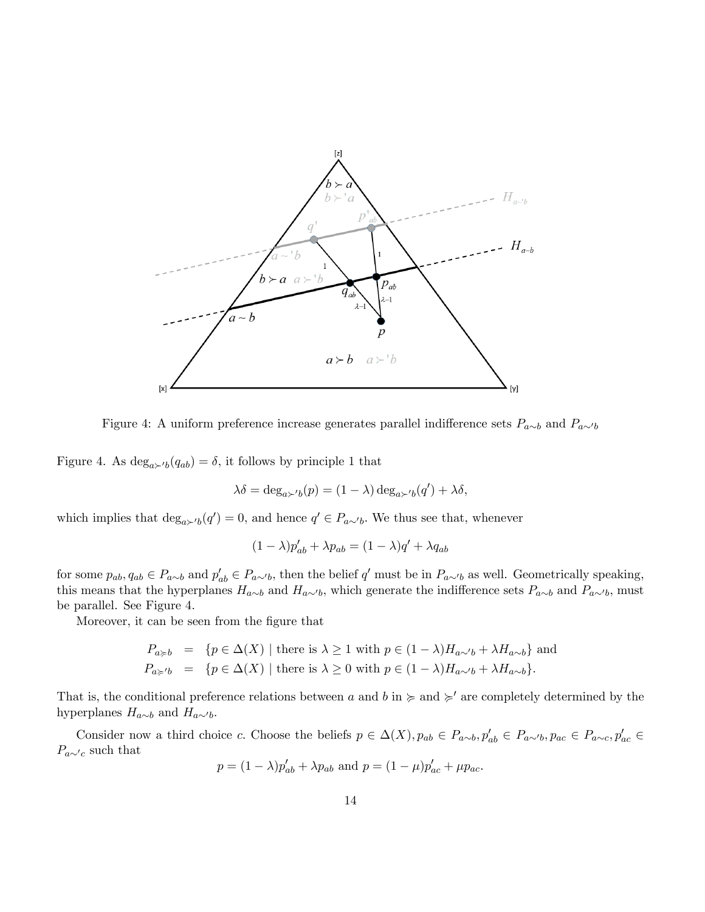Figure 4: A uniform preference increase generates parallel indifference sets $P_{a\sim b}$ and $P_{a\sim' b}$

Figure 4. As $\deg_{a\succ' b}(q_{ab}) = \delta$, it follows by principle 1 that

$$\lambda\delta = \deg_{a\succ' b}(p) = (1-\lambda)\deg_{a\succ' b}(q') + \lambda\delta,$$

which implies that $\deg_{a\succ' b}(q') = 0$, and hence $q' \in P_{a\sim' b}$. We thus see that, whenever

$$(1-\lambda)p'_{ab} + \lambda p_{ab} = (1-\lambda)q' + \lambda q_{ab}$$

for some $p_{ab}, q_{ab} \in P_{a\sim b}$ and $p'_{ab} \in P_{a\sim' b}$, then the belief $q'$ must be in $P_{a\sim' b}$ as well. Geometrically speaking, this means that the hyperplanes $H_{a\sim b}$ and $H_{a\sim' b}$, which generate the indifference sets $P_{a\sim b}$ and $P_{a\sim' b}$, must be parallel. See Figure 4.

Moreover, it can be seen from the figure that

$$\begin{aligned}
P_{a\succcurlyeq b} &= \{p \in \Delta(X) \mid \text{there is } \lambda \geq 1 \text{ with } p \in (1-\lambda)H_{a\sim' b} + \lambda H_{a\sim b}\} \text{ and} \\
P_{a\succcurlyeq' b} &= \{p \in \Delta(X) \mid \text{there is } \lambda \geq 0 \text{ with } p \in (1-\lambda)H_{a\sim' b} + \lambda H_{a\sim b}\}.
\end{aligned}$$

That is, the conditional preference relations between $a$ and $b$ in $\succcurlyeq$ and $\succcurlyeq'$ are completely determined by the hyperplanes $H_{a\sim b}$ and $H_{a\sim' b}$.

Consider now a third choice $c$. Choose the beliefs $p \in \Delta(X), p_{ab} \in P_{a\sim b}, p'_{ab} \in P_{a\sim' b}, p_{ac} \in P_{a\sim c}, p'_{ac} \in P_{a\sim' c}$ such that

$$p = (1-\lambda)p'_{ab} + \lambda p_{ab} \text{ and } p = (1-\mu)p'_{ac} + \mu p_{ac}.$$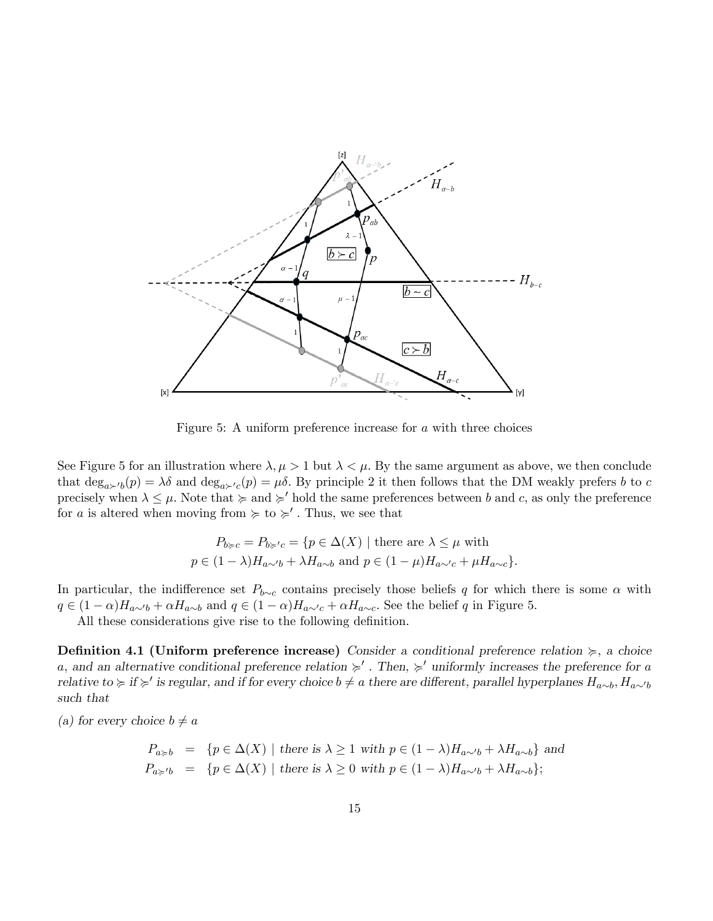Figure 5: A uniform preference increase for $a$ with three choices

See Figure 5 for an illustration where $\lambda, \mu > 1$ but $\lambda < \mu$. By the same argument as above, we then conclude that $\deg_{a \succ' b}(p) = \lambda\delta$ and $\deg_{a \succ' c}(p) = \mu\delta$. By principle 2 it then follows that the DM weakly prefers $b$ to $c$ precisely when $\lambda \leq \mu$. Note that $\succcurlyeq$ and $\succcurlyeq'$ hold the same preferences between $b$ and $c$, as only the preference for $a$ is altered when moving from $\succcurlyeq$ to $\succcurlyeq'$. Thus, we see that

$$P_{b \succcurlyeq c} = P_{b \succcurlyeq' c} = \{p \in \Delta(X) \mid \text{there are } \lambda \leq \mu \text{ with}$$
$$p \in (1-\lambda)H_{a \sim' b} + \lambda H_{a \sim b} \text{ and } p \in (1-\mu)H_{a \sim' c} + \mu H_{a \sim c}\}.$$

In particular, the indifference set $P_{b \sim c}$ contains precisely those beliefs $q$ for which there is some $\alpha$ with $q \in (1-\alpha)H_{a \sim' b} + \alpha H_{a \sim b}$ and $q \in (1-\alpha)H_{a \sim' c} + \alpha H_{a \sim c}$. See the belief $q$ in Figure 5.

All these considerations give rise to the following definition.

**Definition 4.1 (Uniform preference increase)** *Consider a conditional preference relation $\succcurlyeq$, a choice $a$, and an alternative conditional preference relation $\succcurlyeq'$. Then, $\succcurlyeq'$ uniformly increases the preference for $a$ relative to $\succcurlyeq$ if $\succcurlyeq'$ is regular, and if for every choice $b \neq a$ there are different, parallel hyperplanes $H_{a \sim b}, H_{a \sim' b}$ such that*

*(a) for every choice $b \neq a$*

$$P_{a \succcurlyeq b} = \{p \in \Delta(X) \mid \text{there is } \lambda \geq 1 \text{ with } p \in (1-\lambda)H_{a \sim' b} + \lambda H_{a \sim b}\} \text{ and}$$
$$P_{a \succcurlyeq' b} = \{p \in \Delta(X) \mid \text{there is } \lambda \geq 0 \text{ with } p \in (1-\lambda)H_{a \sim' b} + \lambda H_{a \sim b}\};$$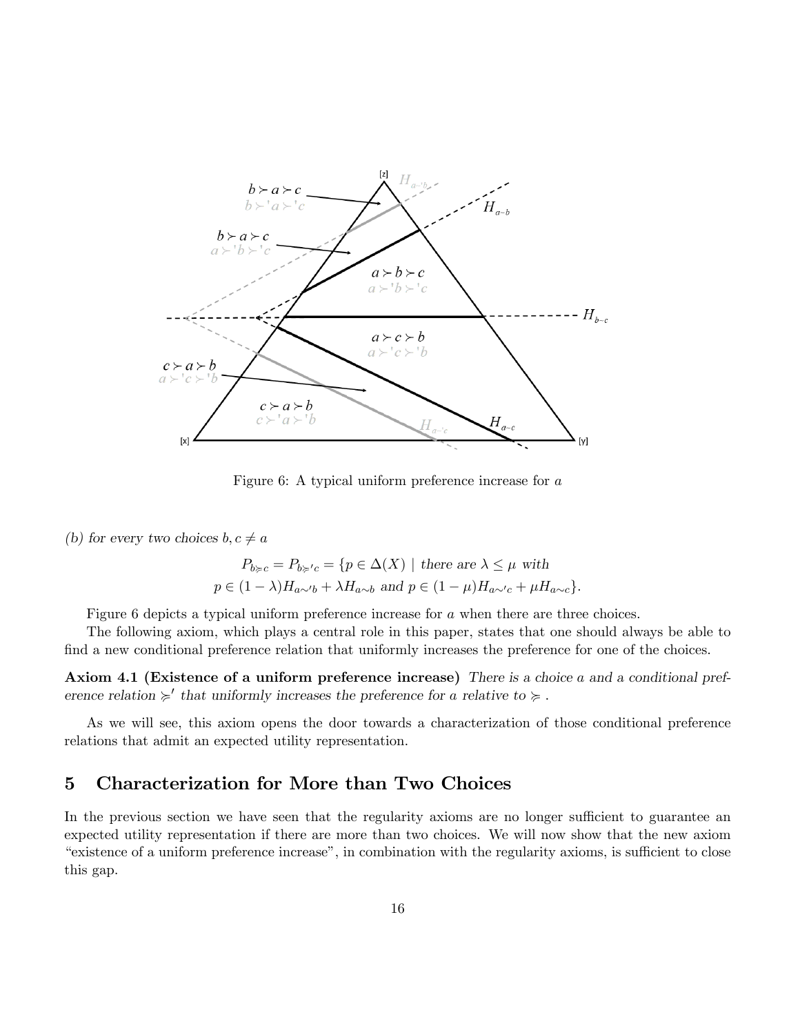Figure 6: A typical uniform preference increase for $a$

(b) *for every two choices* $b, c \neq a$

$$P_{b \succcurlyeq c} = P_{b \succcurlyeq' c} = \{p \in \Delta(X) \mid \text{there are } \lambda \leq \mu \text{ with}$$
$$p \in (1-\lambda)H_{a\sim' b} + \lambda H_{a\sim b} \text{ and } p \in (1-\mu)H_{a\sim' c} + \mu H_{a\sim c}\}.$$

Figure 6 depicts a typical uniform preference increase for $a$ when there are three choices.

The following axiom, which plays a central role in this paper, states that one should always be able to find a new conditional preference relation that uniformly increases the preference for one of the choices.

**Axiom 4.1 (Existence of a uniform preference increase)** *There is a choice* $a$ *and a conditional preference relation* $\succcurlyeq'$ *that uniformly increases the preference for* $a$ *relative to* $\succcurlyeq$ *.*

As we will see, this axiom opens the door towards a characterization of those conditional preference relations that admit an expected utility representation.

## 5 Characterization for More than Two Choices

In the previous section we have seen that the regularity axioms are no longer sufficient to guarantee an expected utility representation if there are more than two choices. We will now show that the new axiom "existence of a uniform preference increase", in combination with the regularity axioms, is sufficient to close this gap.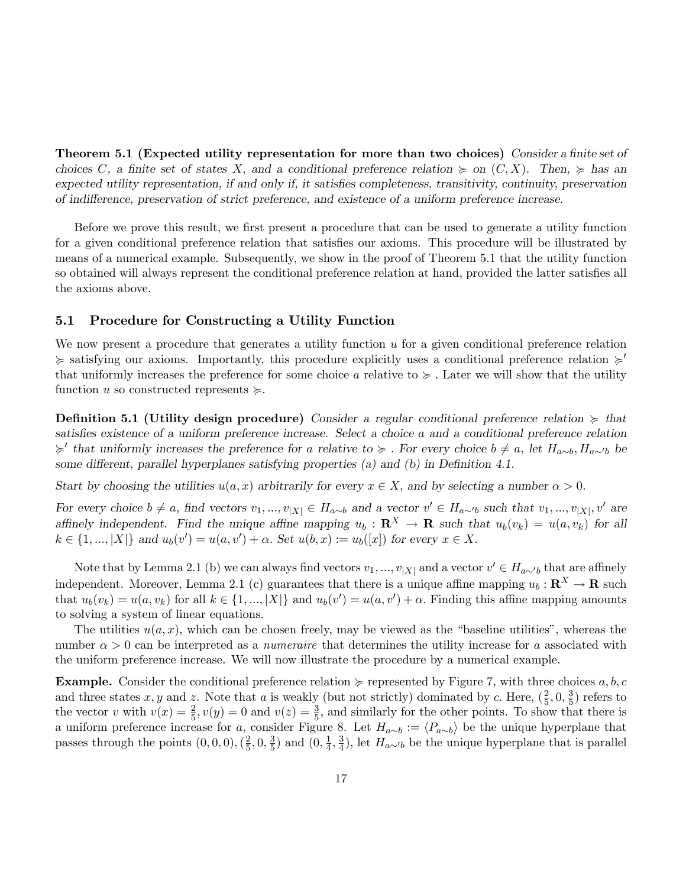**Theorem 5.1 (Expected utility representation for more than two choices)** *Consider a finite set of choices $C$, a finite set of states $X$, and a conditional preference relation $\succcurlyeq$ on $(C, X)$. Then, $\succcurlyeq$ has an expected utility representation, if and only if, it satisfies completeness, transitivity, continuity, preservation of indifference, preservation of strict preference, and existence of a uniform preference increase.*

Before we prove this result, we first present a procedure that can be used to generate a utility function for a given conditional preference relation that satisfies our axioms. This procedure will be illustrated by means of a numerical example. Subsequently, we show in the proof of Theorem 5.1 that the utility function so obtained will always represent the conditional preference relation at hand, provided the latter satisfies all the axioms above.

## 5.1 Procedure for Constructing a Utility Function

We now present a procedure that generates a utility function $u$ for a given conditional preference relation $\succcurlyeq$ satisfying our axioms. Importantly, this procedure explicitly uses a conditional preference relation $\succcurlyeq'$ that uniformly increases the preference for some choice $a$ relative to $\succcurlyeq$. Later we will show that the utility function $u$ so constructed represents $\succcurlyeq$.

**Definition 5.1 (Utility design procedure)** *Consider a regular conditional preference relation $\succcurlyeq$ that satisfies existence of a uniform preference increase. Select a choice $a$ and a conditional preference relation $\succcurlyeq'$ that uniformly increases the preference for $a$ relative to $\succcurlyeq$. For every choice $b \neq a$, let $H_{a\sim b}, H_{a\sim' b}$ be some different, parallel hyperplanes satisfying properties (a) and (b) in Definition 4.1.*

*Start by choosing the utilities $u(a, x)$ arbitrarily for every $x \in X$, and by selecting a number $\alpha > 0$.*

*For every choice $b \neq a$, find vectors $v_1, ..., v_{|X|} \in H_{a\sim b}$ and a vector $v' \in H_{a\sim' b}$ such that $v_1, ..., v_{|X|}, v'$ are affinely independent. Find the unique affine mapping $u_b : \mathbf{R}^X \to \mathbf{R}$ such that $u_b(v_k) = u(a, v_k)$ for all $k \in \{1, ..., |X|\}$ and $u_b(v') = u(a, v') + \alpha$. Set $u(b, x) := u_b([x])$ for every $x \in X$.*

Note that by Lemma 2.1 (b) we can always find vectors $v_1, ..., v_{|X|}$ and a vector $v' \in H_{a\sim' b}$ that are affinely independent. Moreover, Lemma 2.1 (c) guarantees that there is a unique affine mapping $u_b : \mathbf{R}^X \to \mathbf{R}$ such that $u_b(v_k) = u(a, v_k)$ for all $k \in \{1, ..., |X|\}$ and $u_b(v') = u(a, v') + \alpha$. Finding this affine mapping amounts to solving a system of linear equations.

The utilities $u(a, x)$, which can be chosen freely, may be viewed as the "baseline utilities", whereas the number $\alpha > 0$ can be interpreted as a *numeraire* that determines the utility increase for $a$ associated with the uniform preference increase. We will now illustrate the procedure by a numerical example.

**Example.** Consider the conditional preference relation $\succcurlyeq$ represented by Figure 7, with three choices $a, b, c$ and three states $x, y$ and $z$. Note that $a$ is weakly (but not strictly) dominated by $c$. Here, $(\frac{2}{5}, 0, \frac{3}{5})$ refers to the vector $v$ with $v(x) = \frac{2}{5}, v(y) = 0$ and $v(z) = \frac{3}{5}$, and similarly for the other points. To show that there is a uniform preference increase for $a$, consider Figure 8. Let $H_{a\sim b} := \langle P_{a\sim b} \rangle$ be the unique hyperplane that passes through the points $(0, 0, 0), (\frac{2}{5}, 0, \frac{3}{5})$ and $(0, \frac{1}{4}, \frac{3}{4})$, let $H_{a\sim' b}$ be the unique hyperplane that is parallel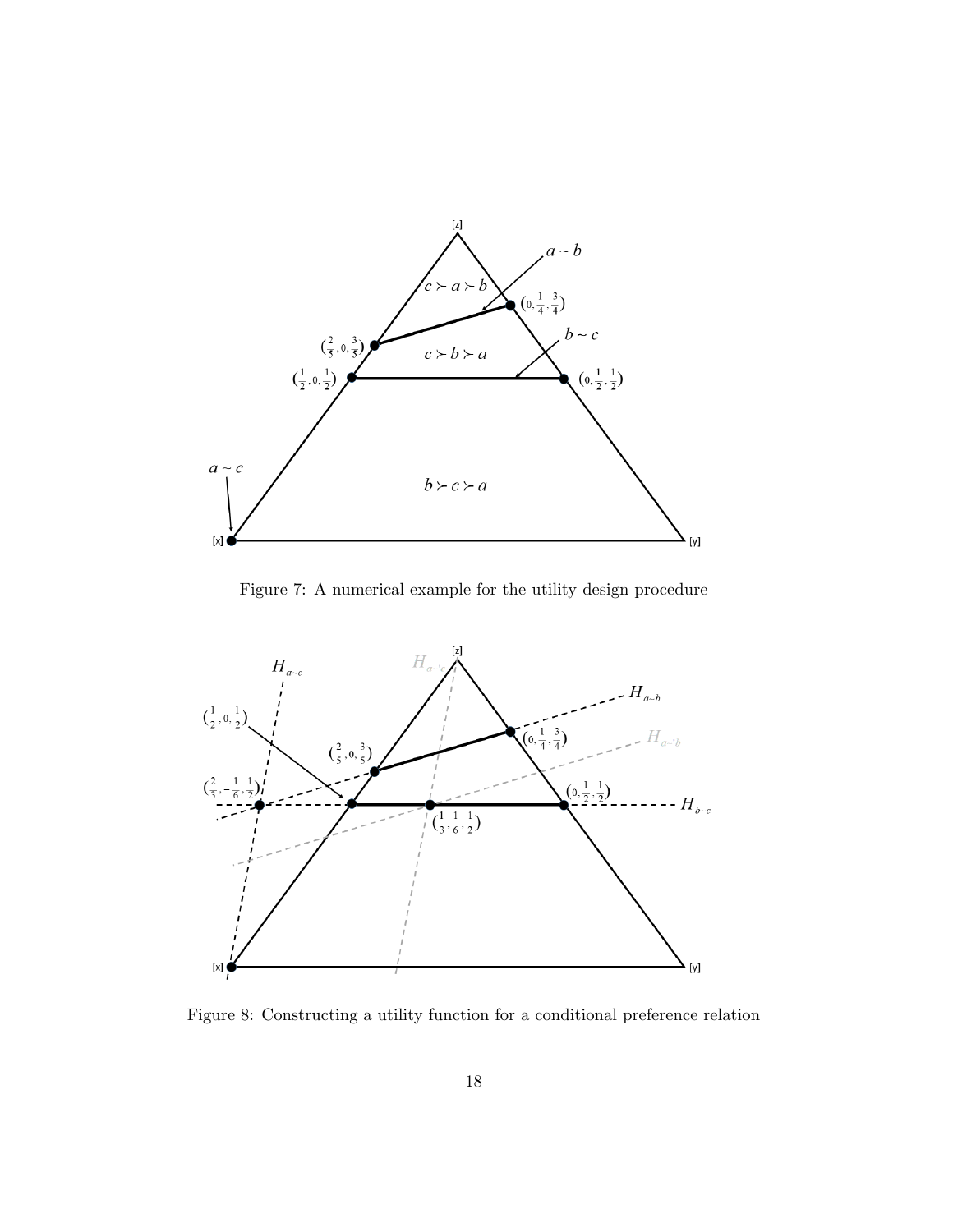Figure 7: A numerical example for the utility design procedure

Figure 8: Constructing a utility function for a conditional preference relation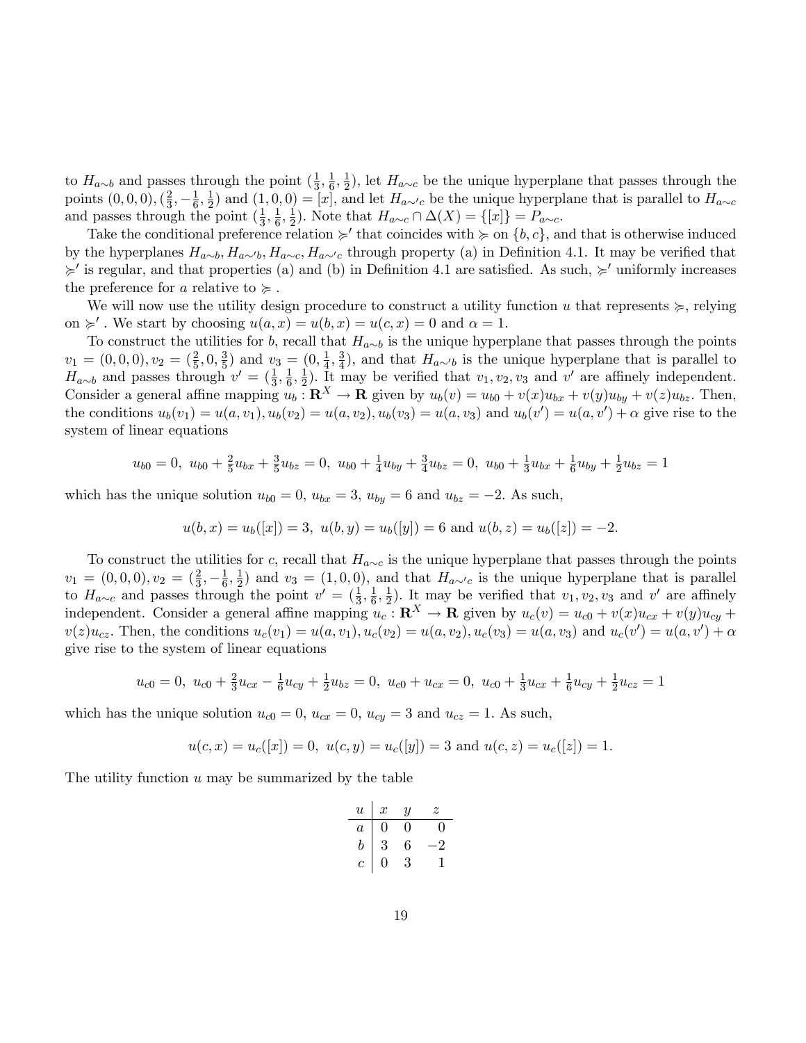to $H_{a\sim b}$ and passes through the point $(\frac{1}{3}, \frac{1}{6}, \frac{1}{2})$, let $H_{a\sim c}$ be the unique hyperplane that passes through the points $(0,0,0), (\frac{2}{3}, -\frac{1}{6}, \frac{1}{2})$ and $(1,0,0) = [x]$, and let $H_{a\sim' c}$ be the unique hyperplane that is parallel to $H_{a\sim c}$ and passes through the point $(\frac{1}{3}, \frac{1}{6}, \frac{1}{2})$. Note that $H_{a\sim c} \cap \Delta(X) = \{[x]\} = P_{a\sim c}$.

Take the conditional preference relation $\succcurlyeq'$ that coincides with $\succcurlyeq$ on $\{b, c\}$, and that is otherwise induced by the hyperplanes $H_{a\sim b}, H_{a\sim' b}, H_{a\sim c}, H_{a\sim' c}$ through property (a) in Definition 4.1. It may be verified that $\succcurlyeq'$ is regular, and that properties (a) and (b) in Definition 4.1 are satisfied. As such, $\succcurlyeq'$ uniformly increases the preference for $a$ relative to $\succcurlyeq$.

We will now use the utility design procedure to construct a utility function $u$ that represents $\succcurlyeq$, relying on $\succcurlyeq'$. We start by choosing $u(a,x) = u(b,x) = u(c,x) = 0$ and $\alpha = 1$.

To construct the utilities for $b$, recall that $H_{a\sim b}$ is the unique hyperplane that passes through the points $v_1 = (0,0,0), v_2 = (\frac{2}{5}, 0, \frac{3}{5})$ and $v_3 = (0, \frac{1}{4}, \frac{3}{4})$, and that $H_{a\sim' b}$ is the unique hyperplane that is parallel to $H_{a\sim b}$ and passes through $v' = (\frac{1}{3}, \frac{1}{6}, \frac{1}{2})$. It may be verified that $v_1, v_2, v_3$ and $v'$ are affinely independent. Consider a general affine mapping $u_b : \mathbf{R}^X \to \mathbf{R}$ given by $u_b(v) = u_{b0} + v(x)u_{bx} + v(y)u_{by} + v(z)u_{bz}$. Then, the conditions $u_b(v_1) = u(a, v_1), u_b(v_2) = u(a, v_2), u_b(v_3) = u(a, v_3)$ and $u_b(v') = u(a, v') + \alpha$ give rise to the system of linear equations

$$u_{b0} = 0, \; u_{b0} + \tfrac{2}{5}u_{bx} + \tfrac{3}{5}u_{bz} = 0, \; u_{b0} + \tfrac{1}{4}u_{by} + \tfrac{3}{4}u_{bz} = 0, \; u_{b0} + \tfrac{1}{3}u_{bx} + \tfrac{1}{6}u_{by} + \tfrac{1}{2}u_{bz} = 1$$

which has the unique solution $u_{b0} = 0$, $u_{bx} = 3$, $u_{by} = 6$ and $u_{bz} = -2$. As such,

$$u(b,x) = u_b([x]) = 3, \; u(b,y) = u_b([y]) = 6 \text{ and } u(b,z) = u_b([z]) = -2.$$

To construct the utilities for $c$, recall that $H_{a\sim c}$ is the unique hyperplane that passes through the points $v_1 = (0,0,0), v_2 = (\frac{2}{3}, -\frac{1}{6}, \frac{1}{2})$ and $v_3 = (1,0,0)$, and that $H_{a\sim' c}$ is the unique hyperplane that is parallel to $H_{a\sim c}$ and passes through the point $v' = (\frac{1}{3}, \frac{1}{6}, \frac{1}{2})$. It may be verified that $v_1, v_2, v_3$ and $v'$ are affinely independent. Consider a general affine mapping $u_c : \mathbf{R}^X \to \mathbf{R}$ given by $u_c(v) = u_{c0} + v(x)u_{cx} + v(y)u_{cy} + v(z)u_{cz}$. Then, the conditions $u_c(v_1) = u(a, v_1), u_c(v_2) = u(a, v_2), u_c(v_3) = u(a, v_3)$ and $u_c(v') = u(a, v') + \alpha$ give rise to the system of linear equations

$$u_{c0} = 0, \; u_{c0} + \tfrac{2}{3}u_{cx} - \tfrac{1}{6}u_{cy} + \tfrac{1}{2}u_{bz} = 0, \; u_{c0} + u_{cx} = 0, \; u_{c0} + \tfrac{1}{3}u_{cx} + \tfrac{1}{6}u_{cy} + \tfrac{1}{2}u_{cz} = 1$$

which has the unique solution $u_{c0} = 0$, $u_{cx} = 0$, $u_{cy} = 3$ and $u_{cz} = 1$. As such,

$$u(c,x) = u_c([x]) = 0, \; u(c,y) = u_c([y]) = 3 \text{ and } u(c,z) = u_c([z]) = 1.$$

The utility function $u$ may be summarized by the table

| $u$ | $x$ | $y$ | $z$ |
|---|---|---|---|
| $a$ | 0 | 0 | 0 |
| $b$ | 3 | 6 | −2 |
| $c$ | 0 | 3 | 1 |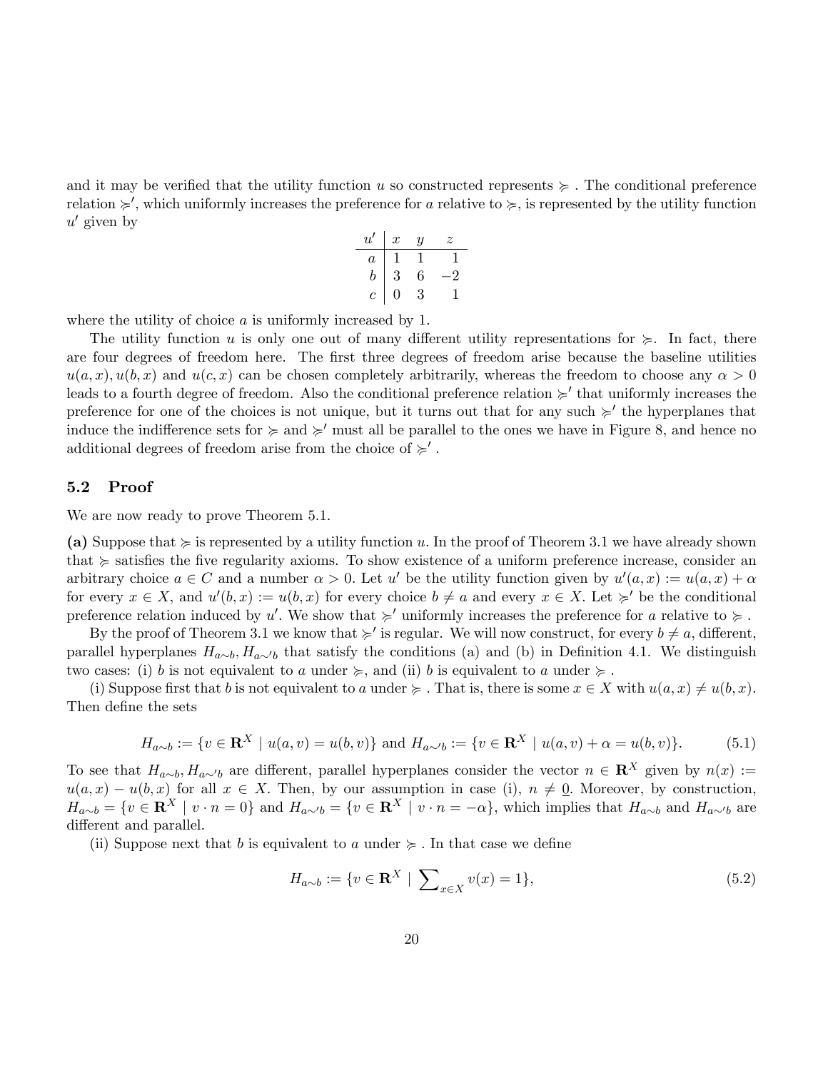and it may be verified that the utility function $u$ so constructed represents $\succcurlyeq$ . The conditional preference relation $\succcurlyeq'$, which uniformly increases the preference for $a$ relative to $\succcurlyeq$, is represented by the utility function $u'$ given by

| $u'$ | $x$ | $y$ | $z$ |
|---|---|---|---|
| $a$ | 1 | 1 | 1 |
| $b$ | 3 | 6 | $-2$ |
| $c$ | 0 | 3 | 1 |

where the utility of choice $a$ is uniformly increased by 1.

The utility function $u$ is only one out of many different utility representations for $\succcurlyeq$. In fact, there are four degrees of freedom here. The first three degrees of freedom arise because the baseline utilities $u(a,x), u(b,x)$ and $u(c,x)$ can be chosen completely arbitrarily, whereas the freedom to choose any $\alpha > 0$ leads to a fourth degree of freedom. Also the conditional preference relation $\succcurlyeq'$ that uniformly increases the preference for one of the choices is not unique, but it turns out that for any such $\succcurlyeq'$ the hyperplanes that induce the indifference sets for $\succcurlyeq$ and $\succcurlyeq'$ must all be parallel to the ones we have in Figure 8, and hence no additional degrees of freedom arise from the choice of $\succcurlyeq'$ .

## 5.2 Proof

We are now ready to prove Theorem 5.1.

**(a)** Suppose that $\succcurlyeq$ is represented by a utility function $u$. In the proof of Theorem 3.1 we have already shown that $\succcurlyeq$ satisfies the five regularity axioms. To show existence of a uniform preference increase, consider an arbitrary choice $a \in C$ and a number $\alpha > 0$. Let $u'$ be the utility function given by $u'(a,x) := u(a,x) + \alpha$ for every $x \in X$, and $u'(b,x) := u(b,x)$ for every choice $b \neq a$ and every $x \in X$. Let $\succcurlyeq'$ be the conditional preference relation induced by $u'$. We show that $\succcurlyeq'$ uniformly increases the preference for $a$ relative to $\succcurlyeq$ .

By the proof of Theorem 3.1 we know that $\succcurlyeq'$ is regular. We will now construct, for every $b \neq a$, different, parallel hyperplanes $H_{a\sim b}, H_{a\sim' b}$ that satisfy the conditions (a) and (b) in Definition 4.1. We distinguish two cases: (i) $b$ is not equivalent to $a$ under $\succcurlyeq$, and (ii) $b$ is equivalent to $a$ under $\succcurlyeq$ .

(i) Suppose first that $b$ is not equivalent to $a$ under $\succcurlyeq$ . That is, there is some $x \in X$ with $u(a,x) \neq u(b,x)$. Then define the sets

$$H_{a\sim b} := \{v \in \mathbf{R}^X \mid u(a,v) = u(b,v)\} \text{ and } H_{a\sim' b} := \{v \in \mathbf{R}^X \mid u(a,v) + \alpha = u(b,v)\}. \tag{5.1}$$

To see that $H_{a\sim b}, H_{a\sim' b}$ are different, parallel hyperplanes consider the vector $n \in \mathbf{R}^X$ given by $n(x) := u(a,x) - u(b,x)$ for all $x \in X$. Then, by our assumption in case (i), $n \neq \underline{0}$. Moreover, by construction, $H_{a\sim b} = \{v \in \mathbf{R}^X \mid v \cdot n = 0\}$ and $H_{a\sim' b} = \{v \in \mathbf{R}^X \mid v \cdot n = -\alpha\}$, which implies that $H_{a\sim b}$ and $H_{a\sim' b}$ are different and parallel.

(ii) Suppose next that $b$ is equivalent to $a$ under $\succcurlyeq$ . In that case we define

$$H_{a\sim b} := \{v \in \mathbf{R}^X \mid \sum\nolimits_{x\in X} v(x) = 1\}, \tag{5.2}$$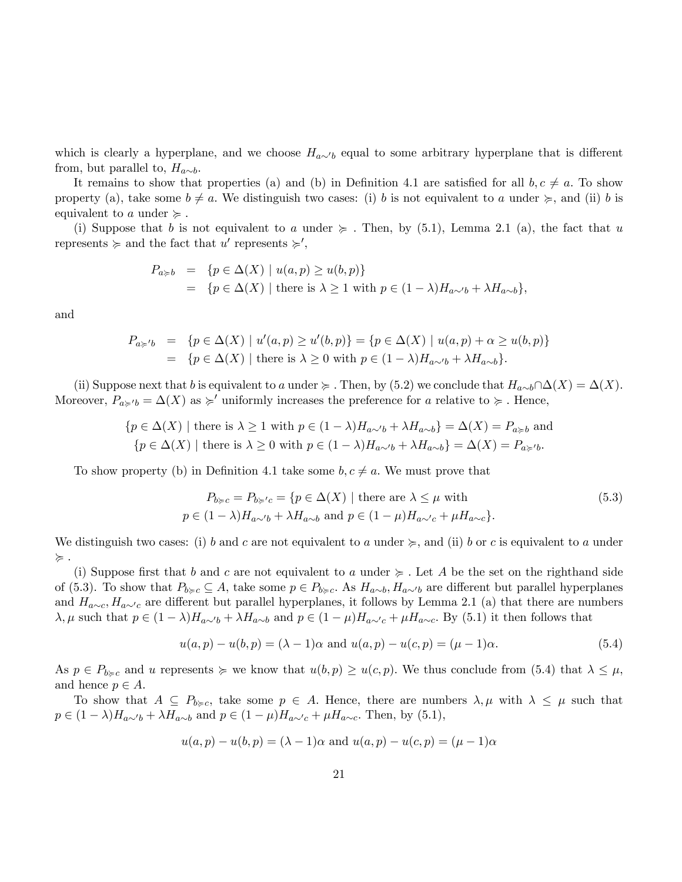which is clearly a hyperplane, and we choose $H_{a\sim' b}$ equal to some arbitrary hyperplane that is different from, but parallel to, $H_{a\sim b}$.

It remains to show that properties (a) and (b) in Definition 4.1 are satisfied for all $b, c \neq a$. To show property (a), take some $b \neq a$. We distinguish two cases: (i) $b$ is not equivalent to $a$ under $\succcurlyeq$, and (ii) $b$ is equivalent to $a$ under $\succcurlyeq$.

(i) Suppose that $b$ is not equivalent to $a$ under $\succcurlyeq$. Then, by (5.1), Lemma 2.1 (a), the fact that $u$ represents $\succcurlyeq$ and the fact that $u'$ represents $\succcurlyeq'$,

$$
\begin{aligned}
P_{a\succcurlyeq b} &= \{p \in \Delta(X) \mid u(a,p) \geq u(b,p)\} \\
&= \{p \in \Delta(X) \mid \text{there is } \lambda \geq 1 \text{ with } p \in (1-\lambda)H_{a\sim' b} + \lambda H_{a\sim b}\},
\end{aligned}
$$

and

$$
\begin{aligned}
P_{a\succcurlyeq' b} &= \{p \in \Delta(X) \mid u'(a,p) \geq u'(b,p)\} = \{p \in \Delta(X) \mid u(a,p) + \alpha \geq u(b,p)\} \\
&= \{p \in \Delta(X) \mid \text{there is } \lambda \geq 0 \text{ with } p \in (1-\lambda)H_{a\sim' b} + \lambda H_{a\sim b}\}.
\end{aligned}
$$

(ii) Suppose next that $b$ is equivalent to $a$ under $\succcurlyeq$. Then, by (5.2) we conclude that $H_{a\sim b} \cap \Delta(X) = \Delta(X)$. Moreover, $P_{a\succcurlyeq' b} = \Delta(X)$ as $\succcurlyeq'$ uniformly increases the preference for $a$ relative to $\succcurlyeq$. Hence,

$$
\{p \in \Delta(X) \mid \text{there is } \lambda \geq 1 \text{ with } p \in (1-\lambda)H_{a\sim' b} + \lambda H_{a\sim b}\} = \Delta(X) = P_{a\succcurlyeq b} \text{ and}
$$
$$
\{p \in \Delta(X) \mid \text{there is } \lambda \geq 0 \text{ with } p \in (1-\lambda)H_{a\sim' b} + \lambda H_{a\sim b}\} = \Delta(X) = P_{a\succcurlyeq' b}.
$$

To show property (b) in Definition 4.1 take some $b, c \neq a$. We must prove that

$$
\begin{aligned}
P_{b\succcurlyeq c} = P_{b\succcurlyeq' c} = \{p \in \Delta(X) \mid &\text{ there are } \lambda \leq \mu \text{ with} \\
&p \in (1-\lambda)H_{a\sim' b} + \lambda H_{a\sim b} \text{ and } p \in (1-\mu)H_{a\sim' c} + \mu H_{a\sim c}\}.
\end{aligned} \tag{5.3}
$$

We distinguish two cases: (i) $b$ and $c$ are not equivalent to $a$ under $\succcurlyeq$, and (ii) $b$ or $c$ is equivalent to $a$ under $\succcurlyeq$.

(i) Suppose first that $b$ and $c$ are not equivalent to $a$ under $\succcurlyeq$. Let $A$ be the set on the righthand side of (5.3). To show that $P_{b\succcurlyeq c} \subseteq A$, take some $p \in P_{b\succcurlyeq c}$. As $H_{a\sim b}, H_{a\sim' b}$ are different but parallel hyperplanes and $H_{a\sim c}, H_{a\sim' c}$ are different but parallel hyperplanes, it follows by Lemma 2.1 (a) that there are numbers $\lambda, \mu$ such that $p \in (1-\lambda)H_{a\sim' b} + \lambda H_{a\sim b}$ and $p \in (1-\mu)H_{a\sim' c} + \mu H_{a\sim c}$. By (5.1) it then follows that

$$
u(a,p) - u(b,p) = (\lambda - 1)\alpha \text{ and } u(a,p) - u(c,p) = (\mu - 1)\alpha. \tag{5.4}
$$

As $p \in P_{b\succcurlyeq c}$ and $u$ represents $\succcurlyeq$ we know that $u(b,p) \geq u(c,p)$. We thus conclude from (5.4) that $\lambda \leq \mu$, and hence $p \in A$.

To show that $A \subseteq P_{b\succcurlyeq c}$, take some $p \in A$. Hence, there are numbers $\lambda, \mu$ with $\lambda \leq \mu$ such that $p \in (1-\lambda)H_{a\sim' b} + \lambda H_{a\sim b}$ and $p \in (1-\mu)H_{a\sim' c} + \mu H_{a\sim c}$. Then, by (5.1),

$$
u(a,p) - u(b,p) = (\lambda - 1)\alpha \text{ and } u(a,p) - u(c,p) = (\mu - 1)\alpha
$$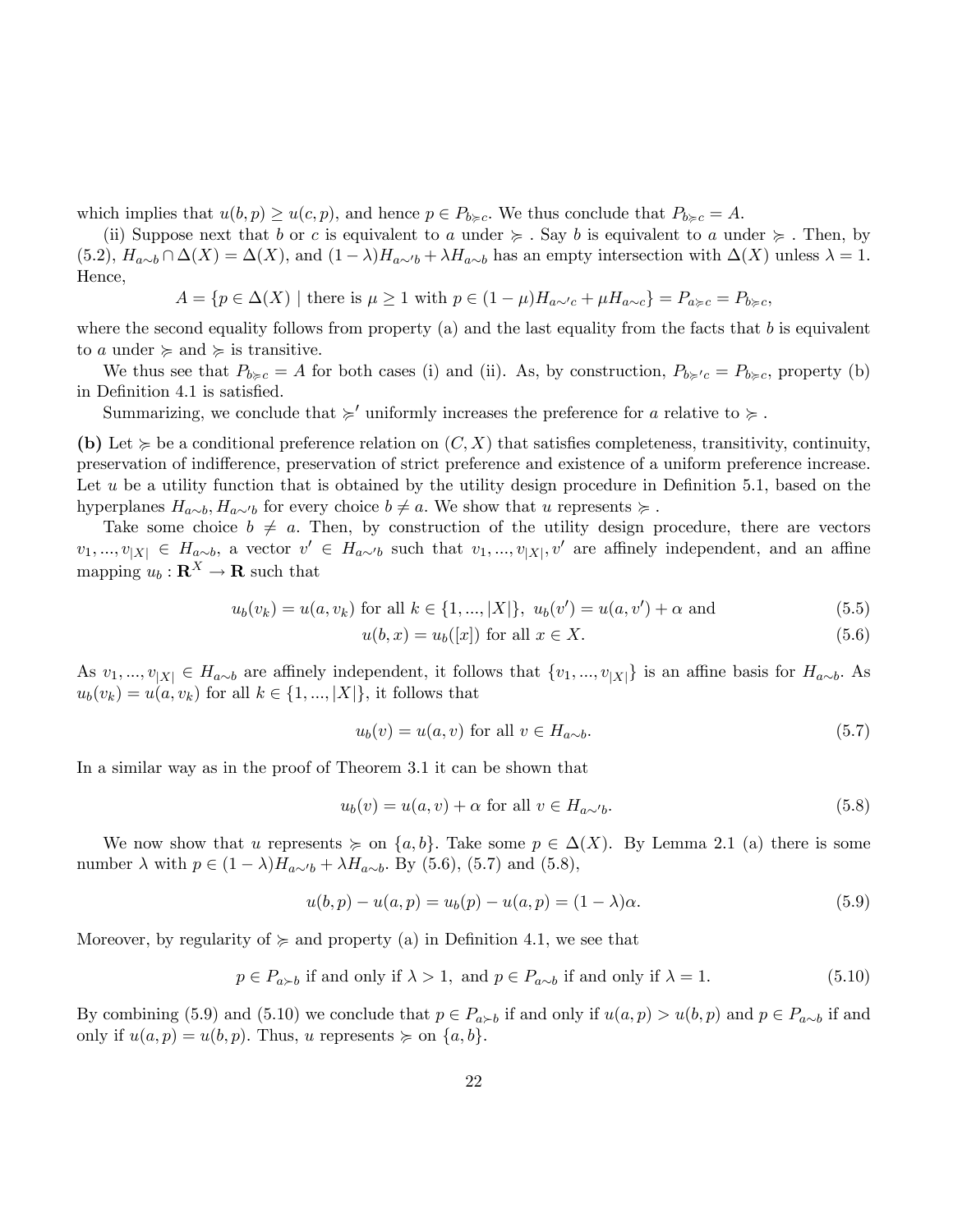which implies that $u(b,p) \geq u(c,p)$, and hence $p \in P_{b \succcurlyeq c}$. We thus conclude that $P_{b \succcurlyeq c} = A$.

(ii) Suppose next that $b$ or $c$ is equivalent to $a$ under $\succcurlyeq$ . Say $b$ is equivalent to $a$ under $\succcurlyeq$ . Then, by (5.2), $H_{a \sim b} \cap \Delta(X) = \Delta(X)$, and $(1-\lambda)H_{a \sim' b} + \lambda H_{a \sim b}$ has an empty intersection with $\Delta(X)$ unless $\lambda = 1$. Hence,

$$A = \{p \in \Delta(X) \mid \text{there is } \mu \geq 1 \text{ with } p \in (1-\mu)H_{a \sim' c} + \mu H_{a \sim c}\} = P_{a \succcurlyeq c} = P_{b \succcurlyeq c},$$

where the second equality follows from property (a) and the last equality from the facts that $b$ is equivalent to $a$ under $\succcurlyeq$ and $\succcurlyeq$ is transitive.

We thus see that $P_{b \succcurlyeq c} = A$ for both cases (i) and (ii). As, by construction, $P_{b \succcurlyeq' c} = P_{b \succcurlyeq c}$, property (b) in Definition 4.1 is satisfied.

Summarizing, we conclude that $\succcurlyeq'$ uniformly increases the preference for $a$ relative to $\succcurlyeq$ .

**(b)** Let $\succcurlyeq$ be a conditional preference relation on $(C, X)$ that satisfies completeness, transitivity, continuity, preservation of indifference, preservation of strict preference and existence of a uniform preference increase. Let $u$ be a utility function that is obtained by the utility design procedure in Definition 5.1, based on the hyperplanes $H_{a \sim b}, H_{a \sim' b}$ for every choice $b \neq a$. We show that $u$ represents $\succcurlyeq$ .

Take some choice $b \neq a$. Then, by construction of the utility design procedure, there are vectors $v_1, ..., v_{|X|} \in H_{a \sim b}$, a vector $v' \in H_{a \sim' b}$ such that $v_1, ..., v_{|X|}, v'$ are affinely independent, and an affine mapping $u_b : \mathbf{R}^X \to \mathbf{R}$ such that

$$u_b(v_k) = u(a, v_k) \text{ for all } k \in \{1, ..., |X|\}, \ u_b(v') = u(a, v') + \alpha \text{ and} \tag{5.5}$$

$$u(b, x) = u_b([x]) \text{ for all } x \in X. \tag{5.6}$$

As $v_1, ..., v_{|X|} \in H_{a \sim b}$ are affinely independent, it follows that $\{v_1, ..., v_{|X|}\}$ is an affine basis for $H_{a \sim b}$. As $u_b(v_k) = u(a, v_k)$ for all $k \in \{1, ..., |X|\}$, it follows that

$$u_b(v) = u(a, v) \text{ for all } v \in H_{a \sim b}. \tag{5.7}$$

In a similar way as in the proof of Theorem 3.1 it can be shown that

$$u_b(v) = u(a, v) + \alpha \text{ for all } v \in H_{a \sim' b}. \tag{5.8}$$

We now show that $u$ represents $\succcurlyeq$ on $\{a, b\}$. Take some $p \in \Delta(X)$. By Lemma 2.1 (a) there is some number $\lambda$ with $p \in (1-\lambda)H_{a \sim' b} + \lambda H_{a \sim b}$. By (5.6), (5.7) and (5.8),

$$u(b, p) - u(a, p) = u_b(p) - u(a, p) = (1-\lambda)\alpha. \tag{5.9}$$

Moreover, by regularity of $\succcurlyeq$ and property (a) in Definition 4.1, we see that

$$p \in P_{a \succ b} \text{ if and only if } \lambda > 1, \text{ and } p \in P_{a \sim b} \text{ if and only if } \lambda = 1. \tag{5.10}$$

By combining (5.9) and (5.10) we conclude that $p \in P_{a \succ b}$ if and only if $u(a, p) > u(b, p)$ and $p \in P_{a \sim b}$ if and only if $u(a, p) = u(b, p)$. Thus, $u$ represents $\succcurlyeq$ on $\{a, b\}$.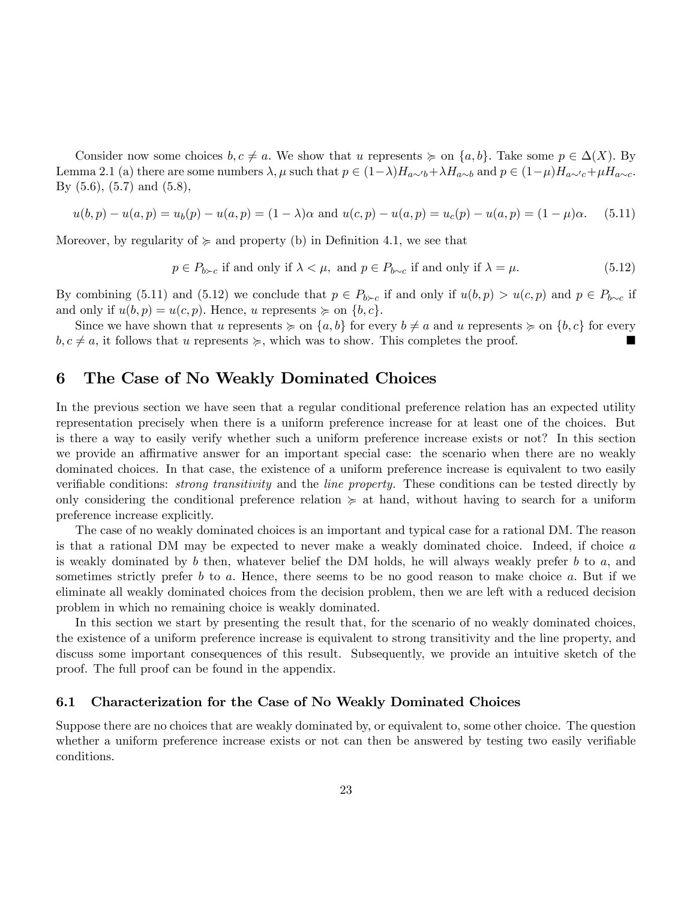Consider now some choices $b, c \neq a$. We show that $u$ represents $\succcurlyeq$ on $\{a, b\}$. Take some $p \in \Delta(X)$. By Lemma 2.1 (a) there are some numbers $\lambda, \mu$ such that $p \in (1-\lambda)H_{a\sim' b} + \lambda H_{a\sim b}$ and $p \in (1-\mu)H_{a\sim' c} + \mu H_{a\sim c}$. By (5.6), (5.7) and (5.8),

$$u(b,p) - u(a,p) = u_b(p) - u(a,p) = (1-\lambda)\alpha \text{ and } u(c,p) - u(a,p) = u_c(p) - u(a,p) = (1-\mu)\alpha. \quad (5.11)$$

Moreover, by regularity of $\succcurlyeq$ and property (b) in Definition 4.1, we see that

$$p \in P_{b \succ c} \text{ if and only if } \lambda < \mu, \text{ and } p \in P_{b\sim c} \text{ if and only if } \lambda = \mu. \quad (5.12)$$

By combining (5.11) and (5.12) we conclude that $p \in P_{b\succ c}$ if and only if $u(b,p) > u(c,p)$ and $p \in P_{b\sim c}$ if and only if $u(b,p) = u(c,p)$. Hence, $u$ represents $\succcurlyeq$ on $\{b, c\}$.

Since we have shown that $u$ represents $\succcurlyeq$ on $\{a, b\}$ for every $b \neq a$ and $u$ represents $\succcurlyeq$ on $\{b, c\}$ for every $b, c \neq a$, it follows that $u$ represents $\succcurlyeq$, which was to show. This completes the proof. ■

# 6 The Case of No Weakly Dominated Choices

In the previous section we have seen that a regular conditional preference relation has an expected utility representation precisely when there is a uniform preference increase for at least one of the choices. But is there a way to easily verify whether such a uniform preference increase exists or not? In this section we provide an affirmative answer for an important special case: the scenario when there are no weakly dominated choices. In that case, the existence of a uniform preference increase is equivalent to two easily verifiable conditions: *strong transitivity* and the *line property*. These conditions can be tested directly by only considering the conditional preference relation $\succcurlyeq$ at hand, without having to search for a uniform preference increase explicitly.

The case of no weakly dominated choices is an important and typical case for a rational DM. The reason is that a rational DM may be expected to never make a weakly dominated choice. Indeed, if choice $a$ is weakly dominated by $b$ then, whatever belief the DM holds, he will always weakly prefer $b$ to $a$, and sometimes strictly prefer $b$ to $a$. Hence, there seems to be no good reason to make choice $a$. But if we eliminate all weakly dominated choices from the decision problem, then we are left with a reduced decision problem in which no remaining choice is weakly dominated.

In this section we start by presenting the result that, for the scenario of no weakly dominated choices, the existence of a uniform preference increase is equivalent to strong transitivity and the line property, and discuss some important consequences of this result. Subsequently, we provide an intuitive sketch of the proof. The full proof can be found in the appendix.

## 6.1 Characterization for the Case of No Weakly Dominated Choices

Suppose there are no choices that are weakly dominated by, or equivalent to, some other choice. The question whether a uniform preference increase exists or not can then be answered by testing two easily verifiable conditions.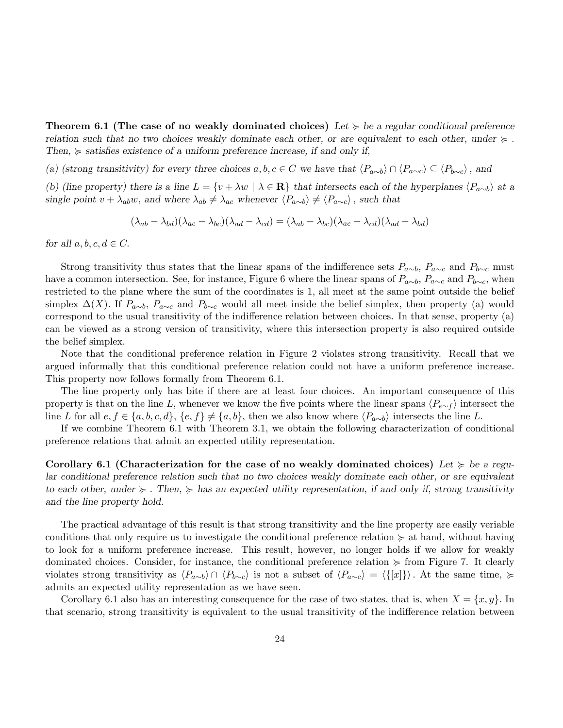**Theorem 6.1 (The case of no weakly dominated choices)** *Let $\succcurlyeq$ be a regular conditional preference relation such that no two choices weakly dominate each other, or are equivalent to each other, under $\succcurlyeq$ . Then, $\succcurlyeq$ satisfies existence of a uniform preference increase, if and only if,*

*(a) (strong transitivity) for every three choices $a, b, c \in C$ we have that $\langle P_{a\sim b}\rangle \cap \langle P_{a\sim c}\rangle \subseteq \langle P_{b\sim c}\rangle$ , and*

*(b) (line property) there is a line $L = \{v + \lambda w \mid \lambda \in \mathbf{R}\}$ that intersects each of the hyperplanes $\langle P_{a\sim b}\rangle$ at a single point $v + \lambda_{ab} w$, and where $\lambda_{ab} \neq \lambda_{ac}$ whenever $\langle P_{a\sim b}\rangle \neq \langle P_{a\sim c}\rangle$ , such that*

$$(\lambda_{ab} - \lambda_{bd})(\lambda_{ac} - \lambda_{bc})(\lambda_{ad} - \lambda_{cd}) = (\lambda_{ab} - \lambda_{bc})(\lambda_{ac} - \lambda_{cd})(\lambda_{ad} - \lambda_{bd})$$

*for all $a, b, c, d \in C$.*

Strong transitivity thus states that the linear spans of the indifference sets $P_{a\sim b}$, $P_{a\sim c}$ and $P_{b\sim c}$ must have a common intersection. See, for instance, Figure 6 where the linear spans of $P_{a\sim b}$, $P_{a\sim c}$ and $P_{b\sim c}$, when restricted to the plane where the sum of the coordinates is 1, all meet at the same point outside the belief simplex $\Delta(X)$. If $P_{a\sim b}$, $P_{a\sim c}$ and $P_{b\sim c}$ would all meet inside the belief simplex, then property (a) would correspond to the usual transitivity of the indifference relation between choices. In that sense, property (a) can be viewed as a strong version of transitivity, where this intersection property is also required outside the belief simplex.

Note that the conditional preference relation in Figure 2 violates strong transitivity. Recall that we argued informally that this conditional preference relation could not have a uniform preference increase. This property now follows formally from Theorem 6.1.

The line property only has bite if there are at least four choices. An important consequence of this property is that on the line $L$, whenever we know the five points where the linear spans $\langle P_{e\sim f}\rangle$ intersect the line $L$ for all $e, f \in \{a, b, c, d\}$, $\{e, f\} \neq \{a, b\}$, then we also know where $\langle P_{a\sim b}\rangle$ intersects the line $L$.

If we combine Theorem 6.1 with Theorem 3.1, we obtain the following characterization of conditional preference relations that admit an expected utility representation.

**Corollary 6.1 (Characterization for the case of no weakly dominated choices)** *Let $\succcurlyeq$ be a regular conditional preference relation such that no two choices weakly dominate each other, or are equivalent to each other, under $\succcurlyeq$ . Then, $\succcurlyeq$ has an expected utility representation, if and only if, strong transitivity and the line property hold.*

The practical advantage of this result is that strong transitivity and the line property are easily veriable conditions that only require us to investigate the conditional preference relation $\succcurlyeq$ at hand, without having to look for a uniform preference increase. This result, however, no longer holds if we allow for weakly dominated choices. Consider, for instance, the conditional preference relation $\succcurlyeq$ from Figure 7. It clearly violates strong transitivity as $\langle P_{a\sim b}\rangle \cap \langle P_{b\sim c}\rangle$ is not a subset of $\langle P_{a\sim c}\rangle = \langle \{[x]\}\rangle$ . At the same time, $\succcurlyeq$ admits an expected utility representation as we have seen.

Corollary 6.1 also has an interesting consequence for the case of two states, that is, when $X = \{x, y\}$. In that scenario, strong transitivity is equivalent to the usual transitivity of the indifference relation between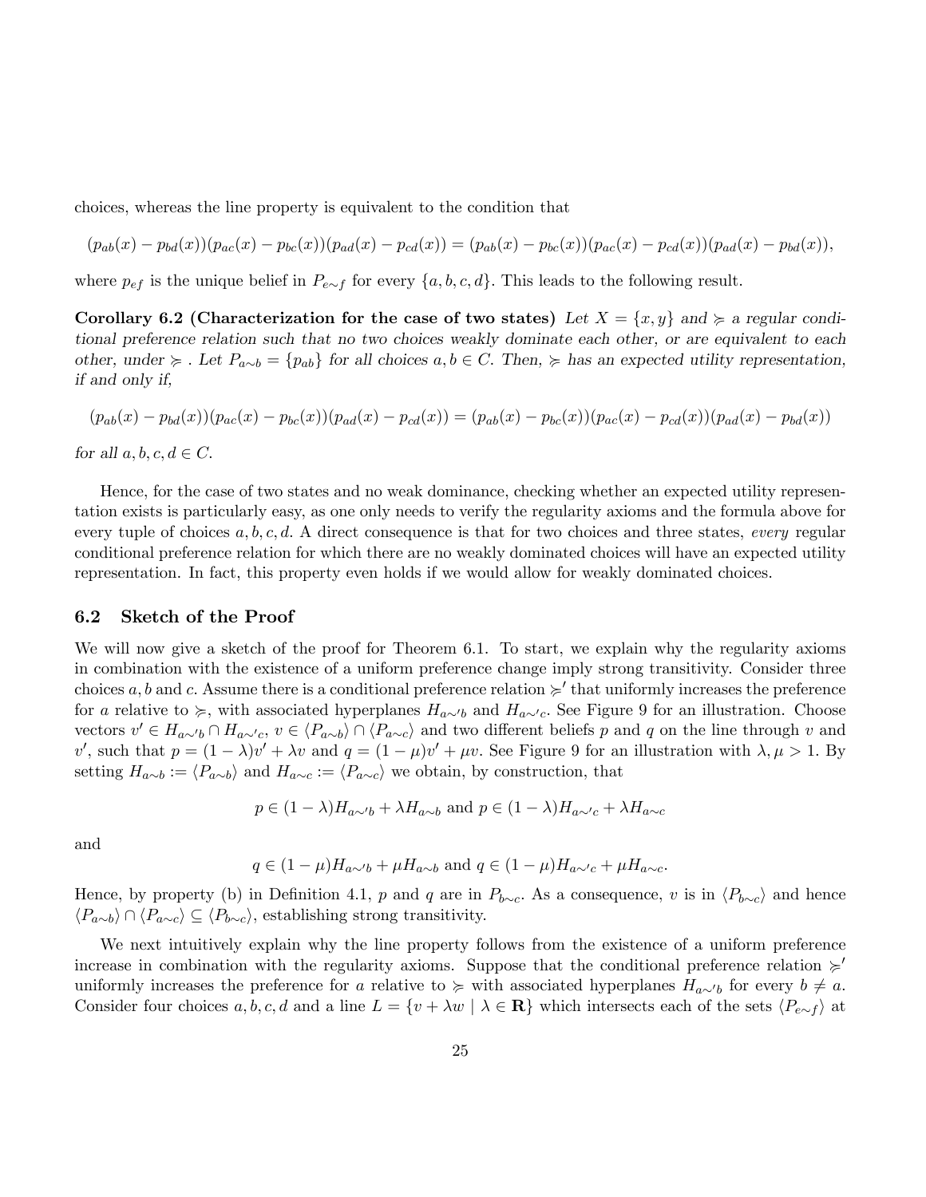choices, whereas the line property is equivalent to the condition that

$$(p_{ab}(x) - p_{bd}(x))(p_{ac}(x) - p_{bc}(x))(p_{ad}(x) - p_{cd}(x)) = (p_{ab}(x) - p_{bc}(x))(p_{ac}(x) - p_{cd}(x))(p_{ad}(x) - p_{bd}(x)),$$

where $p_{ef}$ is the unique belief in $P_{e\sim f}$ for every $\{a, b, c, d\}$. This leads to the following result.

**Corollary 6.2 (Characterization for the case of two states)** *Let $X = \{x, y\}$ and $\succcurlyeq$ a regular conditional preference relation such that no two choices weakly dominate each other, or are equivalent to each other, under $\succcurlyeq$ . Let $P_{a\sim b} = \{p_{ab}\}$ for all choices $a, b \in C$. Then, $\succcurlyeq$ has an expected utility representation, if and only if,*

$$(p_{ab}(x) - p_{bd}(x))(p_{ac}(x) - p_{bc}(x))(p_{ad}(x) - p_{cd}(x)) = (p_{ab}(x) - p_{bc}(x))(p_{ac}(x) - p_{cd}(x))(p_{ad}(x) - p_{bd}(x))$$

*for all $a, b, c, d \in C$.*

Hence, for the case of two states and no weak dominance, checking whether an expected utility representation exists is particularly easy, as one only needs to verify the regularity axioms and the formula above for every tuple of choices $a, b, c, d$. A direct consequence is that for two choices and three states, *every* regular conditional preference relation for which there are no weakly dominated choices will have an expected utility representation. In fact, this property even holds if we would allow for weakly dominated choices.

## 6.2 Sketch of the Proof

We will now give a sketch of the proof for Theorem 6.1. To start, we explain why the regularity axioms in combination with the existence of a uniform preference change imply strong transitivity. Consider three choices $a, b$ and $c$. Assume there is a conditional preference relation $\succcurlyeq'$ that uniformly increases the preference for $a$ relative to $\succcurlyeq$, with associated hyperplanes $H_{a\sim' b}$ and $H_{a\sim' c}$. See Figure 9 for an illustration. Choose vectors $v' \in H_{a\sim' b} \cap H_{a\sim' c}$, $v \in \langle P_{a\sim b}\rangle \cap \langle P_{a\sim c}\rangle$ and two different beliefs $p$ and $q$ on the line through $v$ and $v'$, such that $p = (1-\lambda)v' + \lambda v$ and $q = (1-\mu)v' + \mu v$. See Figure 9 for an illustration with $\lambda, \mu > 1$. By setting $H_{a\sim b} := \langle P_{a\sim b}\rangle$ and $H_{a\sim c} := \langle P_{a\sim c}\rangle$ we obtain, by construction, that

$$p \in (1-\lambda)H_{a\sim' b} + \lambda H_{a\sim b} \text{ and } p \in (1-\lambda)H_{a\sim' c} + \lambda H_{a\sim c}$$

and

$$q \in (1-\mu)H_{a\sim' b} + \mu H_{a\sim b} \text{ and } q \in (1-\mu)H_{a\sim' c} + \mu H_{a\sim c}.$$

Hence, by property (b) in Definition 4.1, $p$ and $q$ are in $P_{b\sim c}$. As a consequence, $v$ is in $\langle P_{b\sim c}\rangle$ and hence $\langle P_{a\sim b}\rangle \cap \langle P_{a\sim c}\rangle \subseteq \langle P_{b\sim c}\rangle$, establishing strong transitivity.

We next intuitively explain why the line property follows from the existence of a uniform preference increase in combination with the regularity axioms. Suppose that the conditional preference relation $\succcurlyeq'$ uniformly increases the preference for $a$ relative to $\succcurlyeq$ with associated hyperplanes $H_{a\sim' b}$ for every $b \neq a$. Consider four choices $a, b, c, d$ and a line $L = \{v + \lambda w \mid \lambda \in \mathbf{R}\}$ which intersects each of the sets $\langle P_{e\sim f}\rangle$ at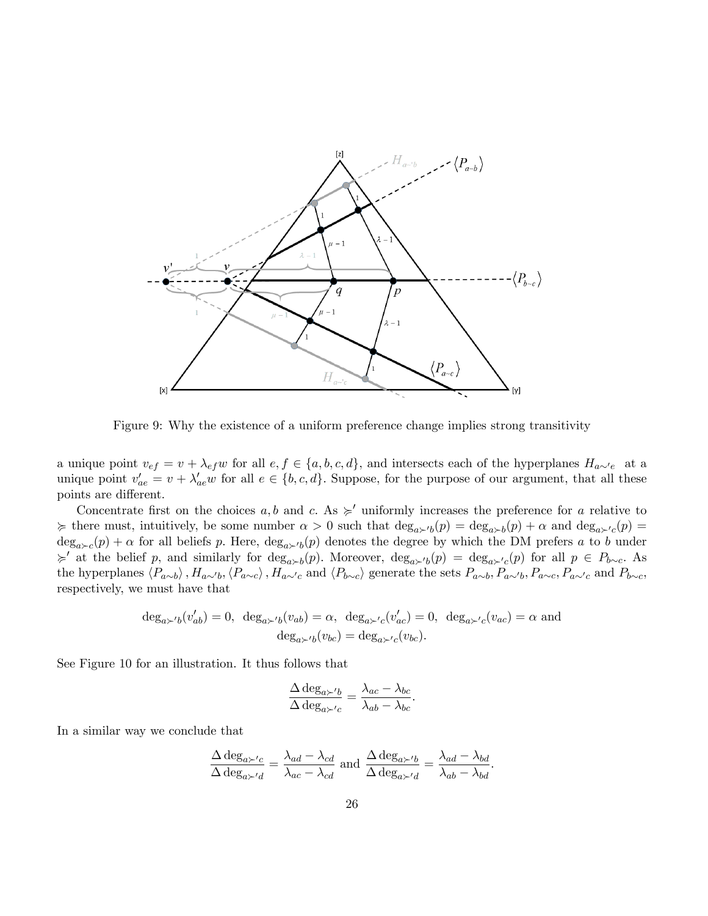Figure 9: Why the existence of a uniform preference change implies strong transitivity

a unique point $v_{ef} = v + \lambda_{ef} w$ for all $e, f \in \{a, b, c, d\}$, and intersects each of the hyperplanes $H_{a\sim' e}$ at a unique point $v'_{ae} = v + \lambda'_{ae} w$ for all $e \in \{b, c, d\}$. Suppose, for the purpose of our argument, that all these points are different.

Concentrate first on the choices $a, b$ and $c$. As $\succcurlyeq'$ uniformly increases the preference for $a$ relative to $\succcurlyeq$ there must, intuitively, be some number $\alpha > 0$ such that $\deg_{a\succ' b}(p) = \deg_{a\succ b}(p) + \alpha$ and $\deg_{a\succ' c}(p) = \deg_{a\succ c}(p) + \alpha$ for all beliefs $p$. Here, $\deg_{a\succ' b}(p)$ denotes the degree by which the DM prefers $a$ to $b$ under $\succcurlyeq'$ at the belief $p$, and similarly for $\deg_{a\succ b}(p)$. Moreover, $\deg_{a\succ' b}(p) = \deg_{a\succ' c}(p)$ for all $p \in P_{b\sim c}$. As the hyperplanes $\langle P_{a\sim b}\rangle, H_{a\sim' b}, \langle P_{a\sim c}\rangle, H_{a\sim' c}$ and $\langle P_{b\sim c}\rangle$ generate the sets $P_{a\sim b}, P_{a\sim' b}, P_{a\sim c}, P_{a\sim' c}$ and $P_{b\sim c}$, respectively, we must have that

$$\deg_{a\succ' b}(v'_{ab}) = 0,\ \ \deg_{a\succ' b}(v_{ab}) = \alpha,\ \ \deg_{a\succ' c}(v'_{ac}) = 0,\ \ \deg_{a\succ' c}(v_{ac}) = \alpha \text{ and}$$
$$\deg_{a\succ' b}(v_{bc}) = \deg_{a\succ' c}(v_{bc}).$$

See Figure 10 for an illustration. It thus follows that

$$\frac{\Delta \deg_{a\succ' b}}{\Delta \deg_{a\succ' c}} = \frac{\lambda_{ac} - \lambda_{bc}}{\lambda_{ab} - \lambda_{bc}}.$$

In a similar way we conclude that

$$\frac{\Delta \deg_{a\succ' c}}{\Delta \deg_{a\succ' d}} = \frac{\lambda_{ad} - \lambda_{cd}}{\lambda_{ac} - \lambda_{cd}} \text{ and } \frac{\Delta \deg_{a\succ' b}}{\Delta \deg_{a\succ' d}} = \frac{\lambda_{ad} - \lambda_{bd}}{\lambda_{ab} - \lambda_{bd}}.$$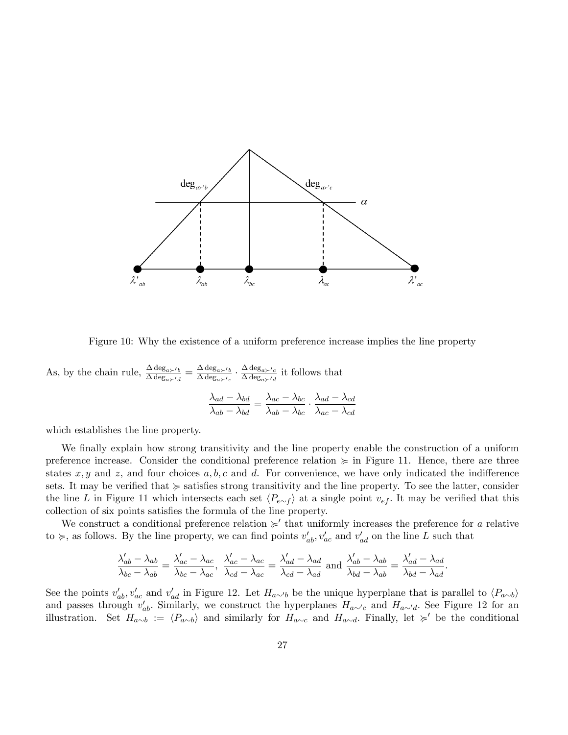Figure 10: Why the existence of a uniform preference increase implies the line property

As, by the chain rule, $\frac{\Delta \deg_{a \succ' b}}{\Delta \deg_{a \succ' d}} = \frac{\Delta \deg_{a \succ' b}}{\Delta \deg_{a \succ' c}} \cdot \frac{\Delta \deg_{a \succ' c}}{\Delta \deg_{a \succ' d}}$ it follows that

$$\frac{\lambda_{ad} - \lambda_{bd}}{\lambda_{ab} - \lambda_{bd}} = \frac{\lambda_{ac} - \lambda_{bc}}{\lambda_{ab} - \lambda_{bc}} \cdot \frac{\lambda_{ad} - \lambda_{cd}}{\lambda_{ac} - \lambda_{cd}}$$

which establishes the line property.

We finally explain how strong transitivity and the line property enable the construction of a uniform preference increase. Consider the conditional preference relation $\succcurlyeq$ in Figure 11. Hence, there are three states $x, y$ and $z$, and four choices $a, b, c$ and $d$. For convenience, we have only indicated the indifference sets. It may be verified that $\succcurlyeq$ satisfies strong transitivity and the line property. To see the latter, consider the line $L$ in Figure 11 which intersects each set $\langle P_{e \sim f} \rangle$ at a single point $v_{ef}$. It may be verified that this collection of six points satisfies the formula of the line property.

We construct a conditional preference relation $\succcurlyeq'$ that uniformly increases the preference for $a$ relative to $\succcurlyeq$, as follows. By the line property, we can find points $v'_{ab}, v'_{ac}$ and $v'_{ad}$ on the line $L$ such that

$$\frac{\lambda'_{ab} - \lambda_{ab}}{\lambda_{bc} - \lambda_{ab}} = \frac{\lambda'_{ac} - \lambda_{ac}}{\lambda_{bc} - \lambda_{ac}}, \ \frac{\lambda'_{ac} - \lambda_{ac}}{\lambda_{cd} - \lambda_{ac}} = \frac{\lambda'_{ad} - \lambda_{ad}}{\lambda_{cd} - \lambda_{ad}} \text{ and } \frac{\lambda'_{ab} - \lambda_{ab}}{\lambda_{bd} - \lambda_{ab}} = \frac{\lambda'_{ad} - \lambda_{ad}}{\lambda_{bd} - \lambda_{ad}}.$$

See the points $v'_{ab}, v'_{ac}$ and $v'_{ad}$ in Figure 12. Let $H_{a \sim' b}$ be the unique hyperplane that is parallel to $\langle P_{a \sim b} \rangle$ and passes through $v'_{ab}$. Similarly, we construct the hyperplanes $H_{a \sim' c}$ and $H_{a \sim' d}$. See Figure 12 for an illustration. Set $H_{a \sim b} := \langle P_{a \sim b} \rangle$ and similarly for $H_{a \sim c}$ and $H_{a \sim d}$. Finally, let $\succcurlyeq'$ be the conditional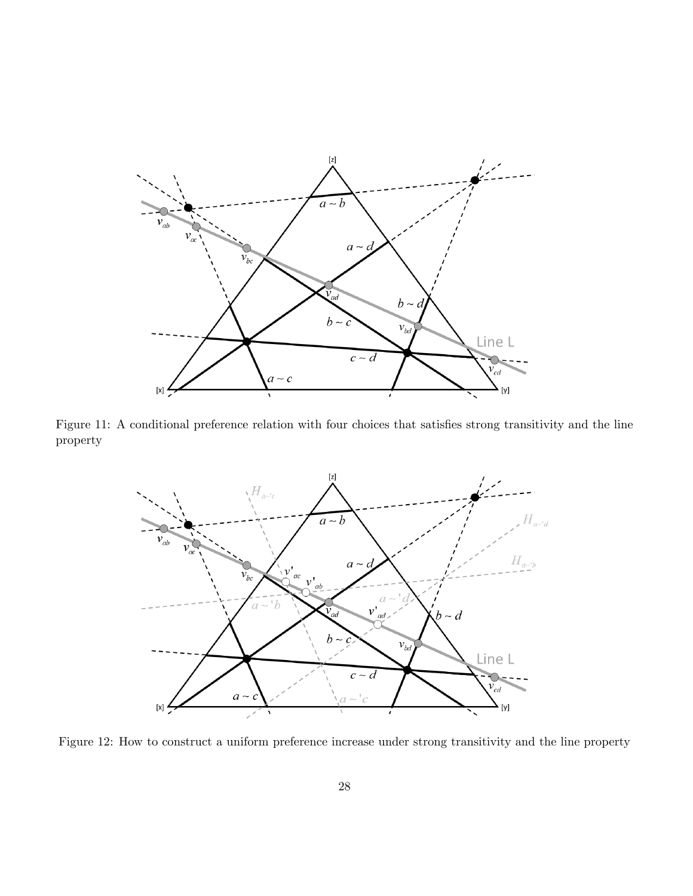Figure 11: A conditional preference relation with four choices that satisfies strong transitivity and the line property

Figure 12: How to construct a uniform preference increase under strong transitivity and the line property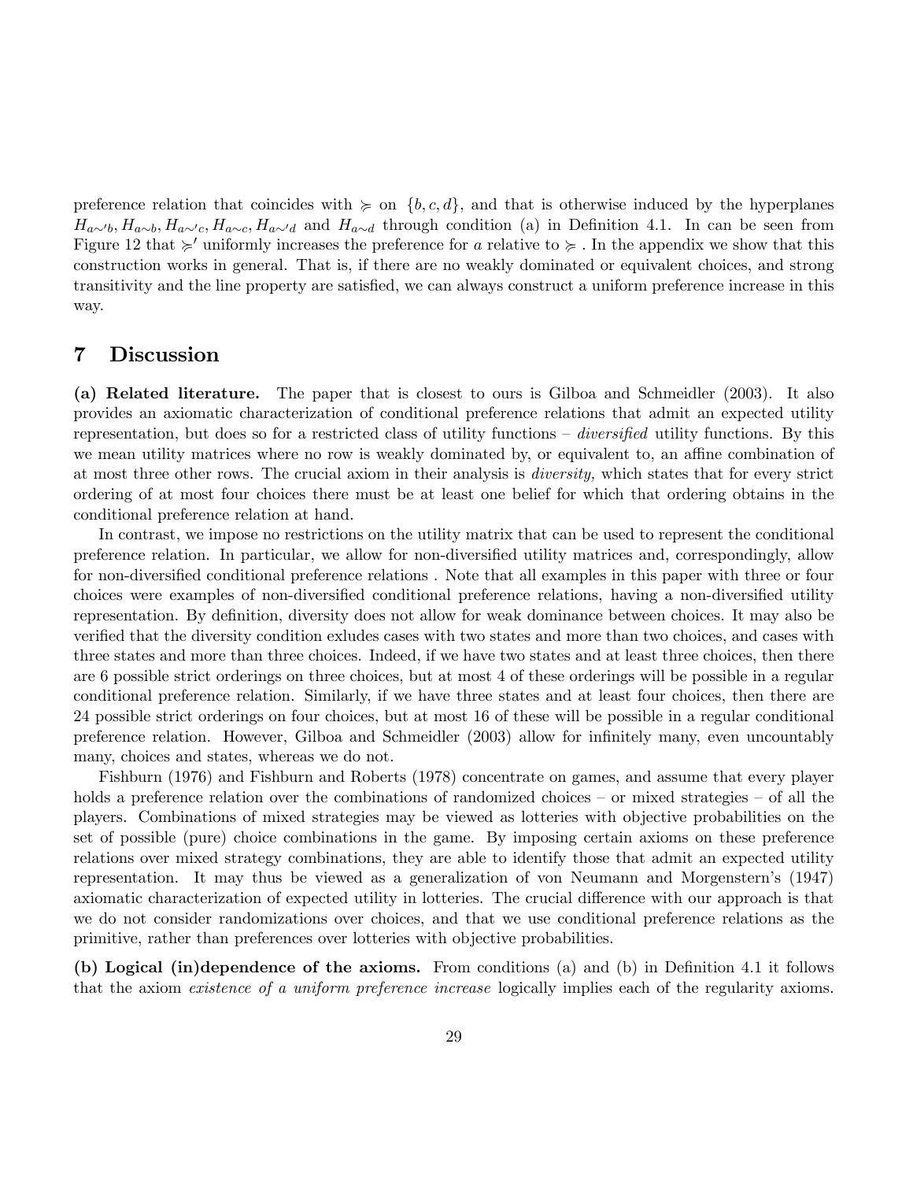preference relation that coincides with $\succcurlyeq$ on $\{b, c, d\}$, and that is otherwise induced by the hyperplanes $H_{a\sim' b}, H_{a\sim b}, H_{a\sim' c}, H_{a\sim c}, H_{a\sim' d}$ and $H_{a\sim d}$ through condition (a) in Definition 4.1. In can be seen from Figure 12 that $\succcurlyeq'$ uniformly increases the preference for $a$ relative to $\succcurlyeq$. In the appendix we show that this construction works in general. That is, if there are no weakly dominated or equivalent choices, and strong transitivity and the line property are satisfied, we can always construct a uniform preference increase in this way.

# 7 Discussion

**(a) Related literature.** The paper that is closest to ours is Gilboa and Schmeidler (2003). It also provides an axiomatic characterization of conditional preference relations that admit an expected utility representation, but does so for a restricted class of utility functions – *diversified* utility functions. By this we mean utility matrices where no row is weakly dominated by, or equivalent to, an affine combination of at most three other rows. The crucial axiom in their analysis is *diversity,* which states that for every strict ordering of at most four choices there must be at least one belief for which that ordering obtains in the conditional preference relation at hand.

In contrast, we impose no restrictions on the utility matrix that can be used to represent the conditional preference relation. In particular, we allow for non-diversified utility matrices and, correspondingly, allow for non-diversified conditional preference relations . Note that all examples in this paper with three or four choices were examples of non-diversified conditional preference relations, having a non-diversified utility representation. By definition, diversity does not allow for weak dominance between choices. It may also be verified that the diversity condition exludes cases with two states and more than two choices, and cases with three states and more than three choices. Indeed, if we have two states and at least three choices, then there are 6 possible strict orderings on three choices, but at most 4 of these orderings will be possible in a regular conditional preference relation. Similarly, if we have three states and at least four choices, then there are 24 possible strict orderings on four choices, but at most 16 of these will be possible in a regular conditional preference relation. However, Gilboa and Schmeidler (2003) allow for infinitely many, even uncountably many, choices and states, whereas we do not.

Fishburn (1976) and Fishburn and Roberts (1978) concentrate on games, and assume that every player holds a preference relation over the combinations of randomized choices – or mixed strategies – of all the players. Combinations of mixed strategies may be viewed as lotteries with objective probabilities on the set of possible (pure) choice combinations in the game. By imposing certain axioms on these preference relations over mixed strategy combinations, they are able to identify those that admit an expected utility representation. It may thus be viewed as a generalization of von Neumann and Morgenstern's (1947) axiomatic characterization of expected utility in lotteries. The crucial difference with our approach is that we do not consider randomizations over choices, and that we use conditional preference relations as the primitive, rather than preferences over lotteries with objective probabilities.

**(b) Logical (in)dependence of the axioms.** From conditions (a) and (b) in Definition 4.1 it follows that the axiom *existence of a uniform preference increase* logically implies each of the regularity axioms.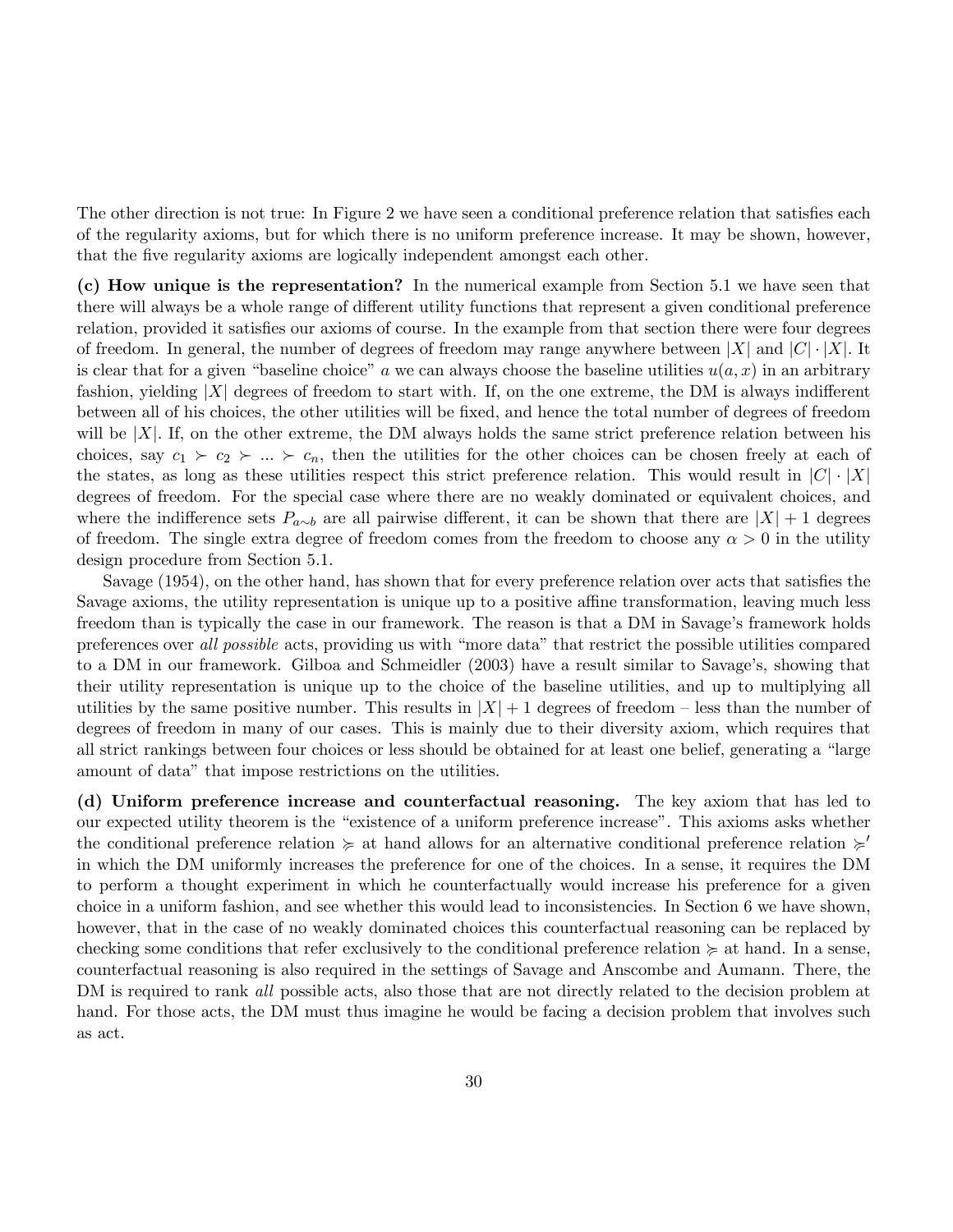The other direction is not true: In Figure 2 we have seen a conditional preference relation that satisfies each of the regularity axioms, but for which there is no uniform preference increase. It may be shown, however, that the five regularity axioms are logically independent amongst each other.

**(c) How unique is the representation?** In the numerical example from Section 5.1 we have seen that there will always be a whole range of different utility functions that represent a given conditional preference relation, provided it satisfies our axioms of course. In the example from that section there were four degrees of freedom. In general, the number of degrees of freedom may range anywhere between $|X|$ and $|C| \cdot |X|$. It is clear that for a given "baseline choice" $a$ we can always choose the baseline utilities $u(a, x)$ in an arbitrary fashion, yielding $|X|$ degrees of freedom to start with. If, on the one extreme, the DM is always indifferent between all of his choices, the other utilities will be fixed, and hence the total number of degrees of freedom will be $|X|$. If, on the other extreme, the DM always holds the same strict preference relation between his choices, say $c_1 \succ c_2 \succ \ldots \succ c_n$, then the utilities for the other choices can be chosen freely at each of the states, as long as these utilities respect this strict preference relation. This would result in $|C| \cdot |X|$ degrees of freedom. For the special case where there are no weakly dominated or equivalent choices, and where the indifference sets $P_{a \sim b}$ are all pairwise different, it can be shown that there are $|X| + 1$ degrees of freedom. The single extra degree of freedom comes from the freedom to choose any $\alpha > 0$ in the utility design procedure from Section 5.1.

Savage (1954), on the other hand, has shown that for every preference relation over acts that satisfies the Savage axioms, the utility representation is unique up to a positive affine transformation, leaving much less freedom than is typically the case in our framework. The reason is that a DM in Savage's framework holds preferences over *all possible* acts, providing us with "more data" that restrict the possible utilities compared to a DM in our framework. Gilboa and Schmeidler (2003) have a result similar to Savage's, showing that their utility representation is unique up to the choice of the baseline utilities, and up to multiplying all utilities by the same positive number. This results in $|X| + 1$ degrees of freedom – less than the number of degrees of freedom in many of our cases. This is mainly due to their diversity axiom, which requires that all strict rankings between four choices or less should be obtained for at least one belief, generating a "large amount of data" that impose restrictions on the utilities.

**(d) Uniform preference increase and counterfactual reasoning.** The key axiom that has led to our expected utility theorem is the "existence of a uniform preference increase". This axioms asks whether the conditional preference relation $\succcurlyeq$ at hand allows for an alternative conditional preference relation $\succcurlyeq'$ in which the DM uniformly increases the preference for one of the choices. In a sense, it requires the DM to perform a thought experiment in which he counterfactually would increase his preference for a given choice in a uniform fashion, and see whether this would lead to inconsistencies. In Section 6 we have shown, however, that in the case of no weakly dominated choices this counterfactual reasoning can be replaced by checking some conditions that refer exclusively to the conditional preference relation $\succcurlyeq$ at hand. In a sense, counterfactual reasoning is also required in the settings of Savage and Anscombe and Aumann. There, the DM is required to rank *all* possible acts, also those that are not directly related to the decision problem at hand. For those acts, the DM must thus imagine he would be facing a decision problem that involves such as act.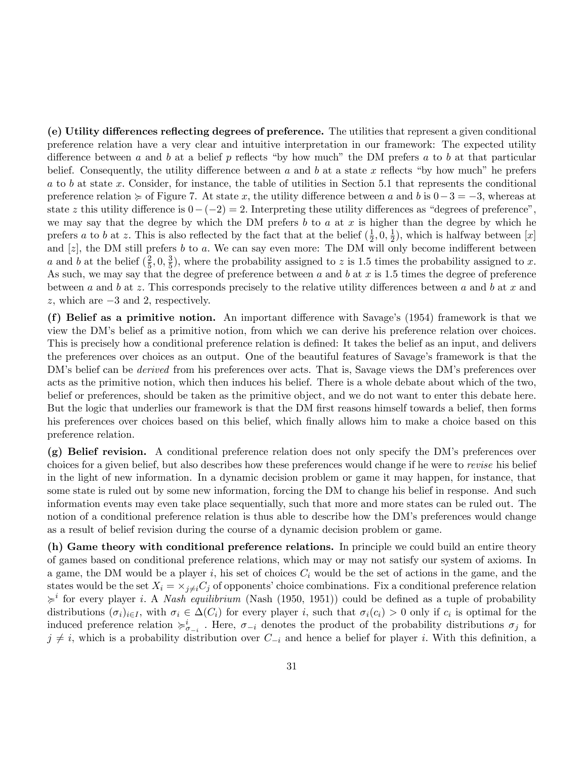**(e) Utility differences reflecting degrees of preference.** The utilities that represent a given conditional preference relation have a very clear and intuitive interpretation in our framework: The expected utility difference between $a$ and $b$ at a belief $p$ reflects "by how much" the DM prefers $a$ to $b$ at that particular belief. Consequently, the utility difference between $a$ and $b$ at a state $x$ reflects "by how much" he prefers $a$ to $b$ at state $x$. Consider, for instance, the table of utilities in Section 5.1 that represents the conditional preference relation $\succcurlyeq$ of Figure 7. At state $x$, the utility difference between $a$ and $b$ is $0-3=-3$, whereas at state $z$ this utility difference is $0-(-2)=2$. Interpreting these utility differences as "degrees of preference", we may say that the degree by which the DM prefers $b$ to $a$ at $x$ is higher than the degree by which he prefers $a$ to $b$ at $z$. This is also reflected by the fact that at the belief $(\frac{1}{2}, 0, \frac{1}{2})$, which is halfway between $[x]$ and $[z]$, the DM still prefers $b$ to $a$. We can say even more: The DM will only become indifferent between $a$ and $b$ at the belief $(\frac{2}{5}, 0, \frac{3}{5})$, where the probability assigned to $z$ is 1.5 times the probability assigned to $x$. As such, we may say that the degree of preference between $a$ and $b$ at $x$ is 1.5 times the degree of preference between $a$ and $b$ at $z$. This corresponds precisely to the relative utility differences between $a$ and $b$ at $x$ and $z$, which are $-3$ and 2, respectively.

**(f) Belief as a primitive notion.** An important difference with Savage's (1954) framework is that we view the DM's belief as a primitive notion, from which we can derive his preference relation over choices. This is precisely how a conditional preference relation is defined: It takes the belief as an input, and delivers the preferences over choices as an output. One of the beautiful features of Savage's framework is that the DM's belief can be *derived* from his preferences over acts. That is, Savage views the DM's preferences over acts as the primitive notion, which then induces his belief. There is a whole debate about which of the two, belief or preferences, should be taken as the primitive object, and we do not want to enter this debate here. But the logic that underlies our framework is that the DM first reasons himself towards a belief, then forms his preferences over choices based on this belief, which finally allows him to make a choice based on this preference relation.

**(g) Belief revision.** A conditional preference relation does not only specify the DM's preferences over choices for a given belief, but also describes how these preferences would change if he were to *revise* his belief in the light of new information. In a dynamic decision problem or game it may happen, for instance, that some state is ruled out by some new information, forcing the DM to change his belief in response. And such information events may even take place sequentially, such that more and more states can be ruled out. The notion of a conditional preference relation is thus able to describe how the DM's preferences would change as a result of belief revision during the course of a dynamic decision problem or game.

**(h) Game theory with conditional preference relations.** In principle we could build an entire theory of games based on conditional preference relations, which may or may not satisfy our system of axioms. In a game, the DM would be a player $i$, his set of choices $C_i$ would be the set of actions in the game, and the states would be the set $X_i = \times_{j \neq i} C_j$ of opponents' choice combinations. Fix a conditional preference relation $\succcurlyeq^i$ for every player $i$. A *Nash equilibrium* (Nash (1950, 1951)) could be defined as a tuple of probability distributions $(\sigma_i)_{i \in I}$, with $\sigma_i \in \Delta(C_i)$ for every player $i$, such that $\sigma_i(c_i) > 0$ only if $c_i$ is optimal for the induced preference relation $\succcurlyeq^i_{\sigma_{-i}}$. Here, $\sigma_{-i}$ denotes the product of the probability distributions $\sigma_j$ for $j \neq i$, which is a probability distribution over $C_{-i}$ and hence a belief for player $i$. With this definition, a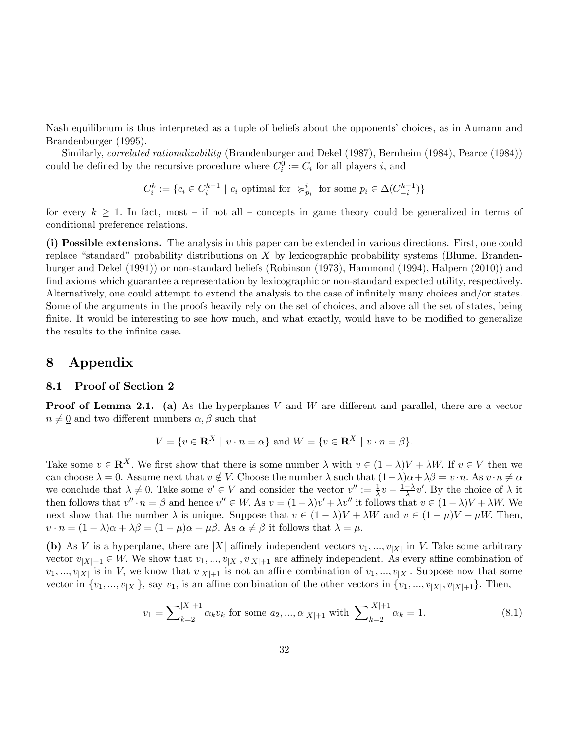Nash equilibrium is thus interpreted as a tuple of beliefs about the opponents' choices, as in Aumann and Brandenburger (1995).

Similarly, *correlated rationalizability* (Brandenburger and Dekel (1987), Bernheim (1984), Pearce (1984)) could be defined by the recursive procedure where $C_i^0 := C_i$ for all players $i$, and

$$C_i^k := \{c_i \in C_i^{k-1} \mid c_i \text{ optimal for } \succsim_{p_i}^i \text{ for some } p_i \in \Delta(C_{-i}^{k-1})\}$$

for every $k \geq 1$. In fact, most – if not all – concepts in game theory could be generalized in terms of conditional preference relations.

**(i) Possible extensions.** The analysis in this paper can be extended in various directions. First, one could replace "standard" probability distributions on $X$ by lexicographic probability systems (Blume, Brandenburger and Dekel (1991)) or non-standard beliefs (Robinson (1973), Hammond (1994), Halpern (2010)) and find axioms which guarantee a representation by lexicographic or non-standard expected utility, respectively. Alternatively, one could attempt to extend the analysis to the case of infinitely many choices and/or states. Some of the arguments in the proofs heavily rely on the set of choices, and above all the set of states, being finite. It would be interesting to see how much, and what exactly, would have to be modified to generalize the results to the infinite case.

# 8 Appendix

## 8.1 Proof of Section 2

**Proof of Lemma 2.1. (a)** As the hyperplanes $V$ and $W$ are different and parallel, there are a vector $n \neq \underline{0}$ and two different numbers $\alpha, \beta$ such that

$$V = \{v \in \mathbf{R}^X \mid v \cdot n = \alpha\} \text{ and } W = \{v \in \mathbf{R}^X \mid v \cdot n = \beta\}.$$

Take some $v \in \mathbf{R}^X$. We first show that there is some number $\lambda$ with $v \in (1-\lambda)V + \lambda W$. If $v \in V$ then we can choose $\lambda = 0$. Assume next that $v \notin V$. Choose the number $\lambda$ such that $(1-\lambda)\alpha + \lambda\beta = v \cdot n$. As $v \cdot n \neq \alpha$ we conclude that $\lambda \neq 0$. Take some $v' \in V$ and consider the vector $v'' := \frac{1}{\lambda}v - \frac{1-\lambda}{\lambda}v'$. By the choice of $\lambda$ it then follows that $v'' \cdot n = \beta$ and hence $v'' \in W$. As $v = (1-\lambda)v' + \lambda v''$ it follows that $v \in (1-\lambda)V + \lambda W$. We next show that the number $\lambda$ is unique. Suppose that $v \in (1-\lambda)V + \lambda W$ and $v \in (1-\mu)V + \mu W$. Then, $v \cdot n = (1-\lambda)\alpha + \lambda\beta = (1-\mu)\alpha + \mu\beta$. As $\alpha \neq \beta$ it follows that $\lambda = \mu$.

**(b)** As $V$ is a hyperplane, there are $|X|$ affinely independent vectors $v_1, ..., v_{|X|}$ in $V$. Take some arbitrary vector $v_{|X|+1} \in W$. We show that $v_1, ..., v_{|X|}, v_{|X|+1}$ are affinely independent. As every affine combination of $v_1, ..., v_{|X|}$ is in $V$, we know that $v_{|X|+1}$ is not an affine combination of $v_1, ..., v_{|X|}$. Suppose now that some vector in $\{v_1, ..., v_{|X|}\}$, say $v_1$, is an affine combination of the other vectors in $\{v_1, ..., v_{|X|}, v_{|X|+1}\}$. Then,

$$v_1 = \sum_{k=2}^{|X|+1} \alpha_k v_k \text{ for some } a_2, ..., \alpha_{|X|+1} \text{ with } \sum_{k=2}^{|X|+1} \alpha_k = 1. \tag{8.1}$$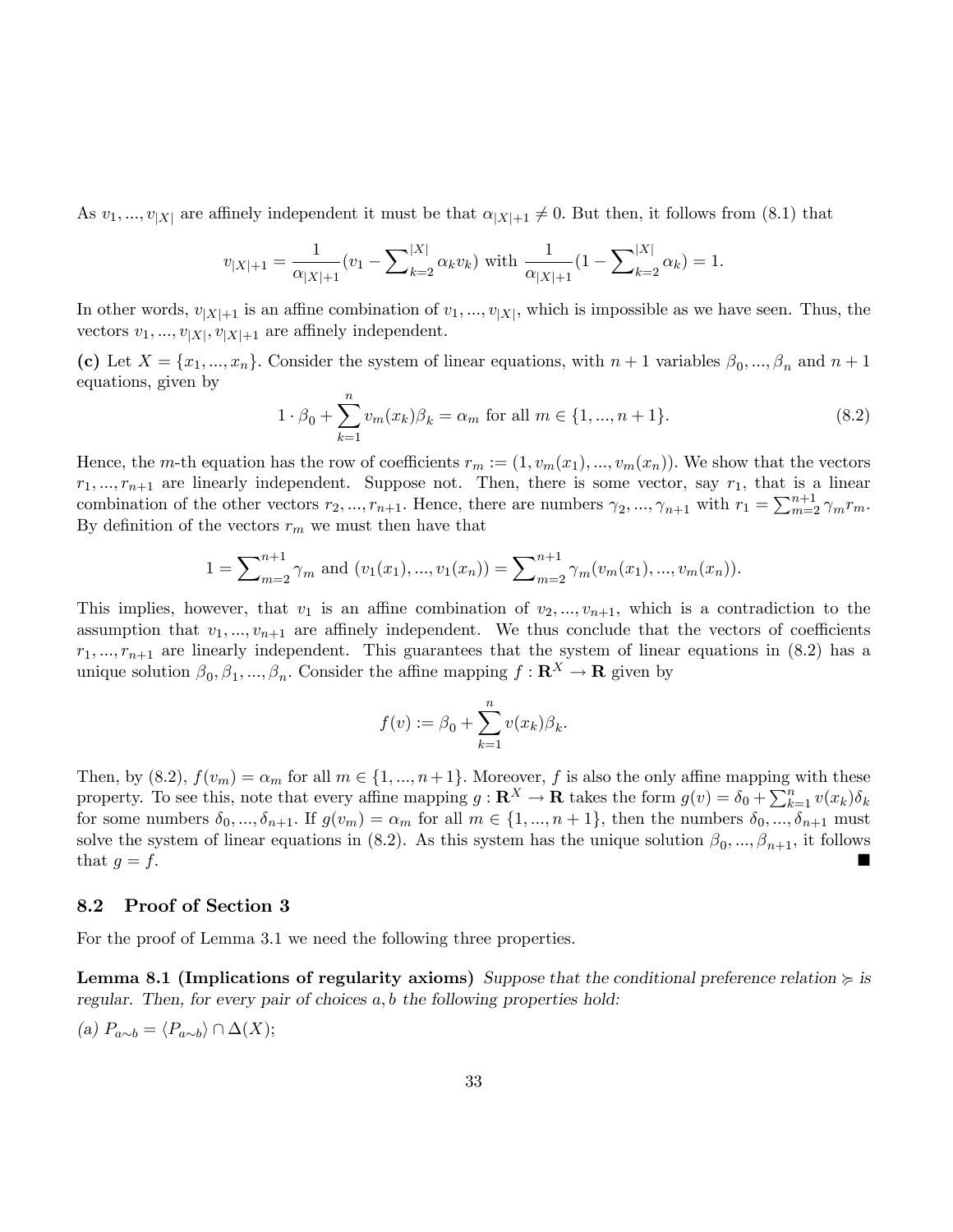As $v_1, ..., v_{|X|}$ are affinely independent it must be that $\alpha_{|X|+1} \neq 0$. But then, it follows from (8.1) that

$$v_{|X|+1} = \frac{1}{\alpha_{|X|+1}}(v_1 - \sum\nolimits_{k=2}^{|X|} \alpha_k v_k) \text{ with } \frac{1}{\alpha_{|X|+1}}(1 - \sum\nolimits_{k=2}^{|X|} \alpha_k) = 1.$$

In other words, $v_{|X|+1}$ is an affine combination of $v_1, ..., v_{|X|}$, which is impossible as we have seen. Thus, the vectors $v_1, ..., v_{|X|}, v_{|X|+1}$ are affinely independent.

**(c)** Let $X = \{x_1, ..., x_n\}$. Consider the system of linear equations, with $n+1$ variables $\beta_0, ..., \beta_n$ and $n+1$ equations, given by

$$1 \cdot \beta_0 + \sum_{k=1}^{n} v_m(x_k)\beta_k = \alpha_m \text{ for all } m \in \{1, ..., n+1\}. \tag{8.2}$$

Hence, the $m$-th equation has the row of coefficients $r_m := (1, v_m(x_1), ..., v_m(x_n))$. We show that the vectors $r_1, ..., r_{n+1}$ are linearly independent. Suppose not. Then, there is some vector, say $r_1$, that is a linear combination of the other vectors $r_2, ..., r_{n+1}$. Hence, there are numbers $\gamma_2, ..., \gamma_{n+1}$ with $r_1 = \sum_{m=2}^{n+1} \gamma_m r_m$. By definition of the vectors $r_m$ we must then have that

$$1 = \sum\nolimits_{m=2}^{n+1} \gamma_m \text{ and } (v_1(x_1), ..., v_1(x_n)) = \sum\nolimits_{m=2}^{n+1} \gamma_m (v_m(x_1), ..., v_m(x_n)).$$

This implies, however, that $v_1$ is an affine combination of $v_2, ..., v_{n+1}$, which is a contradiction to the assumption that $v_1, ..., v_{n+1}$ are affinely independent. We thus conclude that the vectors of coefficients $r_1, ..., r_{n+1}$ are linearly independent. This guarantees that the system of linear equations in (8.2) has a unique solution $\beta_0, \beta_1, ..., \beta_n$. Consider the affine mapping $f : \mathbf{R}^X \to \mathbf{R}$ given by

$$f(v) := \beta_0 + \sum_{k=1}^{n} v(x_k)\beta_k.$$

Then, by (8.2), $f(v_m) = \alpha_m$ for all $m \in \{1, ..., n+1\}$. Moreover, $f$ is also the only affine mapping with these property. To see this, note that every affine mapping $g : \mathbf{R}^X \to \mathbf{R}$ takes the form $g(v) = \delta_0 + \sum_{k=1}^{n} v(x_k)\delta_k$ for some numbers $\delta_0, ..., \delta_{n+1}$. If $g(v_m) = \alpha_m$ for all $m \in \{1, ..., n+1\}$, then the numbers $\delta_0, ..., \delta_{n+1}$ must solve the system of linear equations in (8.2). As this system has the unique solution $\beta_0, ..., \beta_{n+1}$, it follows that $g = f$. ■

### 8.2 Proof of Section 3

For the proof of Lemma 3.1 we need the following three properties.

**Lemma 8.1 (Implications of regularity axioms)** *Suppose that the conditional preference relation $\succcurlyeq$ is regular. Then, for every pair of choices $a, b$ the following properties hold:*

*(a)* $P_{a\sim b} = \langle P_{a\sim b} \rangle \cap \Delta(X)$;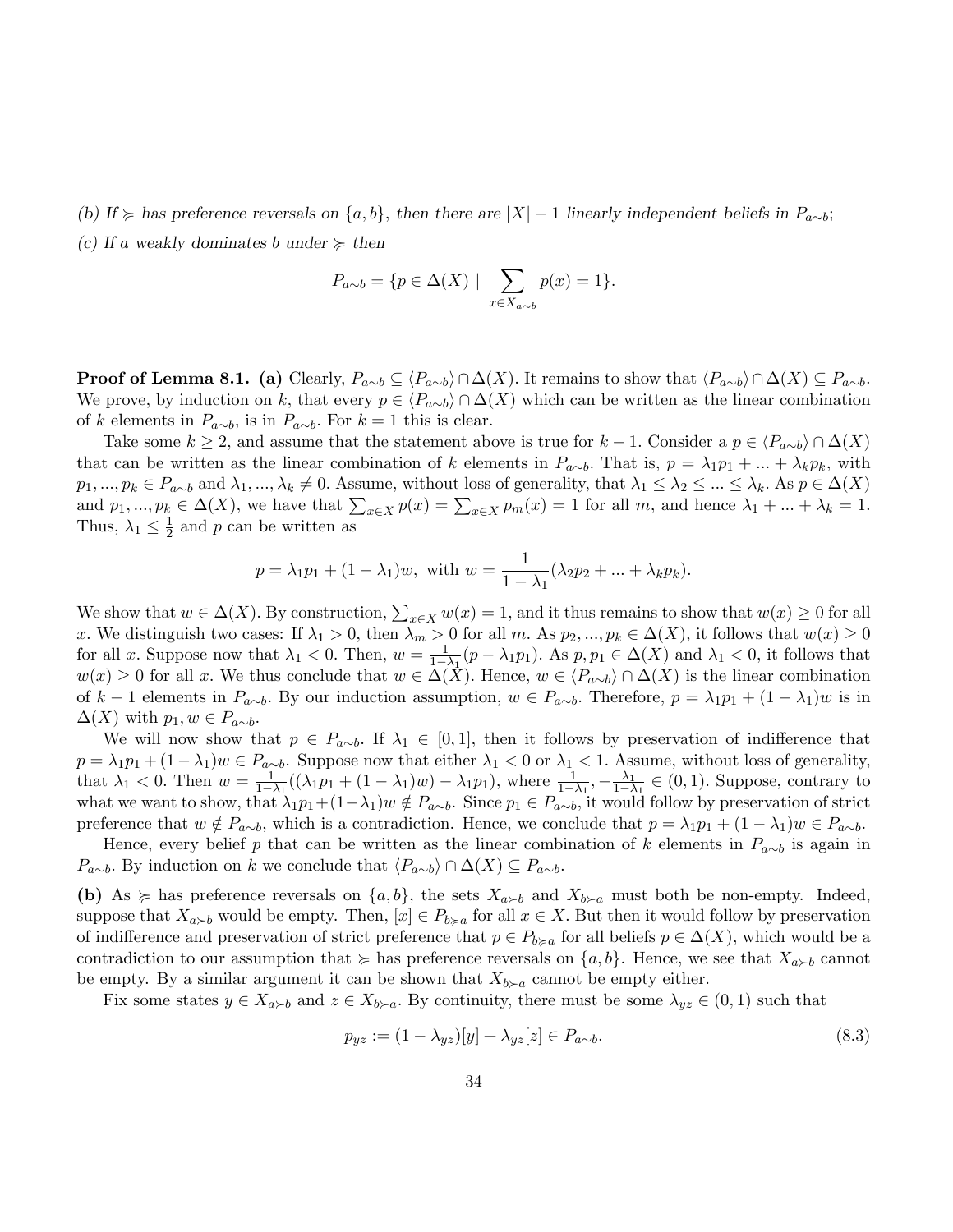*(b) If $\succcurlyeq$ has preference reversals on $\{a,b\}$, then there are $|X|-1$ linearly independent beliefs in $P_{a\sim b}$;*

*(c) If $a$ weakly dominates $b$ under $\succcurlyeq$ then*

$$P_{a\sim b} = \{p \in \Delta(X) \mid \sum_{x \in X_{a\sim b}} p(x) = 1\}.$$

**Proof of Lemma 8.1. (a)** Clearly, $P_{a\sim b} \subseteq \langle P_{a\sim b}\rangle \cap \Delta(X)$. It remains to show that $\langle P_{a\sim b}\rangle \cap \Delta(X) \subseteq P_{a\sim b}$. We prove, by induction on $k$, that every $p \in \langle P_{a\sim b}\rangle \cap \Delta(X)$ which can be written as the linear combination of $k$ elements in $P_{a\sim b}$, is in $P_{a\sim b}$. For $k=1$ this is clear.

Take some $k \geq 2$, and assume that the statement above is true for $k-1$. Consider a $p \in \langle P_{a\sim b}\rangle \cap \Delta(X)$ that can be written as the linear combination of $k$ elements in $P_{a\sim b}$. That is, $p = \lambda_1 p_1 + ... + \lambda_k p_k$, with $p_1, ..., p_k \in P_{a\sim b}$ and $\lambda_1, ..., \lambda_k \neq 0$. Assume, without loss of generality, that $\lambda_1 \leq \lambda_2 \leq ... \leq \lambda_k$. As $p \in \Delta(X)$ and $p_1, ..., p_k \in \Delta(X)$, we have that $\sum_{x\in X} p(x) = \sum_{x \in X} p_m(x) = 1$ for all $m$, and hence $\lambda_1 + ... + \lambda_k = 1$. Thus, $\lambda_1 \leq \frac{1}{2}$ and $p$ can be written as

$$p = \lambda_1 p_1 + (1-\lambda_1)w, \text{ with } w = \frac{1}{1-\lambda_1}(\lambda_2 p_2 + ... + \lambda_k p_k).$$

We show that $w \in \Delta(X)$. By construction, $\sum_{x\in X} w(x) = 1$, and it thus remains to show that $w(x) \geq 0$ for all $x$. We distinguish two cases: If $\lambda_1 > 0$, then $\lambda_m > 0$ for all $m$. As $p_2, ..., p_k \in \Delta(X)$, it follows that $w(x) \geq 0$ for all $x$. Suppose now that $\lambda_1 < 0$. Then, $w = \frac{1}{1-\lambda_1}(p - \lambda_1 p_1)$. As $p, p_1 \in \Delta(X)$ and $\lambda_1 < 0$, it follows that $w(x) \geq 0$ for all $x$. We thus conclude that $w \in \Delta(X)$. Hence, $w \in \langle P_{a\sim b}\rangle \cap \Delta(X)$ is the linear combination of $k-1$ elements in $P_{a\sim b}$. By our induction assumption, $w \in P_{a\sim b}$. Therefore, $p = \lambda_1 p_1 + (1-\lambda_1)w$ is in $\Delta(X)$ with $p_1, w \in P_{a\sim b}$.

We will now show that $p \in P_{a\sim b}$. If $\lambda_1 \in [0,1]$, then it follows by preservation of indifference that $p = \lambda_1 p_1 + (1-\lambda_1)w \in P_{a\sim b}$. Suppose now that either $\lambda_1 < 0$ or $\lambda_1 < 1$. Assume, without loss of generality, that $\lambda_1 < 0$. Then $w = \frac{1}{1-\lambda_1}((\lambda_1 p_1 + (1-\lambda_1)w) - \lambda_1 p_1)$, where $\frac{1}{1-\lambda_1}, -\frac{\lambda_1}{1-\lambda_1} \in (0,1)$. Suppose, contrary to what we want to show, that $\lambda_1 p_1 + (1-\lambda_1)w \notin P_{a\sim b}$. Since $p_1 \in P_{a\sim b}$, it would follow by preservation of strict preference that $w \notin P_{a\sim b}$, which is a contradiction. Hence, we conclude that $p = \lambda_1 p_1 + (1-\lambda_1)w \in P_{a\sim b}$.

Hence, every belief $p$ that can be written as the linear combination of $k$ elements in $P_{a\sim b}$ is again in $P_{a\sim b}$. By induction on $k$ we conclude that $\langle P_{a\sim b}\rangle \cap \Delta(X) \subseteq P_{a\sim b}$.

**(b)** As $\succcurlyeq$ has preference reversals on $\{a,b\}$, the sets $X_{a\succ b}$ and $X_{b\succ a}$ must both be non-empty. Indeed, suppose that $X_{a\succ b}$ would be empty. Then, $[x] \in P_{b\succcurlyeq a}$ for all $x \in X$. But then it would follow by preservation of indifference and preservation of strict preference that $p \in P_{b\succcurlyeq a}$ for all beliefs $p \in \Delta(X)$, which would be a contradiction to our assumption that $\succcurlyeq$ has preference reversals on $\{a,b\}$. Hence, we see that $X_{a\succ b}$ cannot be empty. By a similar argument it can be shown that $X_{b\succ a}$ cannot be empty either.

Fix some states $y \in X_{a\succ b}$ and $z \in X_{b\succ a}$. By continuity, there must be some $\lambda_{yz} \in (0,1)$ such that

$$p_{yz} := (1-\lambda_{yz})[y] + \lambda_{yz}[z] \in P_{a\sim b}. \tag{8.3}$$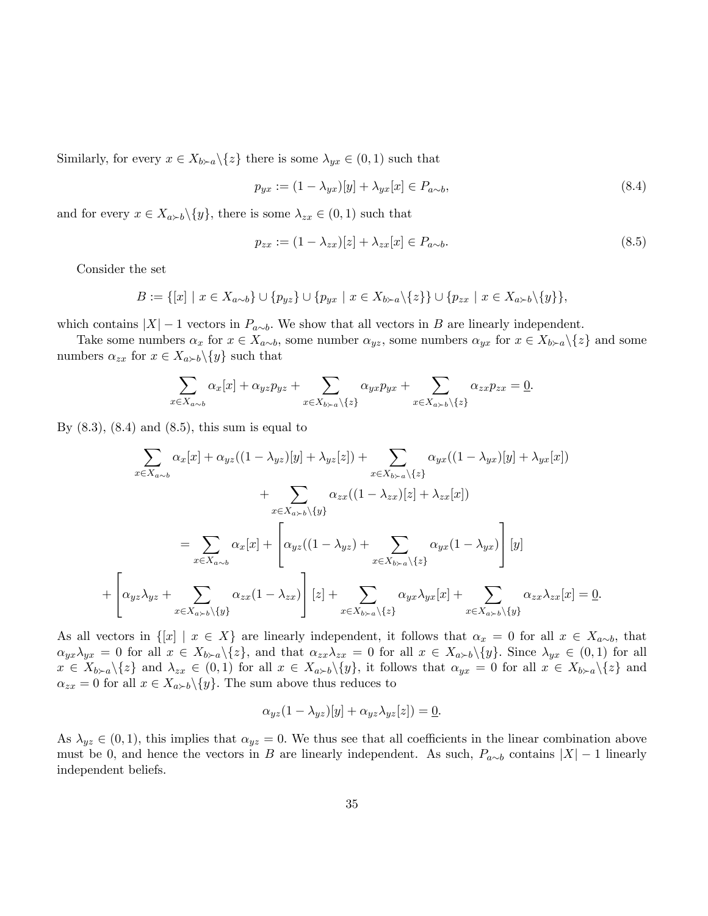Similarly, for every $x \in X_{b \succ a} \backslash \{z\}$ there is some $\lambda_{yx} \in (0, 1)$ such that

$$p_{yx} := (1 - \lambda_{yx})[y] + \lambda_{yx}[x] \in P_{a \sim b}, \tag{8.4}$$

and for every $x \in X_{a \succ b} \backslash \{y\}$, there is some $\lambda_{zx} \in (0, 1)$ such that

$$p_{zx} := (1 - \lambda_{zx})[z] + \lambda_{zx}[x] \in P_{a \sim b}. \tag{8.5}$$

Consider the set

$$B := \{[x] \mid x \in X_{a \sim b}\} \cup \{p_{yz}\} \cup \{p_{yx} \mid x \in X_{b \succ a} \backslash \{z\}\} \cup \{p_{zx} \mid x \in X_{a \succ b} \backslash \{y\}\},$$

which contains $|X| - 1$ vectors in $P_{a \sim b}$. We show that all vectors in $B$ are linearly independent.

Take some numbers $\alpha_x$ for $x \in X_{a \sim b}$, some number $\alpha_{yz}$, some numbers $\alpha_{yx}$ for $x \in X_{b \succ a} \backslash \{z\}$ and some numbers $\alpha_{zx}$ for $x \in X_{a \succ b} \backslash \{y\}$ such that

$$\sum_{x \in X_{a \sim b}} \alpha_x [x] + \alpha_{yz} p_{yz} + \sum_{x \in X_{b \succ a} \backslash \{z\}} \alpha_{yx} p_{yx} + \sum_{x \in X_{a \succ b} \backslash \{z\}} \alpha_{zx} p_{zx} = \underline{0}.$$

By (8.3), (8.4) and (8.5), this sum is equal to

$$\begin{aligned}
&\sum_{x \in X_{a \sim b}} \alpha_x [x] + \alpha_{yz}((1 - \lambda_{yz})[y] + \lambda_{yz}[z]) + \sum_{x \in X_{b \succ a} \backslash \{z\}} \alpha_{yx}((1 - \lambda_{yx})[y] + \lambda_{yx}[x]) \\
&\qquad + \sum_{x \in X_{a \succ b} \backslash \{y\}} \alpha_{zx}((1 - \lambda_{zx})[z] + \lambda_{zx}[x]) \\
&= \sum_{x \in X_{a \sim b}} \alpha_x [x] + \left[ \alpha_{yz}((1 - \lambda_{yz}) + \sum_{x \in X_{b \succ a} \backslash \{z\}} \alpha_{yx}(1 - \lambda_{yx}) \right] [y] \\
&+ \left[ \alpha_{yz} \lambda_{yz} + \sum_{x \in X_{a \succ b} \backslash \{y\}} \alpha_{zx}(1 - \lambda_{zx}) \right] [z] + \sum_{x \in X_{b \succ a} \backslash \{z\}} \alpha_{yx} \lambda_{yx} [x] + \sum_{x \in X_{a \succ b} \backslash \{y\}} \alpha_{zx} \lambda_{zx} [x] = \underline{0}.
\end{aligned}$$

As all vectors in $\{[x] \mid x \in X\}$ are linearly independent, it follows that $\alpha_x = 0$ for all $x \in X_{a \sim b}$, that $\alpha_{yx} \lambda_{yx} = 0$ for all $x \in X_{b \succ a} \backslash \{z\}$, and that $\alpha_{zx} \lambda_{zx} = 0$ for all $x \in X_{a \succ b} \backslash \{y\}$. Since $\lambda_{yx} \in (0, 1)$ for all $x \in X_{b \succ a} \backslash \{z\}$ and $\lambda_{zx} \in (0, 1)$ for all $x \in X_{a \succ b} \backslash \{y\}$, it follows that $\alpha_{yx} = 0$ for all $x \in X_{b \succ a} \backslash \{z\}$ and $\alpha_{zx} = 0$ for all $x \in X_{a \succ b} \backslash \{y\}$. The sum above thus reduces to

$$\alpha_{yz}(1 - \lambda_{yz})[y] + \alpha_{yz} \lambda_{yz} [z]) = \underline{0}.$$

As $\lambda_{yz} \in (0, 1)$, this implies that $\alpha_{yz} = 0$. We thus see that all coefficients in the linear combination above must be 0, and hence the vectors in $B$ are linearly independent. As such, $P_{a \sim b}$ contains $|X| - 1$ linearly independent beliefs.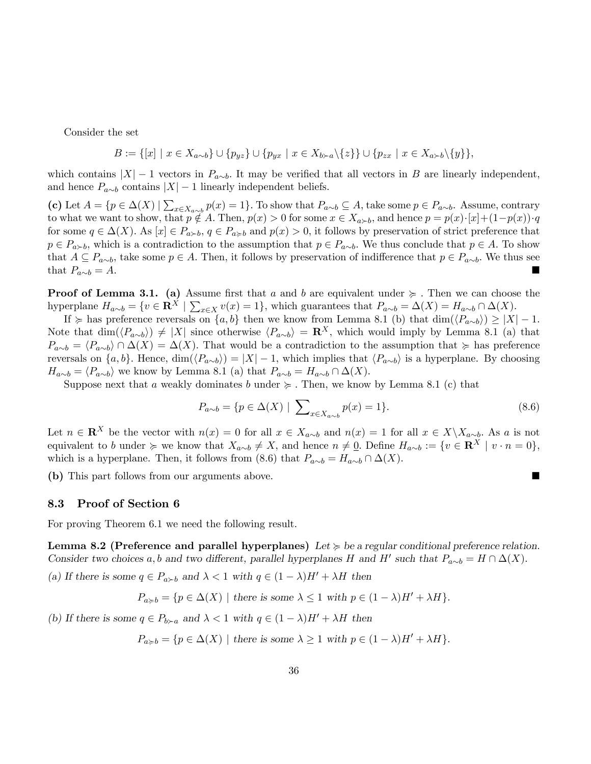Consider the set

$$B := \{[x] \mid x \in X_{a\sim b}\} \cup \{p_{yz}\} \cup \{p_{yx} \mid x \in X_{b\succ a}\backslash\{z\}\} \cup \{p_{zx} \mid x \in X_{a\succ b}\backslash\{y\}\},$$

which contains $|X|-1$ vectors in $P_{a\sim b}$. It may be verified that all vectors in $B$ are linearly independent, and hence $P_{a\sim b}$ contains $|X|-1$ linearly independent beliefs.

**(c)** Let $A = \{p \in \Delta(X) \mid \sum_{x\in X_{a\sim b}} p(x) = 1\}$. To show that $P_{a\sim b} \subseteq A$, take some $p \in P_{a\sim b}$. Assume, contrary to what we want to show, that $p \notin A$. Then, $p(x) > 0$ for some $x \in X_{a\succ b}$, and hence $p = p(x)\cdot[x] + (1-p(x))\cdot q$ for some $q \in \Delta(X)$. As $[x] \in P_{a\succ b}$, $q \in P_{a\succcurlyeq b}$ and $p(x) > 0$, it follows by preservation of strict preference that $p \in P_{a\succ b}$, which is a contradiction to the assumption that $p \in P_{a\sim b}$. We thus conclude that $p \in A$. To show that $A \subseteq P_{a\sim b}$, take some $p \in A$. Then, it follows by preservation of indifference that $p \in P_{a\sim b}$. We thus see that $P_{a\sim b} = A$. ■

**Proof of Lemma 3.1.** **(a)** Assume first that $a$ and $b$ are equivalent under $\succcurlyeq$. Then we can choose the hyperplane $H_{a\sim b} = \{v \in \mathbf{R}^X \mid \sum_{x\in X} v(x) = 1\}$, which guarantees that $P_{a\sim b} = \Delta(X) = H_{a\sim b} \cap \Delta(X)$.

If $\succcurlyeq$ has preference reversals on $\{a,b\}$ then we know from Lemma 8.1 (b) that $\dim(\langle P_{a\sim b}\rangle) \geq |X|-1$. Note that $\dim(\langle P_{a\sim b}\rangle) \neq |X|$ since otherwise $\langle P_{a\sim b}\rangle = \mathbf{R}^X$, which would imply by Lemma 8.1 (a) that $P_{a\sim b} = \langle P_{a\sim b}\rangle \cap \Delta(X) = \Delta(X)$. That would be a contradiction to the assumption that $\succcurlyeq$ has preference reversals on $\{a,b\}$. Hence, $\dim(\langle P_{a\sim b}\rangle) = |X|-1$, which implies that $\langle P_{a\sim b}\rangle$ is a hyperplane. By choosing $H_{a\sim b} = \langle P_{a\sim b}\rangle$ we know by Lemma 8.1 (a) that $P_{a\sim b} = H_{a\sim b} \cap \Delta(X)$.

Suppose next that $a$ weakly dominates $b$ under $\succcurlyeq$. Then, we know by Lemma 8.1 (c) that

$$P_{a\sim b} = \{p \in \Delta(X) \mid \sum\nolimits_{x\in X_{a\sim b}} p(x) = 1\}. \tag{8.6}$$

Let $n \in \mathbf{R}^X$ be the vector with $n(x) = 0$ for all $x \in X_{a\sim b}$ and $n(x) = 1$ for all $x \in X\backslash X_{a\sim b}$. As $a$ is not equivalent to $b$ under $\succcurlyeq$ we know that $X_{a\sim b} \neq X$, and hence $n \neq \underline{0}$. Define $H_{a\sim b} := \{v \in \mathbf{R}^X \mid v \cdot n = 0\}$, which is a hyperplane. Then, it follows from (8.6) that $P_{a\sim b} = H_{a\sim b} \cap \Delta(X)$.

**(b)** This part follows from our arguments above. ■

### 8.3 Proof of Section 6

For proving Theorem 6.1 we need the following result.

**Lemma 8.2 (Preference and parallel hyperplanes)** *Let $\succcurlyeq$ be a regular conditional preference relation. Consider two choices $a,b$ and two different, parallel hyperplanes $H$ and $H'$ such that $P_{a\sim b} = H \cap \Delta(X)$.*

*(a) If there is some $q \in P_{a\succ b}$ and $\lambda < 1$ with $q \in (1-\lambda)H' + \lambda H$ then*

$$P_{a\succcurlyeq b} = \{p \in \Delta(X) \mid \text{there is some } \lambda \leq 1 \text{ with } p \in (1-\lambda)H' + \lambda H\}.$$

*(b) If there is some $q \in P_{b\succ a}$ and $\lambda < 1$ with $q \in (1-\lambda)H' + \lambda H$ then*

$$P_{a\succcurlyeq b} = \{p \in \Delta(X) \mid \text{there is some } \lambda \geq 1 \text{ with } p \in (1-\lambda)H' + \lambda H\}.$$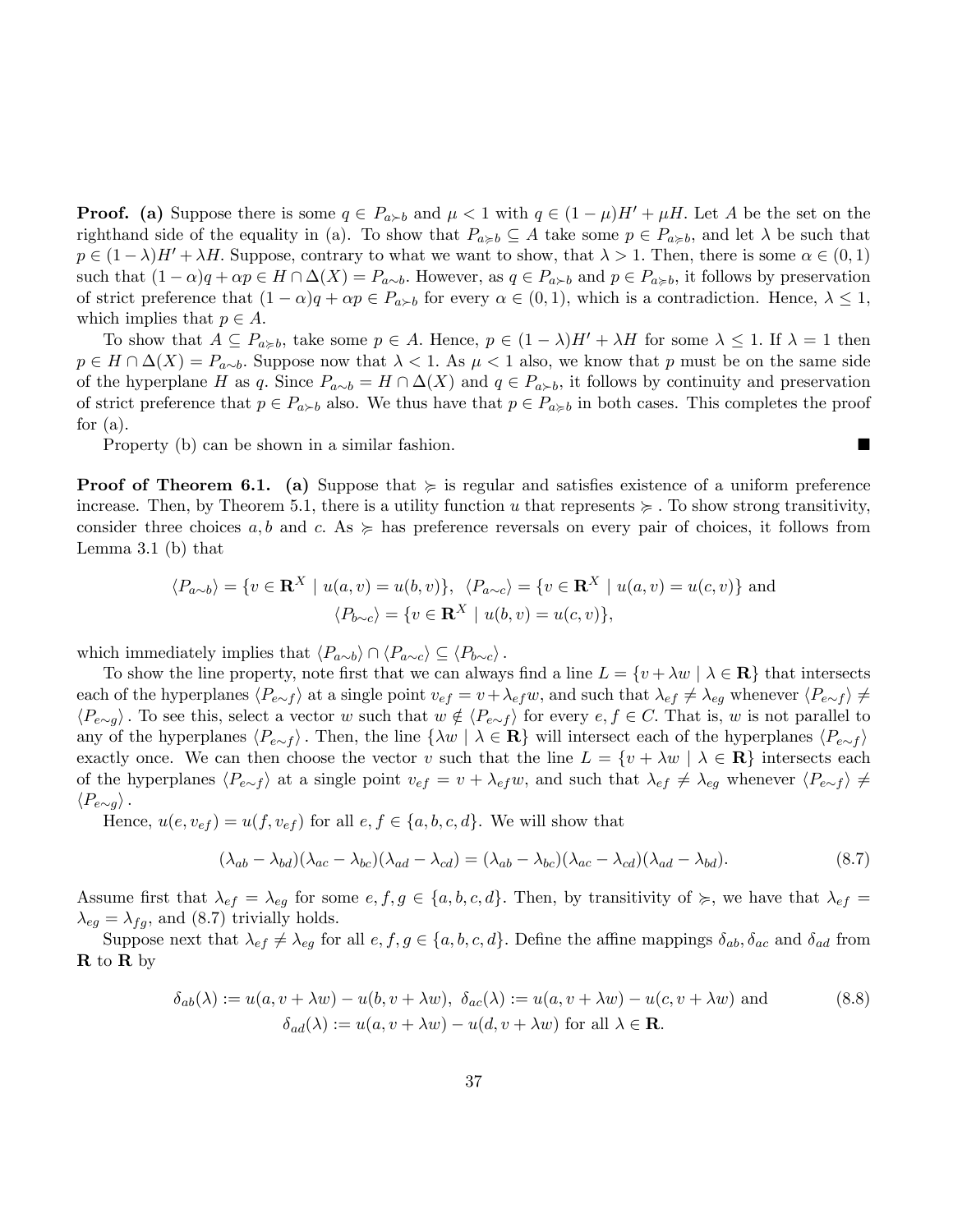**Proof.** **(a)** Suppose there is some $q \in P_{a \succ b}$ and $\mu < 1$ with $q \in (1-\mu)H' + \mu H$. Let $A$ be the set on the righthand side of the equality in (a). To show that $P_{a \succcurlyeq b} \subseteq A$ take some $p \in P_{a \succcurlyeq b}$, and let $\lambda$ be such that $p \in (1-\lambda)H' + \lambda H$. Suppose, contrary to what we want to show, that $\lambda > 1$. Then, there is some $\alpha \in (0,1)$ such that $(1-\alpha)q + \alpha p \in H \cap \Delta(X) = P_{a \sim b}$. However, as $q \in P_{a \succ b}$ and $p \in P_{a \succcurlyeq b}$, it follows by preservation of strict preference that $(1-\alpha)q + \alpha p \in P_{a \succ b}$ for every $\alpha \in (0,1)$, which is a contradiction. Hence, $\lambda \leq 1$, which implies that $p \in A$.

To show that $A \subseteq P_{a \succcurlyeq b}$, take some $p \in A$. Hence, $p \in (1-\lambda)H' + \lambda H$ for some $\lambda \leq 1$. If $\lambda = 1$ then $p \in H \cap \Delta(X) = P_{a \sim b}$. Suppose now that $\lambda < 1$. As $\mu < 1$ also, we know that $p$ must be on the same side of the hyperplane $H$ as $q$. Since $P_{a \sim b} = H \cap \Delta(X)$ and $q \in P_{a \succ b}$, it follows by continuity and preservation of strict preference that $p \in P_{a \succ b}$ also. We thus have that $p \in P_{a \succcurlyeq b}$ in both cases. This completes the proof for (a).

Property (b) can be shown in a similar fashion. ■

**Proof of Theorem 6.1.** **(a)** Suppose that $\succcurlyeq$ is regular and satisfies existence of a uniform preference increase. Then, by Theorem 5.1, there is a utility function $u$ that represents $\succcurlyeq$ . To show strong transitivity, consider three choices $a, b$ and $c$. As $\succcurlyeq$ has preference reversals on every pair of choices, it follows from Lemma 3.1 (b) that

$$\langle P_{a\sim b}\rangle = \{v \in \mathbf{R}^X \mid u(a,v) = u(b,v)\},\ \ \langle P_{a\sim c}\rangle = \{v \in \mathbf{R}^X \mid u(a,v) = u(c,v)\} \text{ and}$$
$$\langle P_{b\sim c}\rangle = \{v \in \mathbf{R}^X \mid u(b,v) = u(c,v)\},$$

which immediately implies that $\langle P_{a\sim b}\rangle \cap \langle P_{a\sim c}\rangle \subseteq \langle P_{b\sim c}\rangle$ .

To show the line property, note first that we can always find a line $L = \{v + \lambda w \mid \lambda \in \mathbf{R}\}$ that intersects each of the hyperplanes $\langle P_{e\sim f}\rangle$ at a single point $v_{ef} = v + \lambda_{ef} w$, and such that $\lambda_{ef} \neq \lambda_{eg}$ whenever $\langle P_{e\sim f}\rangle \neq \langle P_{e\sim g}\rangle$ . To see this, select a vector $w$ such that $w \notin \langle P_{e\sim f}\rangle$ for every $e, f \in C$. That is, $w$ is not parallel to any of the hyperplanes $\langle P_{e\sim f}\rangle$ . Then, the line $\{\lambda w \mid \lambda \in \mathbf{R}\}$ will intersect each of the hyperplanes $\langle P_{e\sim f}\rangle$ exactly once. We can then choose the vector $v$ such that the line $L = \{v + \lambda w \mid \lambda \in \mathbf{R}\}$ intersects each of the hyperplanes $\langle P_{e\sim f}\rangle$ at a single point $v_{ef} = v + \lambda_{ef} w$, and such that $\lambda_{ef} \neq \lambda_{eg}$ whenever $\langle P_{e\sim f}\rangle \neq \langle P_{e\sim g}\rangle$ .

Hence, $u(e, v_{ef}) = u(f, v_{ef})$ for all $e, f \in \{a, b, c, d\}$. We will show that

$$(\lambda_{ab} - \lambda_{bd})(\lambda_{ac} - \lambda_{bc})(\lambda_{ad} - \lambda_{cd}) = (\lambda_{ab} - \lambda_{bc})(\lambda_{ac} - \lambda_{cd})(\lambda_{ad} - \lambda_{bd}). \tag{8.7}$$

Assume first that $\lambda_{ef} = \lambda_{eg}$ for some $e, f, g \in \{a, b, c, d\}$. Then, by transitivity of $\succcurlyeq$, we have that $\lambda_{ef} = \lambda_{eg} = \lambda_{fg}$, and (8.7) trivially holds.

Suppose next that $\lambda_{ef} \neq \lambda_{eg}$ for all $e, f, g \in \{a, b, c, d\}$. Define the affine mappings $\delta_{ab}, \delta_{ac}$ and $\delta_{ad}$ from $\mathbf{R}$ to $\mathbf{R}$ by

$$\delta_{ab}(\lambda) := u(a, v + \lambda w) - u(b, v + \lambda w),\ \ \delta_{ac}(\lambda) := u(a, v + \lambda w) - u(c, v + \lambda w) \text{ and}$$
$$\delta_{ad}(\lambda) := u(a, v + \lambda w) - u(d, v + \lambda w) \text{ for all } \lambda \in \mathbf{R}. \tag{8.8}$$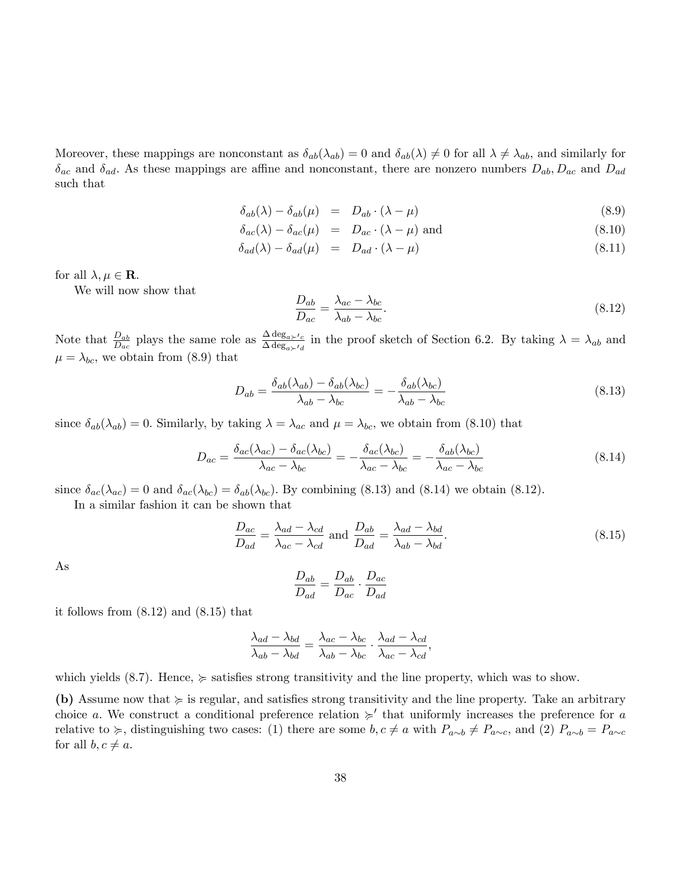Moreover, these mappings are nonconstant as $\delta_{ab}(\lambda_{ab}) = 0$ and $\delta_{ab}(\lambda) \neq 0$ for all $\lambda \neq \lambda_{ab}$, and similarly for $\delta_{ac}$ and $\delta_{ad}$. As these mappings are affine and nonconstant, there are nonzero numbers $D_{ab}, D_{ac}$ and $D_{ad}$ such that

$$
\begin{aligned}
\delta_{ab}(\lambda) - \delta_{ab}(\mu) &= D_{ab} \cdot (\lambda - \mu) && (8.9)\\
\delta_{ac}(\lambda) - \delta_{ac}(\mu) &= D_{ac} \cdot (\lambda - \mu) \text{ and} && (8.10)\\
\delta_{ad}(\lambda) - \delta_{ad}(\mu) &= D_{ad} \cdot (\lambda - \mu) && (8.11)
\end{aligned}
$$

for all $\lambda, \mu \in \mathbf{R}$.

We will now show that

$$
\frac{D_{ab}}{D_{ac}} = \frac{\lambda_{ac} - \lambda_{bc}}{\lambda_{ab} - \lambda_{bc}}. \tag{8.12}
$$

Note that $\frac{D_{ab}}{D_{ac}}$ plays the same role as $\frac{\Delta \deg_{a \succ' c}}{\Delta \deg_{a \succ' d}}$ in the proof sketch of Section 6.2. By taking $\lambda = \lambda_{ab}$ and $\mu = \lambda_{bc}$, we obtain from (8.9) that

$$
D_{ab} = \frac{\delta_{ab}(\lambda_{ab}) - \delta_{ab}(\lambda_{bc})}{\lambda_{ab} - \lambda_{bc}} = -\frac{\delta_{ab}(\lambda_{bc})}{\lambda_{ab} - \lambda_{bc}} \tag{8.13}
$$

since $\delta_{ab}(\lambda_{ab}) = 0$. Similarly, by taking $\lambda = \lambda_{ac}$ and $\mu = \lambda_{bc}$, we obtain from (8.10) that

$$
D_{ac} = \frac{\delta_{ac}(\lambda_{ac}) - \delta_{ac}(\lambda_{bc})}{\lambda_{ac} - \lambda_{bc}} = -\frac{\delta_{ac}(\lambda_{bc})}{\lambda_{ac} - \lambda_{bc}} = -\frac{\delta_{ab}(\lambda_{bc})}{\lambda_{ac} - \lambda_{bc}} \tag{8.14}
$$

since $\delta_{ac}(\lambda_{ac}) = 0$ and $\delta_{ac}(\lambda_{bc}) = \delta_{ab}(\lambda_{bc})$. By combining (8.13) and (8.14) we obtain (8.12).

In a similar fashion it can be shown that

$$
\frac{D_{ac}}{D_{ad}} = \frac{\lambda_{ad} - \lambda_{cd}}{\lambda_{ac} - \lambda_{cd}} \text{ and } \frac{D_{ab}}{D_{ad}} = \frac{\lambda_{ad} - \lambda_{bd}}{\lambda_{ab} - \lambda_{bd}}. \tag{8.15}
$$

As

$$
\frac{D_{ab}}{D_{ad}} = \frac{D_{ab}}{D_{ac}} \cdot \frac{D_{ac}}{D_{ad}}
$$

it follows from (8.12) and (8.15) that

$$
\frac{\lambda_{ad} - \lambda_{bd}}{\lambda_{ab} - \lambda_{bd}} = \frac{\lambda_{ac} - \lambda_{bc}}{\lambda_{ab} - \lambda_{bc}} \cdot \frac{\lambda_{ad} - \lambda_{cd}}{\lambda_{ac} - \lambda_{cd}},
$$

which yields (8.7). Hence, $\succcurlyeq$ satisfies strong transitivity and the line property, which was to show.

**(b)** Assume now that $\succcurlyeq$ is regular, and satisfies strong transitivity and the line property. Take an arbitrary choice $a$. We construct a conditional preference relation $\succcurlyeq'$ that uniformly increases the preference for $a$ relative to $\succcurlyeq$, distinguishing two cases: (1) there are some $b, c \neq a$ with $P_{a \sim b} \neq P_{a \sim c}$, and (2) $P_{a \sim b} = P_{a \sim c}$ for all $b, c \neq a$.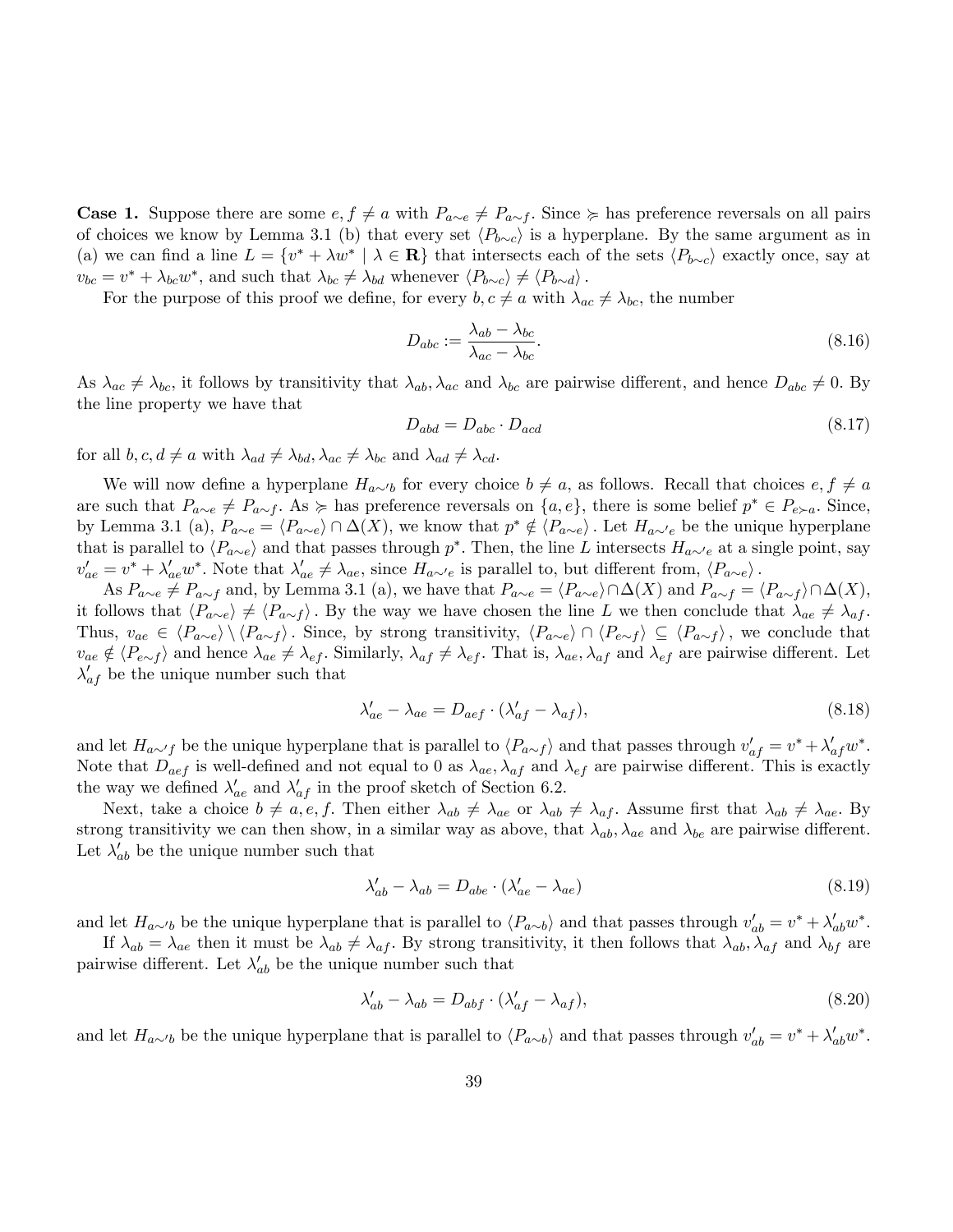**Case 1.** Suppose there are some $e, f \neq a$ with $P_{a\sim e} \neq P_{a\sim f}$. Since $\succcurlyeq$ has preference reversals on all pairs of choices we know by Lemma 3.1 (b) that every set $\langle P_{b\sim c} \rangle$ is a hyperplane. By the same argument as in (a) we can find a line $L = \{v^* + \lambda w^* \mid \lambda \in \mathbf{R}\}$ that intersects each of the sets $\langle P_{b\sim c} \rangle$ exactly once, say at $v_{bc} = v^* + \lambda_{bc} w^*$, and such that $\lambda_{bc} \neq \lambda_{bd}$ whenever $\langle P_{b\sim c} \rangle \neq \langle P_{b\sim d} \rangle$.

For the purpose of this proof we define, for every $b, c \neq a$ with $\lambda_{ac} \neq \lambda_{bc}$, the number

$$D_{abc} := \frac{\lambda_{ab} - \lambda_{bc}}{\lambda_{ac} - \lambda_{bc}}. \tag{8.16}$$

As $\lambda_{ac} \neq \lambda_{bc}$, it follows by transitivity that $\lambda_{ab}, \lambda_{ac}$ and $\lambda_{bc}$ are pairwise different, and hence $D_{abc} \neq 0$. By the line property we have that

$$D_{abd} = D_{abc} \cdot D_{acd} \tag{8.17}$$

for all $b, c, d \neq a$ with $\lambda_{ad} \neq \lambda_{bd}, \lambda_{ac} \neq \lambda_{bc}$ and $\lambda_{ad} \neq \lambda_{cd}$.

We will now define a hyperplane $H_{a\sim' b}$ for every choice $b \neq a$, as follows. Recall that choices $e, f \neq a$ are such that $P_{a\sim e} \neq P_{a\sim f}$. As $\succcurlyeq$ has preference reversals on $\{a, e\}$, there is some belief $p^* \in P_{e\succ a}$. Since, by Lemma 3.1 (a), $P_{a\sim e} = \langle P_{a\sim e} \rangle \cap \Delta(X)$, we know that $p^* \notin \langle P_{a\sim e} \rangle$. Let $H_{a\sim' e}$ be the unique hyperplane that is parallel to $\langle P_{a\sim e} \rangle$ and that passes through $p^*$. Then, the line $L$ intersects $H_{a\sim' e}$ at a single point, say $v'_{ae} = v^* + \lambda'_{ae} w^*$. Note that $\lambda'_{ae} \neq \lambda_{ae}$, since $H_{a\sim' e}$ is parallel to, but different from, $\langle P_{a\sim e} \rangle$.

As $P_{a\sim e} \neq P_{a\sim f}$ and, by Lemma 3.1 (a), we have that $P_{a\sim e} = \langle P_{a\sim e} \rangle \cap \Delta(X)$ and $P_{a\sim f} = \langle P_{a\sim f} \rangle \cap \Delta(X)$, it follows that $\langle P_{a\sim e} \rangle \neq \langle P_{a\sim f} \rangle$. By the way we have chosen the line $L$ we then conclude that $\lambda_{ae} \neq \lambda_{af}$. Thus, $v_{ae} \in \langle P_{a\sim e} \rangle \setminus \langle P_{a\sim f} \rangle$. Since, by strong transitivity, $\langle P_{a\sim e} \rangle \cap \langle P_{e\sim f} \rangle \subseteq \langle P_{a\sim f} \rangle$, we conclude that $v_{ae} \notin \langle P_{e\sim f} \rangle$ and hence $\lambda_{ae} \neq \lambda_{ef}$. Similarly, $\lambda_{af} \neq \lambda_{ef}$. That is, $\lambda_{ae}, \lambda_{af}$ and $\lambda_{ef}$ are pairwise different. Let $\lambda'_{af}$ be the unique number such that

$$\lambda'_{ae} - \lambda_{ae} = D_{aef} \cdot (\lambda'_{af} - \lambda_{af}), \tag{8.18}$$

and let $H_{a\sim' f}$ be the unique hyperplane that is parallel to $\langle P_{a\sim f} \rangle$ and that passes through $v'_{af} = v^* + \lambda'_{af} w^*$. Note that $D_{aef}$ is well-defined and not equal to 0 as $\lambda_{ae}, \lambda_{af}$ and $\lambda_{ef}$ are pairwise different. This is exactly the way we defined $\lambda'_{ae}$ and $\lambda'_{af}$ in the proof sketch of Section 6.2.

Next, take a choice $b \neq a, e, f$. Then either $\lambda_{ab} \neq \lambda_{ae}$ or $\lambda_{ab} \neq \lambda_{af}$. Assume first that $\lambda_{ab} \neq \lambda_{ae}$. By strong transitivity we can then show, in a similar way as above, that $\lambda_{ab}, \lambda_{ae}$ and $\lambda_{be}$ are pairwise different. Let $\lambda'_{ab}$ be the unique number such that

$$\lambda'_{ab} - \lambda_{ab} = D_{abe} \cdot (\lambda'_{ae} - \lambda_{ae}) \tag{8.19}$$

and let $H_{a\sim' b}$ be the unique hyperplane that is parallel to $\langle P_{a\sim b} \rangle$ and that passes through $v'_{ab} = v^* + \lambda'_{ab} w^*$.

If $\lambda_{ab} = \lambda_{ae}$ then it must be $\lambda_{ab} \neq \lambda_{af}$. By strong transitivity, it then follows that $\lambda_{ab}, \lambda_{af}$ and $\lambda_{bf}$ are pairwise different. Let $\lambda'_{ab}$ be the unique number such that

$$\lambda'_{ab} - \lambda_{ab} = D_{abf} \cdot (\lambda'_{af} - \lambda_{af}), \tag{8.20}$$

and let $H_{a\sim' b}$ be the unique hyperplane that is parallel to $\langle P_{a\sim b} \rangle$ and that passes through $v'_{ab} = v^* + \lambda'_{ab} w^*$.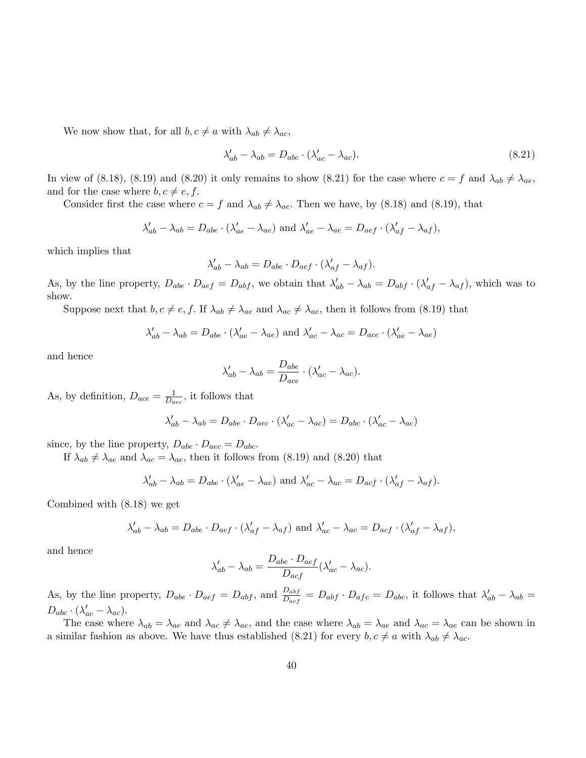We now show that, for all $b, c \neq a$ with $\lambda_{ab} \neq \lambda_{ac}$,

$$\lambda'_{ab} - \lambda_{ab} = D_{abc} \cdot (\lambda'_{ac} - \lambda_{ac}). \tag{8.21}$$

In view of (8.18), (8.19) and (8.20) it only remains to show (8.21) for the case where $c = f$ and $\lambda_{ab} \neq \lambda_{ae}$, and for the case where $b, c \neq e, f$.

Consider first the case where $c = f$ and $\lambda_{ab} \neq \lambda_{ae}$. Then we have, by (8.18) and (8.19), that

$$\lambda'_{ab} - \lambda_{ab} = D_{abe} \cdot (\lambda'_{ae} - \lambda_{ae}) \text{ and } \lambda'_{ae} - \lambda_{ae} = D_{aef} \cdot (\lambda'_{af} - \lambda_{af}),$$

which implies that

$$\lambda'_{ab} - \lambda_{ab} = D_{abe} \cdot D_{aef} \cdot (\lambda'_{af} - \lambda_{af}).$$

As, by the line property, $D_{abe} \cdot D_{aef} = D_{abf}$, we obtain that $\lambda'_{ab} - \lambda_{ab} = D_{abf} \cdot (\lambda'_{af} - \lambda_{af})$, which was to show.

Suppose next that $b, c \neq e, f$. If $\lambda_{ab} \neq \lambda_{ae}$ and $\lambda_{ac} \neq \lambda_{ae}$, then it follows from (8.19) that

$$\lambda'_{ab} - \lambda_{ab} = D_{abe} \cdot (\lambda'_{ae} - \lambda_{ae}) \text{ and } \lambda'_{ac} - \lambda_{ac} = D_{ace} \cdot (\lambda'_{ae} - \lambda_{ae})$$

and hence

$$\lambda'_{ab} - \lambda_{ab} = \frac{D_{abe}}{D_{ace}} \cdot (\lambda'_{ac} - \lambda_{ac}).$$

As, by definition, $D_{ace} = \frac{1}{D_{aec}}$, it follows that

$$\lambda'_{ab} - \lambda_{ab} = D_{abe} \cdot D_{aec} \cdot (\lambda'_{ac} - \lambda_{ac}) = D_{abc} \cdot (\lambda'_{ac} - \lambda_{ac})$$

since, by the line property, $D_{abe} \cdot D_{aec} = D_{abc}$.

If $\lambda_{ab} \neq \lambda_{ae}$ and $\lambda_{ac} = \lambda_{ae}$, then it follows from (8.19) and (8.20) that

$$\lambda'_{ab} - \lambda_{ab} = D_{abe} \cdot (\lambda'_{ae} - \lambda_{ae}) \text{ and } \lambda'_{ac} - \lambda_{ac} = D_{acf} \cdot (\lambda'_{af} - \lambda_{af}).$$

Combined with (8.18) we get

$$\lambda'_{ab} - \lambda_{ab} = D_{abe} \cdot D_{aef} \cdot (\lambda'_{af} - \lambda_{af}) \text{ and } \lambda'_{ac} - \lambda_{ac} = D_{acf} \cdot (\lambda'_{af} - \lambda_{af}),$$

and hence

$$\lambda'_{ab} - \lambda_{ab} = \frac{D_{abe} \cdot D_{aef}}{D_{acf}} (\lambda'_{ac} - \lambda_{ac}).$$

As, by the line property, $D_{abe} \cdot D_{aef} = D_{abf}$, and $\frac{D_{abf}}{D_{acf}} = D_{abf} \cdot D_{afc} = D_{abc}$, it follows that $\lambda'_{ab} - \lambda_{ab} = D_{abc} \cdot (\lambda'_{ac} - \lambda_{ac})$.

The case where $\lambda_{ab} = \lambda_{ae}$ and $\lambda_{ac} \neq \lambda_{ae}$, and the case where $\lambda_{ab} = \lambda_{ae}$ and $\lambda_{ac} = \lambda_{ae}$ can be shown in a similar fashion as above. We have thus established (8.21) for every $b, c \neq a$ with $\lambda_{ab} \neq \lambda_{ac}$.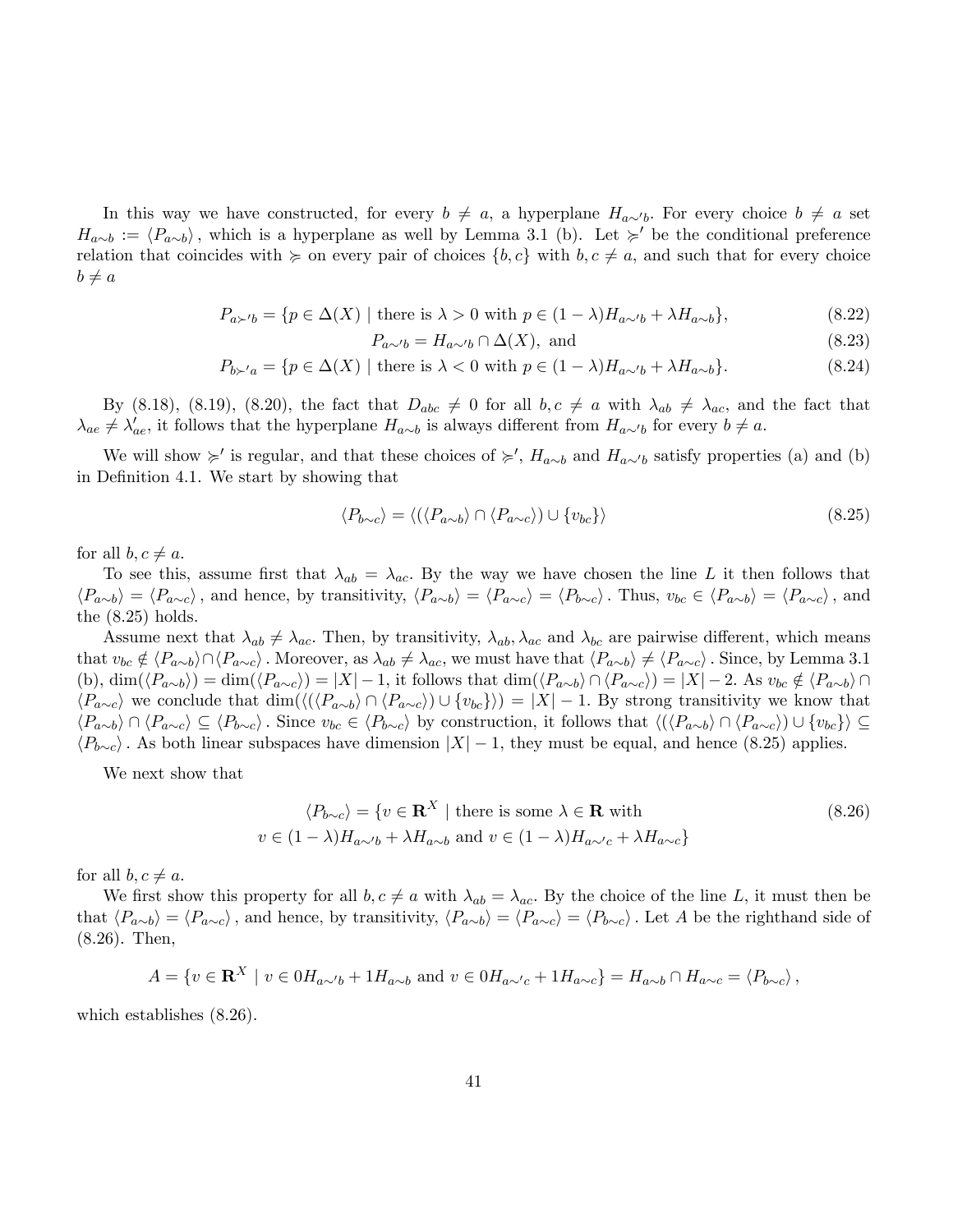In this way we have constructed, for every $b \neq a$, a hyperplane $H_{a\sim' b}$. For every choice $b \neq a$ set $H_{a\sim b} := \langle P_{a\sim b}\rangle$, which is a hyperplane as well by Lemma 3.1 (b). Let $\succcurlyeq'$ be the conditional preference relation that coincides with $\succcurlyeq$ on every pair of choices $\{b, c\}$ with $b, c \neq a$, and such that for every choice $b \neq a$

$$
\begin{aligned}
P_{a\succ' b} &= \{p \in \Delta(X) \mid \text{there is } \lambda > 0 \text{ with } p \in (1-\lambda)H_{a\sim' b} + \lambda H_{a\sim b}\}, &(8.22)\\
P_{a\sim' b} &= H_{a\sim' b} \cap \Delta(X), \text{ and} &(8.23)\\
P_{b\succ' a} &= \{p \in \Delta(X) \mid \text{there is } \lambda < 0 \text{ with } p \in (1-\lambda)H_{a\sim' b} + \lambda H_{a\sim b}\}. &(8.24)
\end{aligned}
$$

By (8.18), (8.19), (8.20), the fact that $D_{abc} \neq 0$ for all $b, c \neq a$ with $\lambda_{ab} \neq \lambda_{ac}$, and the fact that $\lambda_{ae} \neq \lambda'_{ae}$, it follows that the hyperplane $H_{a\sim b}$ is always different from $H_{a\sim' b}$ for every $b \neq a$.

We will show $\succcurlyeq'$ is regular, and that these choices of $\succcurlyeq'$, $H_{a\sim b}$ and $H_{a\sim' b}$ satisfy properties (a) and (b) in Definition 4.1. We start by showing that

$$
\langle P_{b\sim c}\rangle = \langle(\langle P_{a\sim b}\rangle \cap \langle P_{a\sim c}\rangle) \cup \{v_{bc}\}\rangle \tag{8.25}
$$

for all $b, c \neq a$.

To see this, assume first that $\lambda_{ab} = \lambda_{ac}$. By the way we have chosen the line $L$ it then follows that $\langle P_{a\sim b}\rangle = \langle P_{a\sim c}\rangle$, and hence, by transitivity, $\langle P_{a\sim b}\rangle = \langle P_{a\sim c}\rangle = \langle P_{b\sim c}\rangle$. Thus, $v_{bc} \in \langle P_{a\sim b}\rangle = \langle P_{a\sim c}\rangle$, and the (8.25) holds.

Assume next that $\lambda_{ab} \neq \lambda_{ac}$. Then, by transitivity, $\lambda_{ab}, \lambda_{ac}$ and $\lambda_{bc}$ are pairwise different, which means that $v_{bc} \notin \langle P_{a\sim b}\rangle \cap \langle P_{a\sim c}\rangle$. Moreover, as $\lambda_{ab} \neq \lambda_{ac}$, we must have that $\langle P_{a\sim b}\rangle \neq \langle P_{a\sim c}\rangle$. Since, by Lemma 3.1 (b), $\dim(\langle P_{a\sim b}\rangle) = \dim(\langle P_{a\sim c}\rangle) = |X| - 1$, it follows that $\dim(\langle P_{a\sim b}\rangle \cap \langle P_{a\sim c}\rangle) = |X| - 2$. As $v_{bc} \notin \langle P_{a\sim b}\rangle \cap \langle P_{a\sim c}\rangle$ we conclude that $\dim(\langle(\langle P_{a\sim b}\rangle \cap \langle P_{a\sim c}\rangle) \cup \{v_{bc}\}\rangle) = |X| - 1$. By strong transitivity we know that $\langle P_{a\sim b}\rangle \cap \langle P_{a\sim c}\rangle \subseteq \langle P_{b\sim c}\rangle$. Since $v_{bc} \in \langle P_{b\sim c}\rangle$ by construction, it follows that $\langle(\langle P_{a\sim b}\rangle \cap \langle P_{a\sim c}\rangle) \cup \{v_{bc}\}\rangle \subseteq \langle P_{b\sim c}\rangle$. As both linear subspaces have dimension $|X| - 1$, they must be equal, and hence (8.25) applies.

We next show that

$$
\begin{aligned}
\langle P_{b\sim c}\rangle = \{v \in \mathbf{R}^X \mid\ &\text{there is some } \lambda \in \mathbf{R} \text{ with} \\
&v \in (1-\lambda)H_{a\sim' b} + \lambda H_{a\sim b} \text{ and } v \in (1-\lambda)H_{a\sim' c} + \lambda H_{a\sim c}\}
\end{aligned} \tag{8.26}
$$

for all $b, c \neq a$.

We first show this property for all $b, c \neq a$ with $\lambda_{ab} = \lambda_{ac}$. By the choice of the line $L$, it must then be that $\langle P_{a\sim b}\rangle = \langle P_{a\sim c}\rangle$, and hence, by transitivity, $\langle P_{a\sim b}\rangle = \langle P_{a\sim c}\rangle = \langle P_{b\sim c}\rangle$. Let $A$ be the righthand side of (8.26). Then,

$$
A = \{v \in \mathbf{R}^X \mid v \in 0H_{a\sim' b} + 1H_{a\sim b} \text{ and } v \in 0H_{a\sim' c} + 1H_{a\sim c}\} = H_{a\sim b} \cap H_{a\sim c} = \langle P_{b\sim c}\rangle,
$$

which establishes (8.26).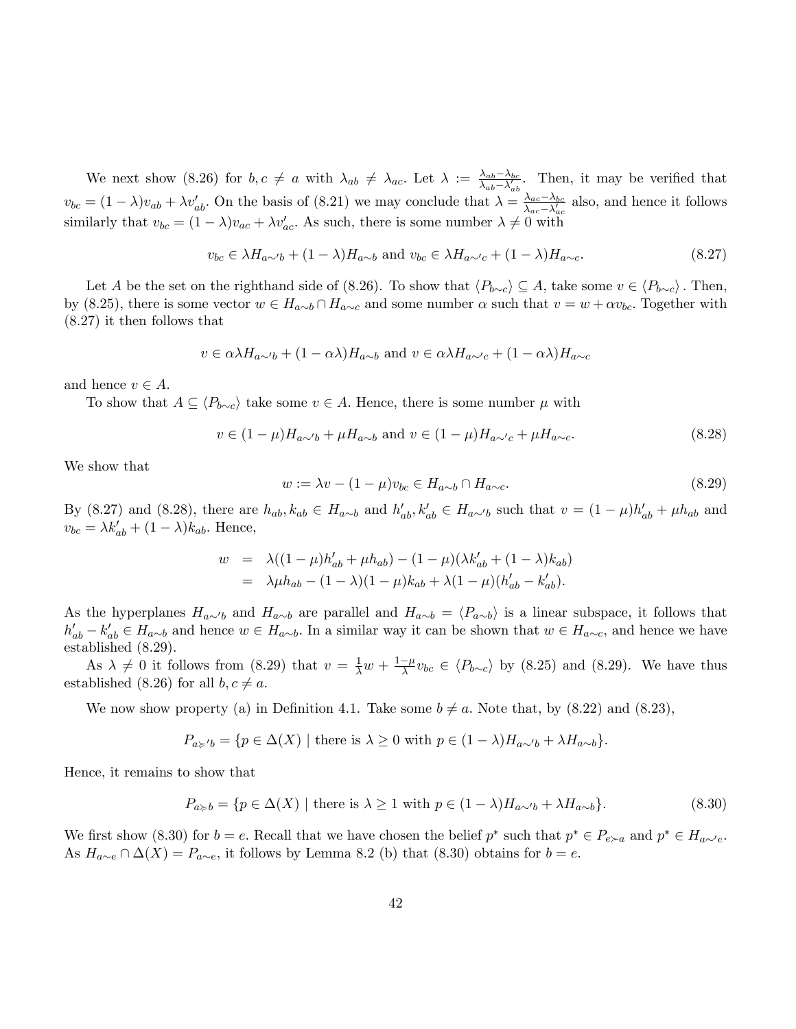We next show (8.26) for $b, c \neq a$ with $\lambda_{ab} \neq \lambda_{ac}$. Let $\lambda := \frac{\lambda_{ab} - \lambda_{bc}}{\lambda_{ab} - \lambda'_{ab}}$. Then, it may be verified that $v_{bc} = (1-\lambda)v_{ab} + \lambda v'_{ab}$. On the basis of (8.21) we may conclude that $\lambda = \frac{\lambda_{ac} - \lambda_{bc}}{\lambda_{ac} - \lambda'_{ac}}$ also, and hence it follows similarly that $v_{bc} = (1-\lambda)v_{ac} + \lambda v'_{ac}$. As such, there is some number $\lambda \neq 0$ with

$$v_{bc} \in \lambda H_{a \sim' b} + (1-\lambda) H_{a \sim b} \text{ and } v_{bc} \in \lambda H_{a \sim' c} + (1-\lambda) H_{a \sim c}. \tag{8.27}$$

Let $A$ be the set on the righthand side of (8.26). To show that $\langle P_{b \sim c} \rangle \subseteq A$, take some $v \in \langle P_{b \sim c} \rangle$. Then, by (8.25), there is some vector $w \in H_{a \sim b} \cap H_{a \sim c}$ and some number $\alpha$ such that $v = w + \alpha v_{bc}$. Together with (8.27) it then follows that

$$v \in \alpha\lambda H_{a \sim' b} + (1 - \alpha\lambda) H_{a \sim b} \text{ and } v \in \alpha\lambda H_{a \sim' c} + (1 - \alpha\lambda) H_{a \sim c}$$

and hence $v \in A$.

To show that $A \subseteq \langle P_{b \sim c} \rangle$ take some $v \in A$. Hence, there is some number $\mu$ with

$$v \in (1-\mu) H_{a \sim' b} + \mu H_{a \sim b} \text{ and } v \in (1-\mu) H_{a \sim' c} + \mu H_{a \sim c}. \tag{8.28}$$

We show that

$$w := \lambda v - (1-\mu) v_{bc} \in H_{a \sim b} \cap H_{a \sim c}. \tag{8.29}$$

By (8.27) and (8.28), there are $h_{ab}, k_{ab} \in H_{a \sim b}$ and $h'_{ab}, k'_{ab} \in H_{a \sim' b}$ such that $v = (1-\mu)h'_{ab} + \mu h_{ab}$ and $v_{bc} = \lambda k'_{ab} + (1-\lambda)k_{ab}$. Hence,

$$\begin{aligned} w &= \lambda((1-\mu)h'_{ab} + \mu h_{ab}) - (1-\mu)(\lambda k'_{ab} + (1-\lambda)k_{ab}) \\ &= \lambda\mu h_{ab} - (1-\lambda)(1-\mu)k_{ab} + \lambda(1-\mu)(h'_{ab} - k'_{ab}). \end{aligned}$$

As the hyperplanes $H_{a \sim' b}$ and $H_{a \sim b}$ are parallel and $H_{a \sim b} = \langle P_{a \sim b} \rangle$ is a linear subspace, it follows that $h'_{ab} - k'_{ab} \in H_{a \sim b}$ and hence $w \in H_{a \sim b}$. In a similar way it can be shown that $w \in H_{a \sim c}$, and hence we have established (8.29).

As $\lambda \neq 0$ it follows from (8.29) that $v = \frac{1}{\lambda} w + \frac{1-\mu}{\lambda} v_{bc} \in \langle P_{b \sim c} \rangle$ by (8.25) and (8.29). We have thus established (8.26) for all $b, c \neq a$.

We now show property (a) in Definition 4.1. Take some $b \neq a$. Note that, by (8.22) and (8.23),

$$P_{a \succcurlyeq' b} = \{p \in \Delta(X) \mid \text{there is } \lambda \geq 0 \text{ with } p \in (1-\lambda) H_{a \sim' b} + \lambda H_{a \sim b}\}.$$

Hence, it remains to show that

$$P_{a \succcurlyeq b} = \{p \in \Delta(X) \mid \text{there is } \lambda \geq 1 \text{ with } p \in (1-\lambda) H_{a \sim' b} + \lambda H_{a \sim b}\}. \tag{8.30}$$

We first show (8.30) for $b = e$. Recall that we have chosen the belief $p^*$ such that $p^* \in P_{e \succ a}$ and $p^* \in H_{a \sim' e}$. As $H_{a \sim e} \cap \Delta(X) = P_{a \sim e}$, it follows by Lemma 8.2 (b) that (8.30) obtains for $b = e$.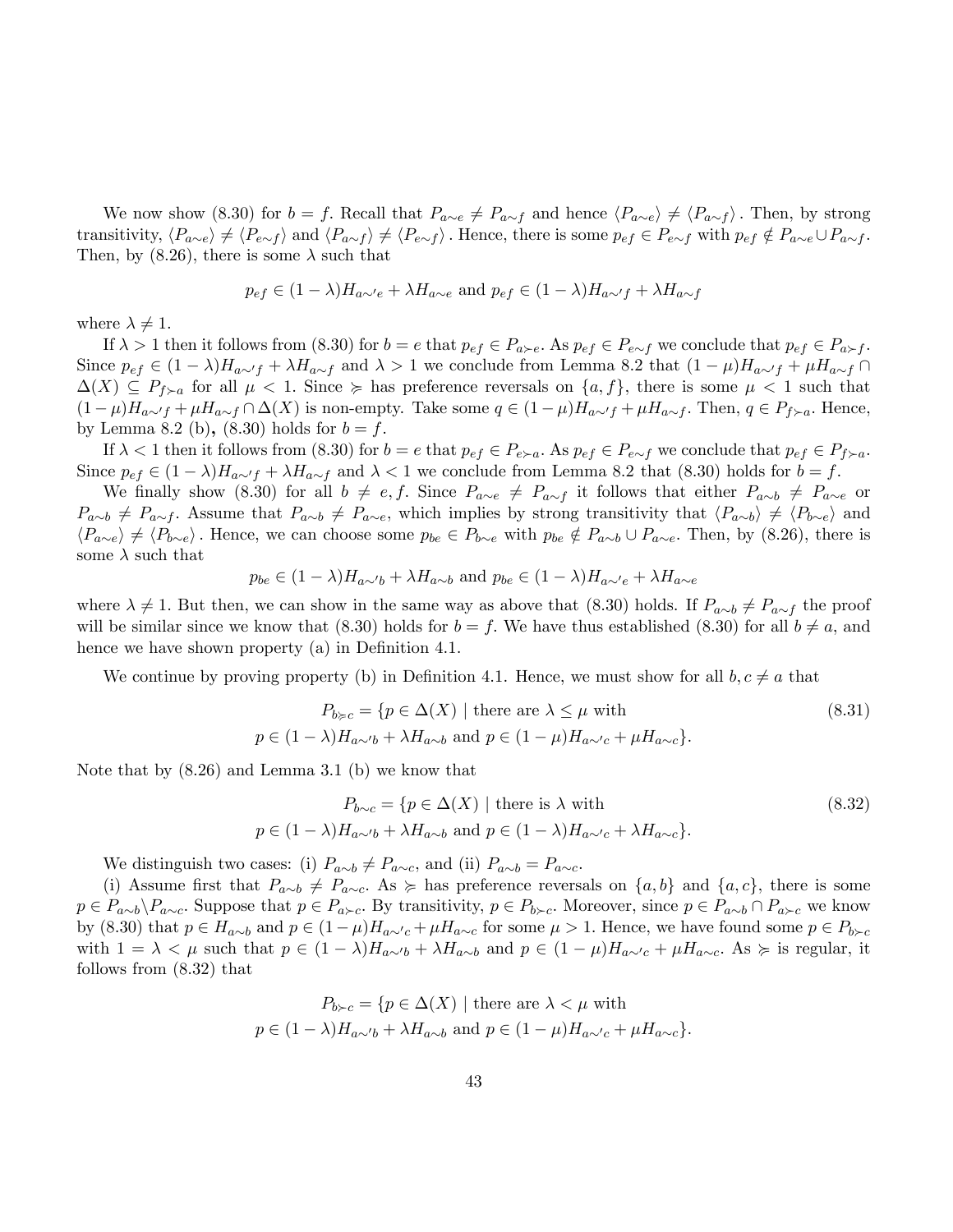We now show (8.30) for $b = f$. Recall that $P_{a\sim e} \neq P_{a\sim f}$ and hence $\langle P_{a\sim e}\rangle \neq \langle P_{a\sim f}\rangle$. Then, by strong transitivity, $\langle P_{a\sim e}\rangle \neq \langle P_{e\sim f}\rangle$ and $\langle P_{a\sim f}\rangle \neq \langle P_{e\sim f}\rangle$. Hence, there is some $p_{ef} \in P_{e\sim f}$ with $p_{ef} \notin P_{a\sim e} \cup P_{a\sim f}$. Then, by (8.26), there is some $\lambda$ such that

$$p_{ef} \in (1-\lambda)H_{a\sim' e} + \lambda H_{a\sim e} \text{ and } p_{ef} \in (1-\lambda)H_{a\sim' f} + \lambda H_{a\sim f}$$

where $\lambda \neq 1$.

If $\lambda > 1$ then it follows from (8.30) for $b = e$ that $p_{ef} \in P_{a\succ e}$. As $p_{ef} \in P_{e\sim f}$ we conclude that $p_{ef} \in P_{a\succ f}$. Since $p_{ef} \in (1-\lambda)H_{a\sim' f} + \lambda H_{a\sim f}$ and $\lambda > 1$ we conclude from Lemma 8.2 that $(1-\mu)H_{a\sim' f} + \mu H_{a\sim f} \cap \Delta(X) \subseteq P_{f\succ a}$ for all $\mu < 1$. Since $\succcurlyeq$ has preference reversals on $\{a, f\}$, there is some $\mu < 1$ such that $(1-\mu)H_{a\sim' f} + \mu H_{a\sim f} \cap \Delta(X)$ is non-empty. Take some $q \in (1-\mu)H_{a\sim' f} + \mu H_{a\sim f}$. Then, $q \in P_{f\succ a}$. Hence, by Lemma 8.2 (b), (8.30) holds for $b = f$.

If $\lambda < 1$ then it follows from (8.30) for $b = e$ that $p_{ef} \in P_{e\succ a}$. As $p_{ef} \in P_{e\sim f}$ we conclude that $p_{ef} \in P_{f\succ a}$. Since $p_{ef} \in (1-\lambda)H_{a\sim' f} + \lambda H_{a\sim f}$ and $\lambda < 1$ we conclude from Lemma 8.2 that (8.30) holds for $b = f$.

We finally show (8.30) for all $b \neq e, f$. Since $P_{a\sim e} \neq P_{a\sim f}$ it follows that either $P_{a\sim b} \neq P_{a\sim e}$ or $P_{a\sim b} \neq P_{a\sim f}$. Assume that $P_{a\sim b} \neq P_{a\sim e}$, which implies by strong transitivity that $\langle P_{a\sim b}\rangle \neq \langle P_{b\sim e}\rangle$ and $\langle P_{a\sim e}\rangle \neq \langle P_{b\sim e}\rangle$. Hence, we can choose some $p_{be} \in P_{b\sim e}$ with $p_{be} \notin P_{a\sim b} \cup P_{a\sim e}$. Then, by (8.26), there is some $\lambda$ such that

$$p_{be} \in (1-\lambda)H_{a\sim' b} + \lambda H_{a\sim b} \text{ and } p_{be} \in (1-\lambda)H_{a\sim' e} + \lambda H_{a\sim e}$$

where $\lambda \neq 1$. But then, we can show in the same way as above that (8.30) holds. If $P_{a\sim b} \neq P_{a\sim f}$ the proof will be similar since we know that (8.30) holds for $b = f$. We have thus established (8.30) for all $b \neq a$, and hence we have shown property (a) in Definition 4.1.

We continue by proving property (b) in Definition 4.1. Hence, we must show for all $b, c \neq a$ that

$$\begin{aligned} P_{b\succcurlyeq c} = \{p \in \Delta(X) \mid \text{ there are } \lambda \leq \mu \text{ with} \\ p \in (1-\lambda)H_{a\sim' b} + \lambda H_{a\sim b} \text{ and } p \in (1-\mu)H_{a\sim' c} + \mu H_{a\sim c}\}. \end{aligned} \tag{8.31}$$

Note that by (8.26) and Lemma 3.1 (b) we know that

$$\begin{aligned} P_{b\sim c} = \{p \in \Delta(X) \mid \text{ there is } \lambda \text{ with} \\ p \in (1-\lambda)H_{a\sim' b} + \lambda H_{a\sim b} \text{ and } p \in (1-\lambda)H_{a\sim' c} + \lambda H_{a\sim c}\}. \end{aligned} \tag{8.32}$$

We distinguish two cases: (i) $P_{a\sim b} \neq P_{a\sim c}$, and (ii) $P_{a\sim b} = P_{a\sim c}$.

(i) Assume first that $P_{a\sim b} \neq P_{a\sim c}$. As $\succcurlyeq$ has preference reversals on $\{a, b\}$ and $\{a, c\}$, there is some $p \in P_{a\sim b} \backslash P_{a\sim c}$. Suppose that $p \in P_{a\succ c}$. By transitivity, $p \in P_{b\succ c}$. Moreover, since $p \in P_{a\sim b} \cap P_{a\succ c}$ we know by (8.30) that $p \in H_{a\sim b}$ and $p \in (1-\mu)H_{a\sim' c} + \mu H_{a\sim c}$ for some $\mu > 1$. Hence, we have found some $p \in P_{b\succ c}$ with $1 = \lambda < \mu$ such that $p \in (1-\lambda)H_{a\sim' b} + \lambda H_{a\sim b}$ and $p \in (1-\mu)H_{a\sim' c} + \mu H_{a\sim c}$. As $\succcurlyeq$ is regular, it follows from (8.32) that

$$\begin{aligned} P_{b\succ c} = \{p \in \Delta(X) \mid \text{ there are } \lambda < \mu \text{ with} \\ p \in (1-\lambda)H_{a\sim' b} + \lambda H_{a\sim b} \text{ and } p \in (1-\mu)H_{a\sim' c} + \mu H_{a\sim c}\}. \end{aligned}$$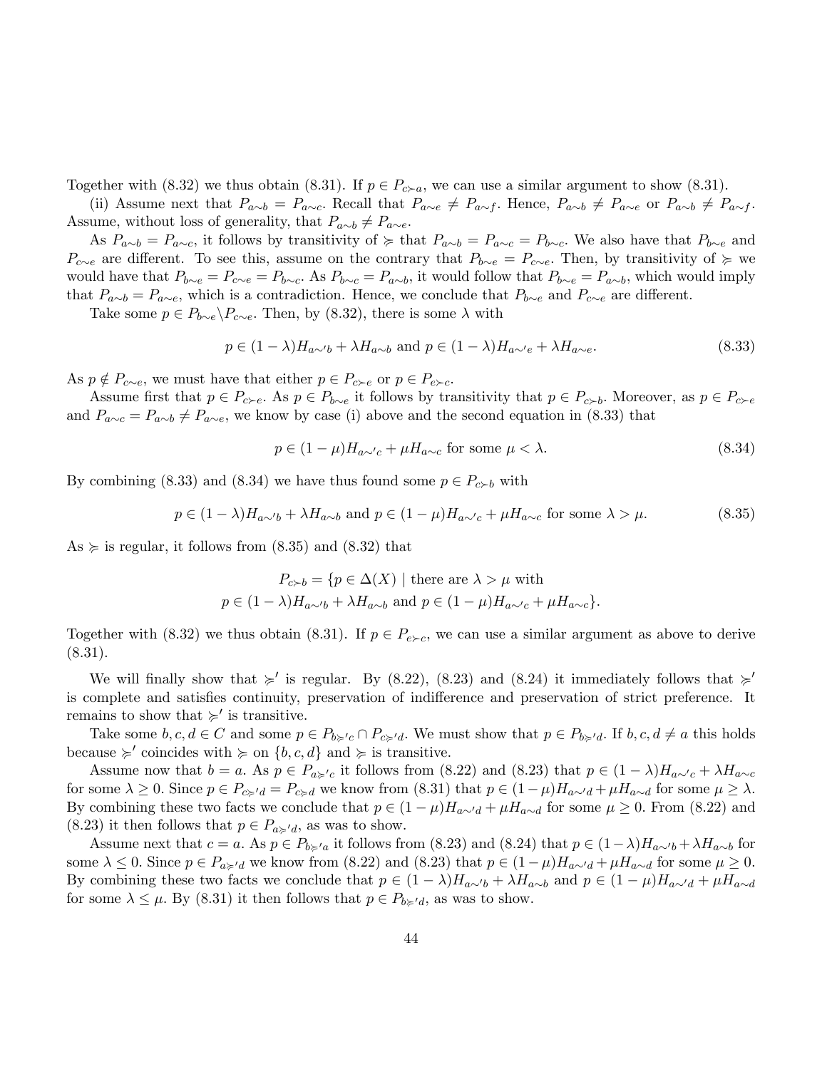Together with (8.32) we thus obtain (8.31). If $p \in P_{c \succ a}$, we can use a similar argument to show (8.31).

(ii) Assume next that $P_{a\sim b} = P_{a\sim c}$. Recall that $P_{a\sim e} \neq P_{a\sim f}$. Hence, $P_{a\sim b} \neq P_{a\sim e}$ or $P_{a\sim b} \neq P_{a\sim f}$. Assume, without loss of generality, that $P_{a\sim b} \neq P_{a\sim e}$.

As $P_{a\sim b} = P_{a\sim c}$, it follows by transitivity of $\succcurlyeq$ that $P_{a\sim b} = P_{a\sim c} = P_{b\sim c}$. We also have that $P_{b\sim e}$ and $P_{c\sim e}$ are different. To see this, assume on the contrary that $P_{b\sim e} = P_{c\sim e}$. Then, by transitivity of $\succcurlyeq$ we would have that $P_{b\sim e} = P_{c\sim e} = P_{b\sim c}$. As $P_{b\sim c} = P_{a\sim b}$, it would follow that $P_{b\sim e} = P_{a\sim b}$, which would imply that $P_{a\sim b} = P_{a\sim e}$, which is a contradiction. Hence, we conclude that $P_{b\sim e}$ and $P_{c\sim e}$ are different.

Take some $p \in P_{b\sim e} \backslash P_{c\sim e}$. Then, by (8.32), there is some $\lambda$ with

$$p \in (1-\lambda)H_{a\sim' b} + \lambda H_{a\sim b} \text{ and } p \in (1-\lambda)H_{a\sim' e} + \lambda H_{a\sim e}. \tag{8.33}$$

As $p \notin P_{c\sim e}$, we must have that either $p \in P_{c\succ e}$ or $p \in P_{e\succ c}$.

Assume first that $p \in P_{c\succ e}$. As $p \in P_{b\sim e}$ it follows by transitivity that $p \in P_{c\succ b}$. Moreover, as $p \in P_{c\succ e}$ and $P_{a\sim c} = P_{a\sim b} \neq P_{a\sim e}$, we know by case (i) above and the second equation in (8.33) that

$$p \in (1-\mu)H_{a\sim' c} + \mu H_{a\sim c} \text{ for some } \mu < \lambda. \tag{8.34}$$

By combining (8.33) and (8.34) we have thus found some $p \in P_{c\succ b}$ with

$$p \in (1-\lambda)H_{a\sim' b} + \lambda H_{a\sim b} \text{ and } p \in (1-\mu)H_{a\sim' c} + \mu H_{a\sim c} \text{ for some } \lambda > \mu. \tag{8.35}$$

As $\succcurlyeq$ is regular, it follows from (8.35) and (8.32) that

$$P_{c\succ b} = \{p \in \Delta(X) \mid \text{there are } \lambda > \mu \text{ with}$$
$$p \in (1-\lambda)H_{a\sim' b} + \lambda H_{a\sim b} \text{ and } p \in (1-\mu)H_{a\sim' c} + \mu H_{a\sim c}\}.$$

Together with (8.32) we thus obtain (8.31). If $p \in P_{e\succ c}$, we can use a similar argument as above to derive (8.31).

We will finally show that $\succcurlyeq'$ is regular. By (8.22), (8.23) and (8.24) it immediately follows that $\succcurlyeq'$ is complete and satisfies continuity, preservation of indifference and preservation of strict preference. It remains to show that $\succcurlyeq'$ is transitive.

Take some $b, c, d \in C$ and some $p \in P_{b\succcurlyeq' c} \cap P_{c\succcurlyeq' d}$. We must show that $p \in P_{b\succcurlyeq' d}$. If $b, c, d \neq a$ this holds because $\succcurlyeq'$ coincides with $\succcurlyeq$ on $\{b, c, d\}$ and $\succcurlyeq$ is transitive.

Assume now that $b = a$. As $p \in P_{a\succcurlyeq' c}$ it follows from (8.22) and (8.23) that $p \in (1-\lambda)H_{a\sim' c} + \lambda H_{a\sim c}$ for some $\lambda \geq 0$. Since $p \in P_{c\succcurlyeq' d} = P_{c\succcurlyeq d}$ we know from (8.31) that $p \in (1-\mu)H_{a\sim' d} + \mu H_{a\sim d}$ for some $\mu \geq \lambda$. By combining these two facts we conclude that $p \in (1-\mu)H_{a\sim' d} + \mu H_{a\sim d}$ for some $\mu \geq 0$. From (8.22) and (8.23) it then follows that $p \in P_{a\succcurlyeq' d}$, as was to show.

Assume next that $c = a$. As $p \in P_{b\succcurlyeq' a}$ it follows from (8.23) and (8.24) that $p \in (1-\lambda)H_{a\sim' b} + \lambda H_{a\sim b}$ for some $\lambda \leq 0$. Since $p \in P_{a\succcurlyeq' d}$ we know from (8.22) and (8.23) that $p \in (1-\mu)H_{a\sim' d} + \mu H_{a\sim d}$ for some $\mu \geq 0$. By combining these two facts we conclude that $p \in (1-\lambda)H_{a\sim' b} + \lambda H_{a\sim b}$ and $p \in (1-\mu)H_{a\sim' d} + \mu H_{a\sim d}$ for some $\lambda \leq \mu$. By (8.31) it then follows that $p \in P_{b\succcurlyeq' d}$, as was to show.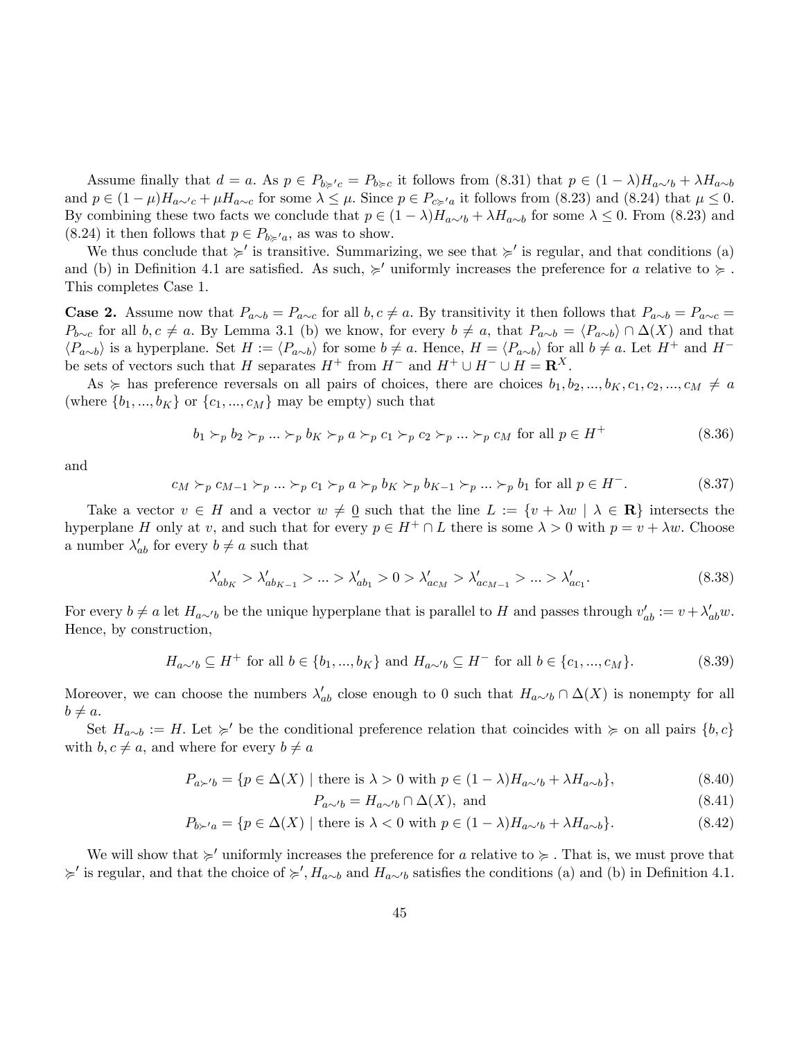Assume finally that $d = a$. As $p \in P_{b \succcurlyeq' c} = P_{b \succcurlyeq c}$ it follows from (8.31) that $p \in (1-\lambda)H_{a\sim' b} + \lambda H_{a\sim b}$ and $p \in (1-\mu)H_{a\sim' c} + \mu H_{a\sim c}$ for some $\lambda \leq \mu$. Since $p \in P_{c \succcurlyeq' a}$ it follows from (8.23) and (8.24) that $\mu \leq 0$. By combining these two facts we conclude that $p \in (1-\lambda)H_{a\sim' b} + \lambda H_{a\sim b}$ for some $\lambda \leq 0$. From (8.23) and (8.24) it then follows that $p \in P_{b \succcurlyeq' a}$, as was to show.

We thus conclude that $\succcurlyeq'$ is transitive. Summarizing, we see that $\succcurlyeq'$ is regular, and that conditions (a) and (b) in Definition 4.1 are satisfied. As such, $\succcurlyeq'$ uniformly increases the preference for $a$ relative to $\succcurlyeq$. This completes Case 1.

**Case 2.** Assume now that $P_{a\sim b} = P_{a\sim c}$ for all $b, c \neq a$. By transitivity it then follows that $P_{a\sim b} = P_{a\sim c} = P_{b\sim c}$ for all $b, c \neq a$. By Lemma 3.1 (b) we know, for every $b \neq a$, that $P_{a\sim b} = \langle P_{a\sim b}\rangle \cap \Delta(X)$ and that $\langle P_{a\sim b}\rangle$ is a hyperplane. Set $H := \langle P_{a\sim b}\rangle$ for some $b \neq a$. Hence, $H = \langle P_{a\sim b}\rangle$ for all $b \neq a$. Let $H^+$ and $H^-$ be sets of vectors such that $H$ separates $H^+$ from $H^-$ and $H^+ \cup H^- \cup H = \mathbf{R}^X$.

As $\succcurlyeq$ has preference reversals on all pairs of choices, there are choices $b_1, b_2, ..., b_K, c_1, c_2, ..., c_M \neq a$ (where $\{b_1, ..., b_K\}$ or $\{c_1, ..., c_M\}$ may be empty) such that

$$b_1 \succ_p b_2 \succ_p ... \succ_p b_K \succ_p a \succ_p c_1 \succ_p c_2 \succ_p ... \succ_p c_M \text{ for all } p \in H^+ \tag{8.36}$$

and

$$c_M \succ_p c_{M-1} \succ_p ... \succ_p c_1 \succ_p a \succ_p b_K \succ_p b_{K-1} \succ_p ... \succ_p b_1 \text{ for all } p \in H^-. \tag{8.37}$$

Take a vector $v \in H$ and a vector $w \neq \underline{0}$ such that the line $L := \{v + \lambda w \mid \lambda \in \mathbf{R}\}$ intersects the hyperplane $H$ only at $v$, and such that for every $p \in H^+ \cap L$ there is some $\lambda > 0$ with $p = v + \lambda w$. Choose a number $\lambda'_{ab}$ for every $b \neq a$ such that

$$\lambda'_{ab_K} > \lambda'_{ab_{K-1}} > ... > \lambda'_{ab_1} > 0 > \lambda'_{ac_M} > \lambda'_{ac_{M-1}} > ... > \lambda'_{ac_1}. \tag{8.38}$$

For every $b \neq a$ let $H_{a\sim' b}$ be the unique hyperplane that is parallel to $H$ and passes through $v'_{ab} := v + \lambda'_{ab} w$. Hence, by construction,

$$H_{a\sim' b} \subseteq H^+ \text{ for all } b \in \{b_1, ..., b_K\} \text{ and } H_{a\sim' b} \subseteq H^- \text{ for all } b \in \{c_1, ..., c_M\}. \tag{8.39}$$

Moreover, we can choose the numbers $\lambda'_{ab}$ close enough to 0 such that $H_{a\sim' b} \cap \Delta(X)$ is nonempty for all $b \neq a$.

Set $H_{a\sim b} := H$. Let $\succcurlyeq'$ be the conditional preference relation that coincides with $\succcurlyeq$ on all pairs $\{b, c\}$ with $b, c \neq a$, and where for every $b \neq a$

$$P_{a\succ' b} = \{p \in \Delta(X) \mid \text{there is } \lambda > 0 \text{ with } p \in (1-\lambda)H_{a\sim' b} + \lambda H_{a\sim b}\}, \tag{8.40}$$

$$P_{a\sim' b} = H_{a\sim' b} \cap \Delta(X), \text{ and} \tag{8.41}$$

$$P_{b\succ' a} = \{p \in \Delta(X) \mid \text{there is } \lambda < 0 \text{ with } p \in (1-\lambda)H_{a\sim' b} + \lambda H_{a\sim b}\}. \tag{8.42}$$

We will show that $\succcurlyeq'$ uniformly increases the preference for $a$ relative to $\succcurlyeq$. That is, we must prove that $\succcurlyeq'$ is regular, and that the choice of $\succcurlyeq'$, $H_{a\sim b}$ and $H_{a\sim' b}$ satisfies the conditions (a) and (b) in Definition 4.1.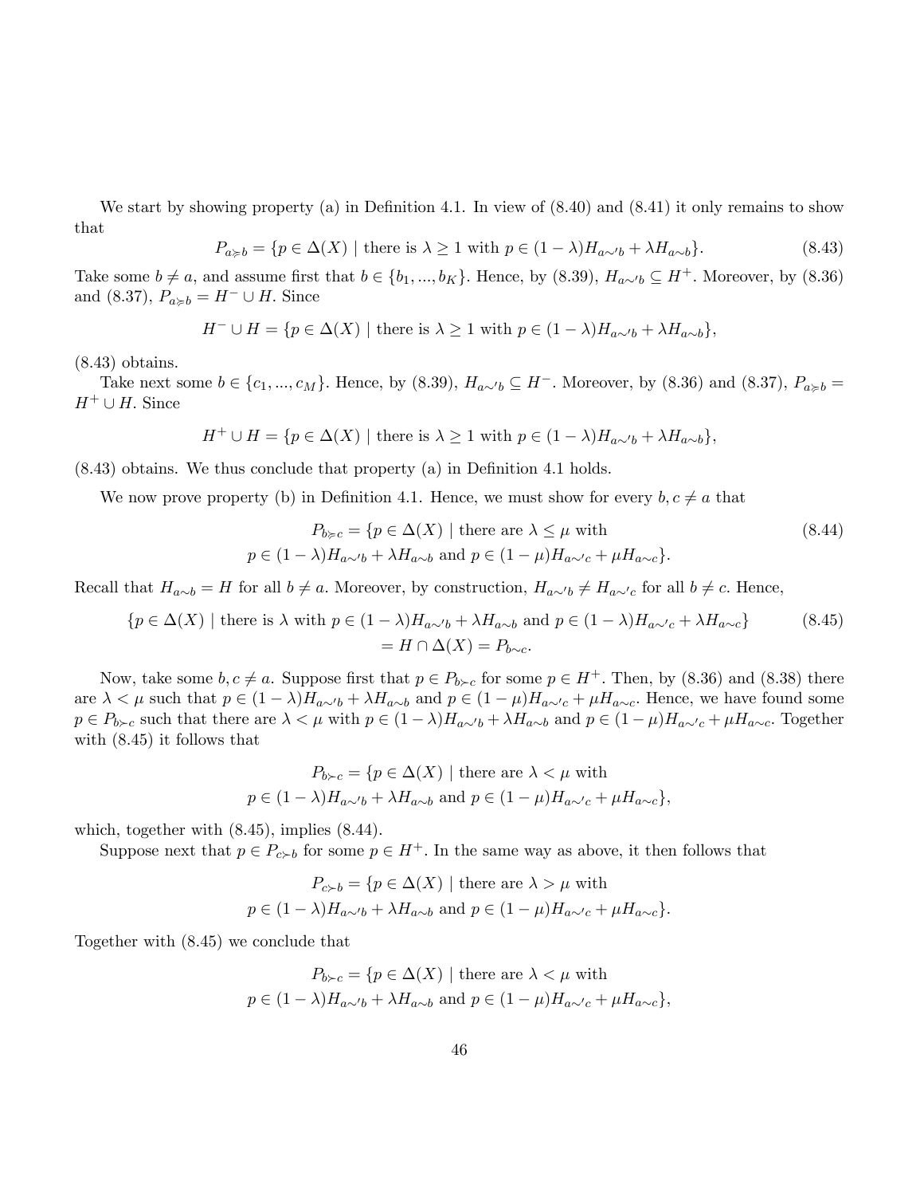We start by showing property (a) in Definition 4.1. In view of (8.40) and (8.41) it only remains to show that

$$P_{a \succsim b} = \{p \in \Delta(X) \mid \text{there is } \lambda \geq 1 \text{ with } p \in (1-\lambda) H_{a \sim' b} + \lambda H_{a \sim b}\}. \tag{8.43}$$

Take some $b \neq a$, and assume first that $b \in \{b_1, ..., b_K\}$. Hence, by (8.39), $H_{a \sim' b} \subseteq H^+$. Moreover, by (8.36) and (8.37), $P_{a \succsim b} = H^- \cup H$. Since

$$H^- \cup H = \{p \in \Delta(X) \mid \text{there is } \lambda \geq 1 \text{ with } p \in (1-\lambda) H_{a \sim' b} + \lambda H_{a \sim b}\},$$

(8.43) obtains.

Take next some $b \in \{c_1, ..., c_M\}$. Hence, by (8.39), $H_{a \sim' b} \subseteq H^-$. Moreover, by (8.36) and (8.37), $P_{a \succsim b} = H^+ \cup H$. Since

$$H^+ \cup H = \{p \in \Delta(X) \mid \text{there is } \lambda \geq 1 \text{ with } p \in (1-\lambda) H_{a \sim' b} + \lambda H_{a \sim b}\},$$

(8.43) obtains. We thus conclude that property (a) in Definition 4.1 holds.

We now prove property (b) in Definition 4.1. Hence, we must show for every $b, c \neq a$ that

$$\begin{aligned} P_{b \succsim c} = \{p \in \Delta(X) \mid & \text{ there are } \lambda \leq \mu \text{ with} \\ p \in (1-\lambda) H_{a \sim' b} + \lambda H_{a \sim b} & \text{ and } p \in (1-\mu) H_{a \sim' c} + \mu H_{a \sim c}\}. \end{aligned} \tag{8.44}$$

Recall that $H_{a \sim b} = H$ for all $b \neq a$. Moreover, by construction, $H_{a \sim' b} \neq H_{a \sim' c}$ for all $b \neq c$. Hence,

$$\begin{aligned} \{p \in \Delta(X) \mid \text{there is } \lambda \text{ with } p \in (1-\lambda) H_{a \sim' b} + \lambda H_{a \sim b} \text{ and } p \in (1-\lambda) H_{a \sim' c} + \lambda H_{a \sim c}\} \\ = H \cap \Delta(X) = P_{b \sim c}. \end{aligned} \tag{8.45}$$

Now, take some $b, c \neq a$. Suppose first that $p \in P_{b \succ c}$ for some $p \in H^+$. Then, by (8.36) and (8.38) there are $\lambda < \mu$ such that $p \in (1-\lambda) H_{a \sim' b} + \lambda H_{a \sim b}$ and $p \in (1-\mu) H_{a \sim' c} + \mu H_{a \sim c}$. Hence, we have found some $p \in P_{b \succ c}$ such that there are $\lambda < \mu$ with $p \in (1-\lambda) H_{a \sim' b} + \lambda H_{a \sim b}$ and $p \in (1-\mu) H_{a \sim' c} + \mu H_{a \sim c}$. Together with (8.45) it follows that

$$\begin{aligned} P_{b \succ c} = \{p \in \Delta(X) \mid & \text{ there are } \lambda < \mu \text{ with} \\ p \in (1-\lambda) H_{a \sim' b} + \lambda H_{a \sim b} & \text{ and } p \in (1-\mu) H_{a \sim' c} + \mu H_{a \sim c}\}, \end{aligned}$$

which, together with (8.45), implies (8.44).

Suppose next that $p \in P_{c \succ b}$ for some $p \in H^+$. In the same way as above, it then follows that

$$\begin{aligned} P_{c \succ b} = \{p \in \Delta(X) \mid & \text{ there are } \lambda > \mu \text{ with} \\ p \in (1-\lambda) H_{a \sim' b} + \lambda H_{a \sim b} & \text{ and } p \in (1-\mu) H_{a \sim' c} + \mu H_{a \sim c}\}. \end{aligned}$$

Together with (8.45) we conclude that

$$\begin{aligned} P_{b \succ c} = \{p \in \Delta(X) \mid & \text{ there are } \lambda < \mu \text{ with} \\ p \in (1-\lambda) H_{a \sim' b} + \lambda H_{a \sim b} & \text{ and } p \in (1-\mu) H_{a \sim' c} + \mu H_{a \sim c}\}, \end{aligned}$$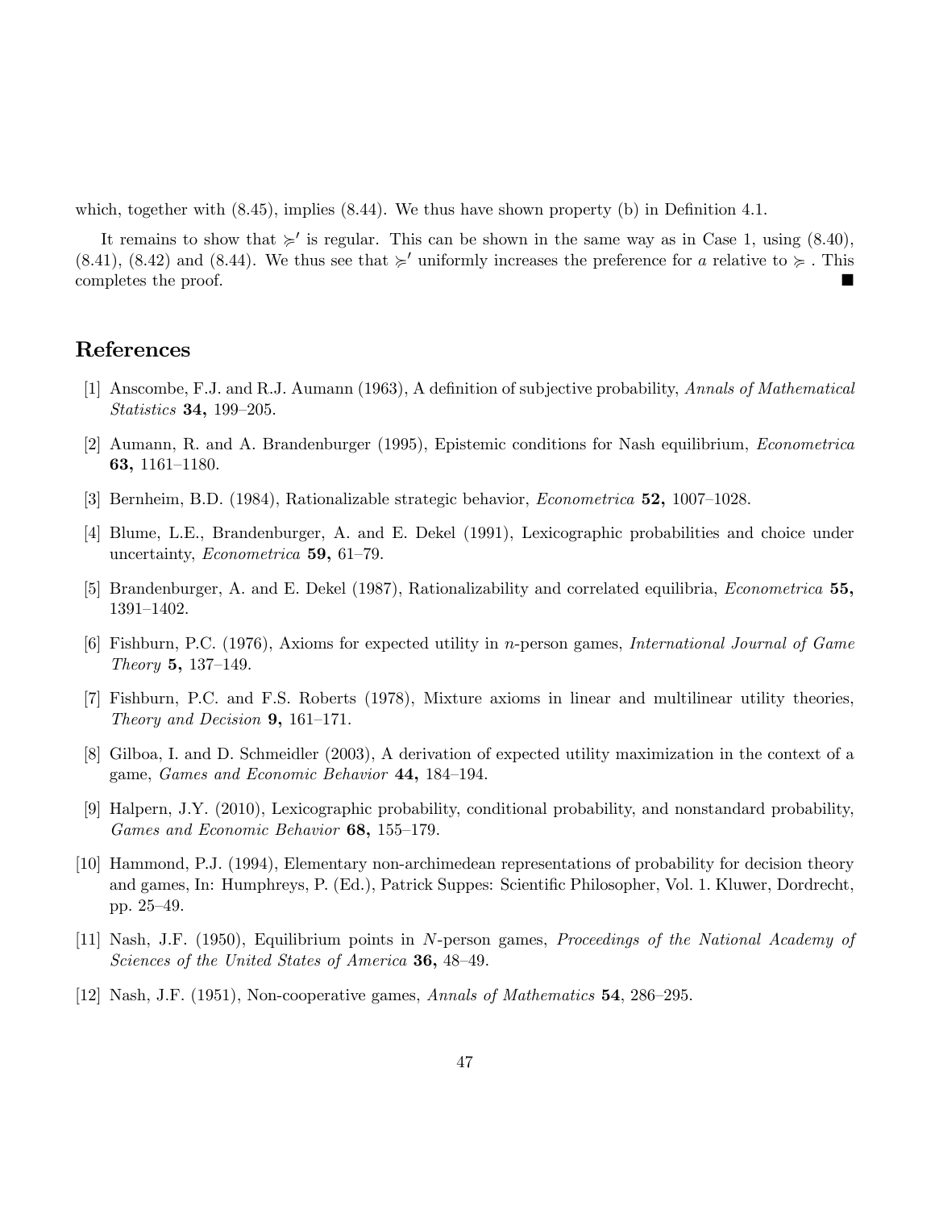which, together with (8.45), implies (8.44). We thus have shown property (b) in Definition 4.1.

It remains to show that $\succcurlyeq'$ is regular. This can be shown in the same way as in Case 1, using (8.40), (8.41), (8.42) and (8.44). We thus see that $\succcurlyeq'$ uniformly increases the preference for $a$ relative to $\succcurlyeq$ . This completes the proof. ■

## References

[1] Anscombe, F.J. and R.J. Aumann (1963), A definition of subjective probability, *Annals of Mathematical Statistics* **34,** 199–205.

[2] Aumann, R. and A. Brandenburger (1995), Epistemic conditions for Nash equilibrium, *Econometrica* **63,** 1161–1180.

[3] Bernheim, B.D. (1984), Rationalizable strategic behavior, *Econometrica* **52,** 1007–1028.

[4] Blume, L.E., Brandenburger, A. and E. Dekel (1991), Lexicographic probabilities and choice under uncertainty, *Econometrica* **59,** 61–79.

[5] Brandenburger, A. and E. Dekel (1987), Rationalizability and correlated equilibria, *Econometrica* **55,** 1391–1402.

[6] Fishburn, P.C. (1976), Axioms for expected utility in $n$-person games, *International Journal of Game Theory* **5,** 137–149.

[7] Fishburn, P.C. and F.S. Roberts (1978), Mixture axioms in linear and multilinear utility theories, *Theory and Decision* **9,** 161–171.

[8] Gilboa, I. and D. Schmeidler (2003), A derivation of expected utility maximization in the context of a game, *Games and Economic Behavior* **44,** 184–194.

[9] Halpern, J.Y. (2010), Lexicographic probability, conditional probability, and nonstandard probability, *Games and Economic Behavior* **68,** 155–179.

[10] Hammond, P.J. (1994), Elementary non-archimedean representations of probability for decision theory and games, In: Humphreys, P. (Ed.), Patrick Suppes: Scientific Philosopher, Vol. 1. Kluwer, Dordrecht, pp. 25–49.

[11] Nash, J.F. (1950), Equilibrium points in $N$-person games, *Proceedings of the National Academy of Sciences of the United States of America* **36,** 48–49.

[12] Nash, J.F. (1951), Non-cooperative games, *Annals of Mathematics* **54**, 286–295.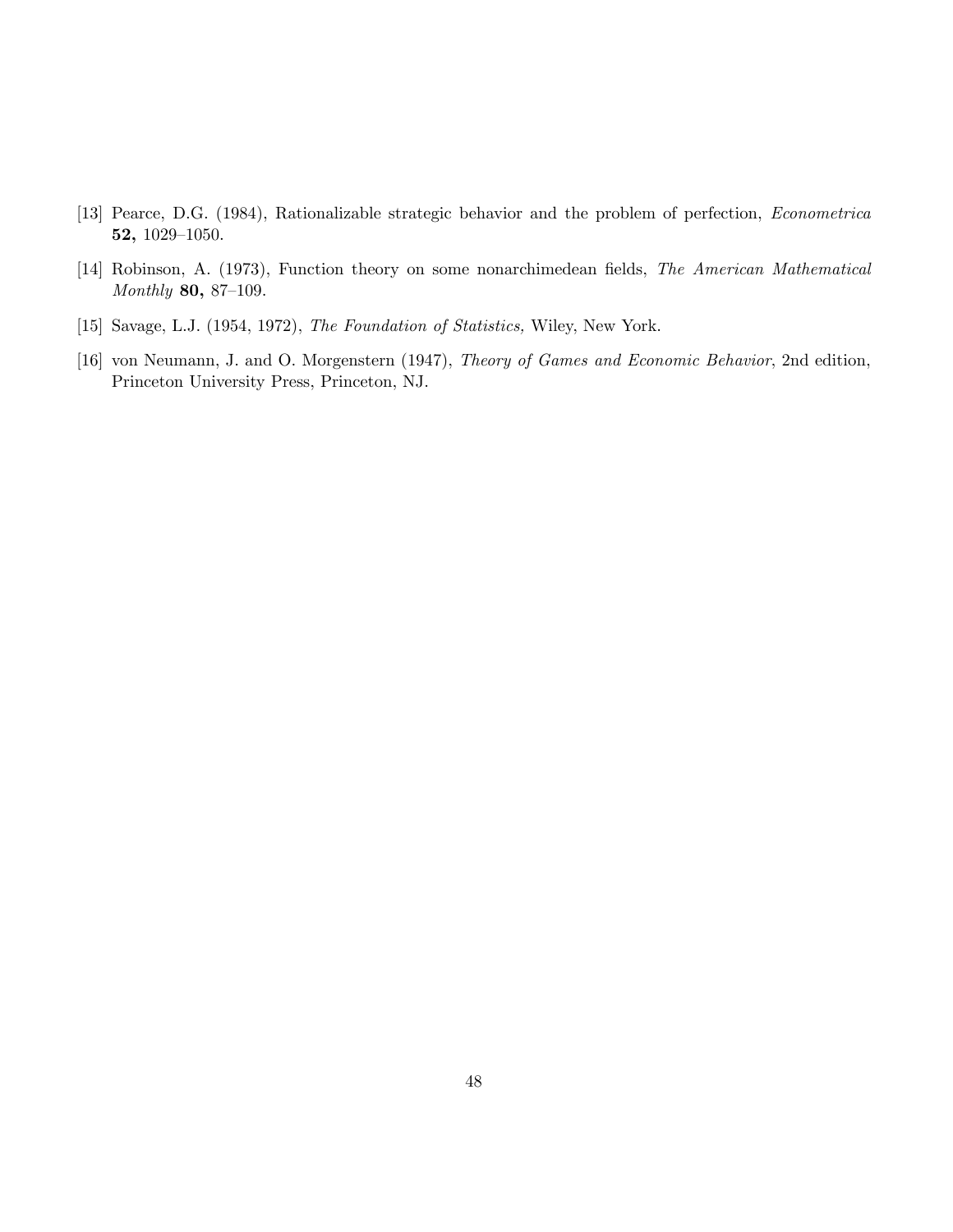[13] Pearce, D.G. (1984), Rationalizable strategic behavior and the problem of perfection, *Econometrica* **52,** 1029–1050.

[14] Robinson, A. (1973), Function theory on some nonarchimedean fields, *The American Mathematical Monthly* **80,** 87–109.

[15] Savage, L.J. (1954, 1972), *The Foundation of Statistics,* Wiley, New York.

[16] von Neumann, J. and O. Morgenstern (1947), *Theory of Games and Economic Behavior*, 2nd edition, Princeton University Press, Princeton, NJ.